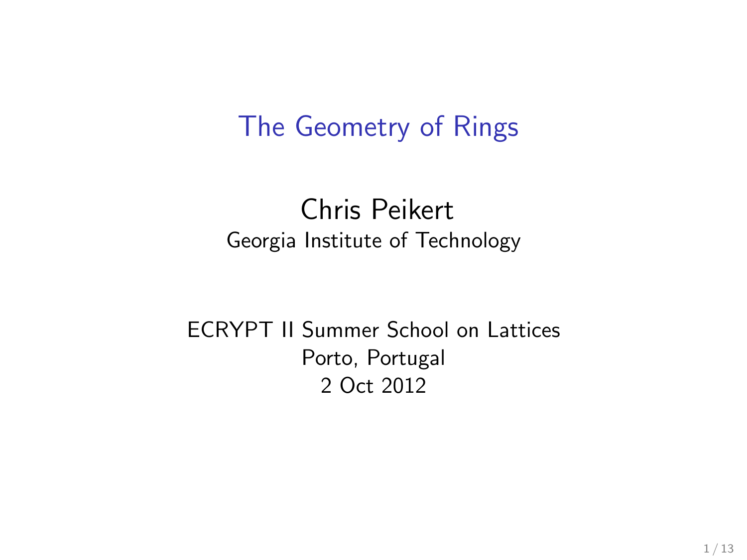# The Geometry of Rings

Chris Peikert
Georgia Institute of Technology

ECRYPT II Summer School on Lattices
Porto, Portugal
2 Oct 2012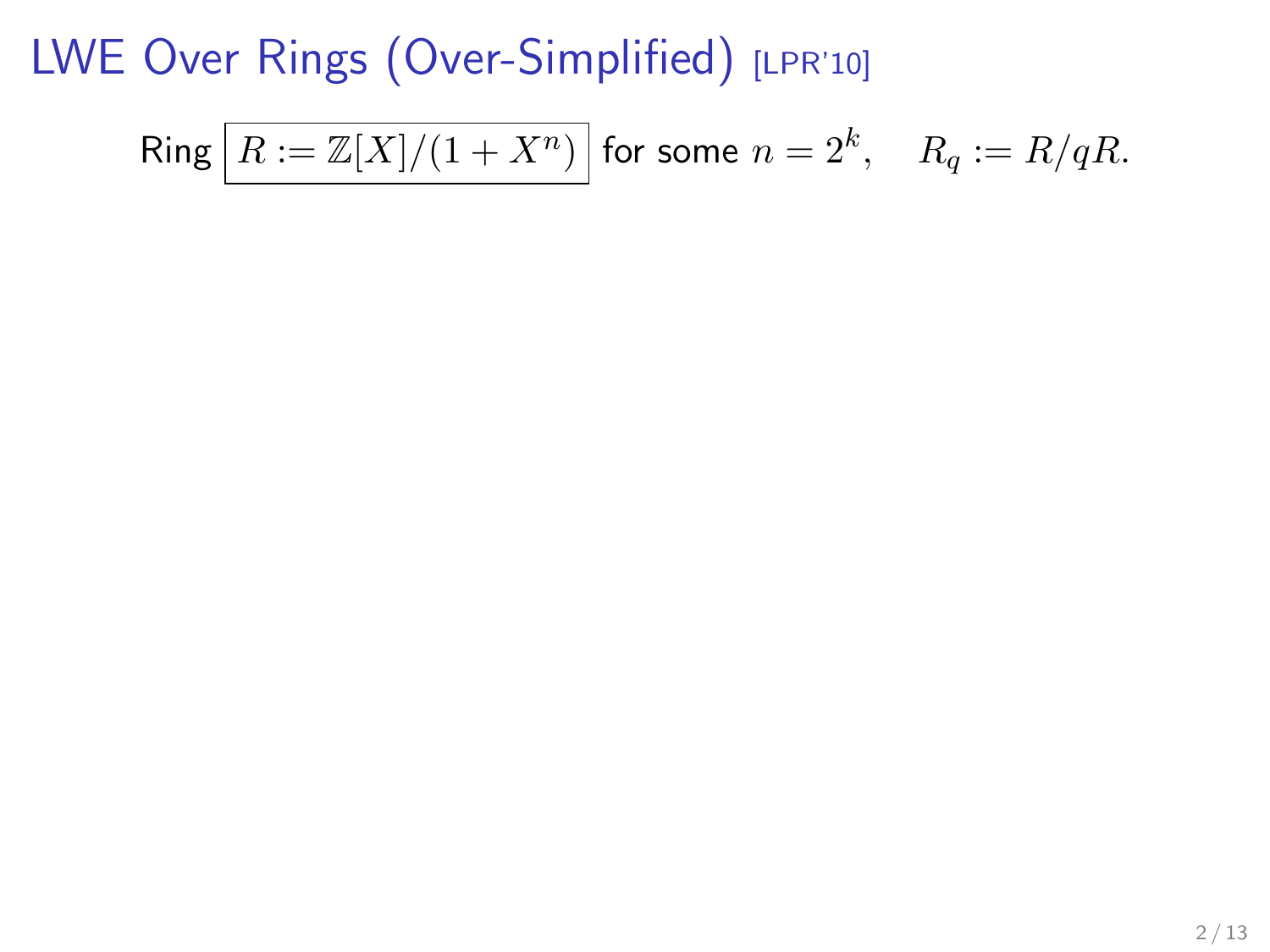# LWE Over Rings (Over-Simplified) [LPR'10]

Ring $\boxed{R := \mathbb{Z}[X]/(1 + X^n)}$ for some $n = 2^k$, $\quad R_q := R/qR$.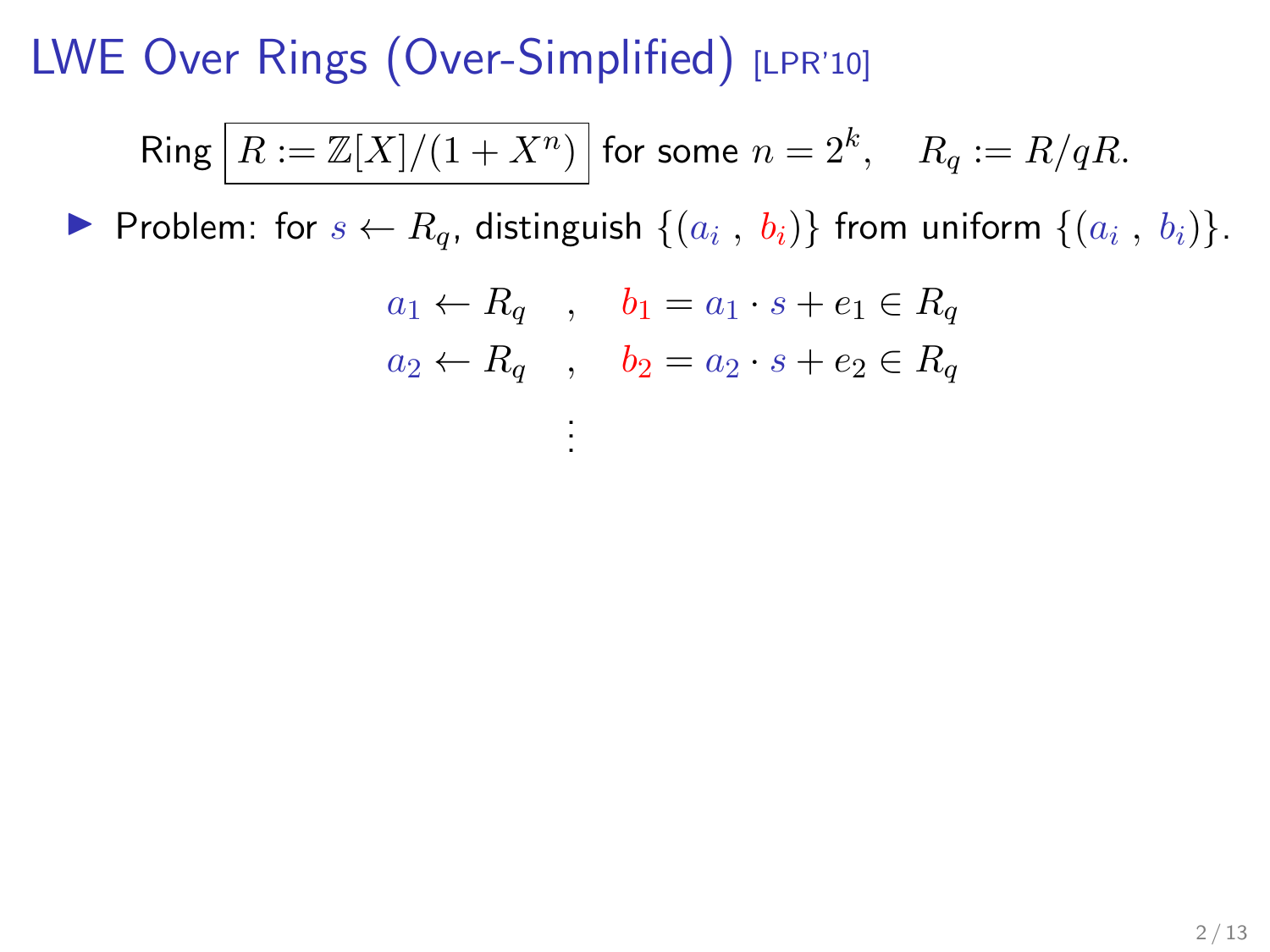# LWE Over Rings (Over-Simplified) [LPR'10]

Ring $\boxed{R := \mathbb{Z}[X]/(1+X^n)}$ for some $n = 2^k$, $\quad R_q := R/qR$.

- Problem: for $s \leftarrow R_q$, distinguish $\{(a_i\ ,\ b_i)\}$ from uniform $\{(a_i\ ,\ b_i)\}$.

$$
\begin{aligned}
a_1 \leftarrow R_q \quad &, \quad b_1 = a_1 \cdot s + e_1 \in R_q \\
a_2 \leftarrow R_q \quad &, \quad b_2 = a_2 \cdot s + e_2 \in R_q \\
&\vdots
\end{aligned}
$$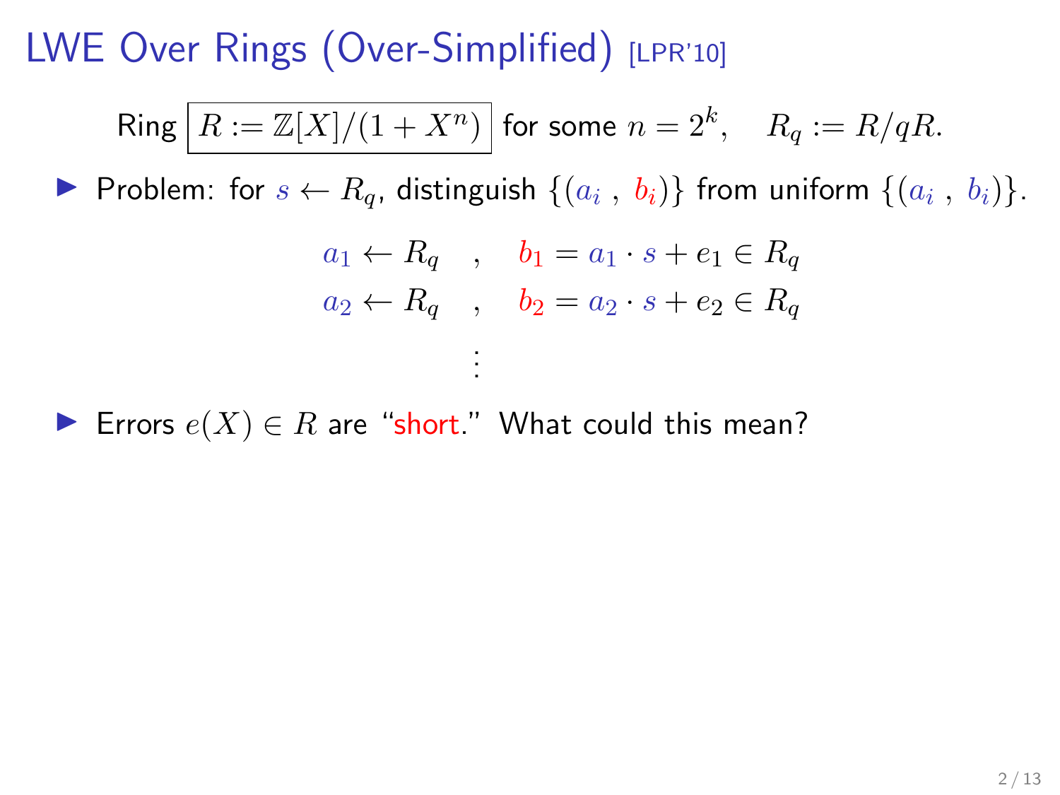# LWE Over Rings (Over-Simplified) [LPR'10]

Ring $\boxed{R := \mathbb{Z}[X]/(1 + X^n)}$ for some $n = 2^k$, $\quad R_q := R/qR$.

- Problem: for $s \leftarrow R_q$, distinguish $\{(a_i \, , \, b_i)\}$ from uniform $\{(a_i \, , \, b_i)\}$.

$$
\begin{aligned}
a_1 \leftarrow R_q \quad &, \quad b_1 = a_1 \cdot s + e_1 \in R_q \\
a_2 \leftarrow R_q \quad &, \quad b_2 = a_2 \cdot s + e_2 \in R_q \\
&\vdots
\end{aligned}
$$

- Errors $e(X) \in R$ are "short." What could this mean?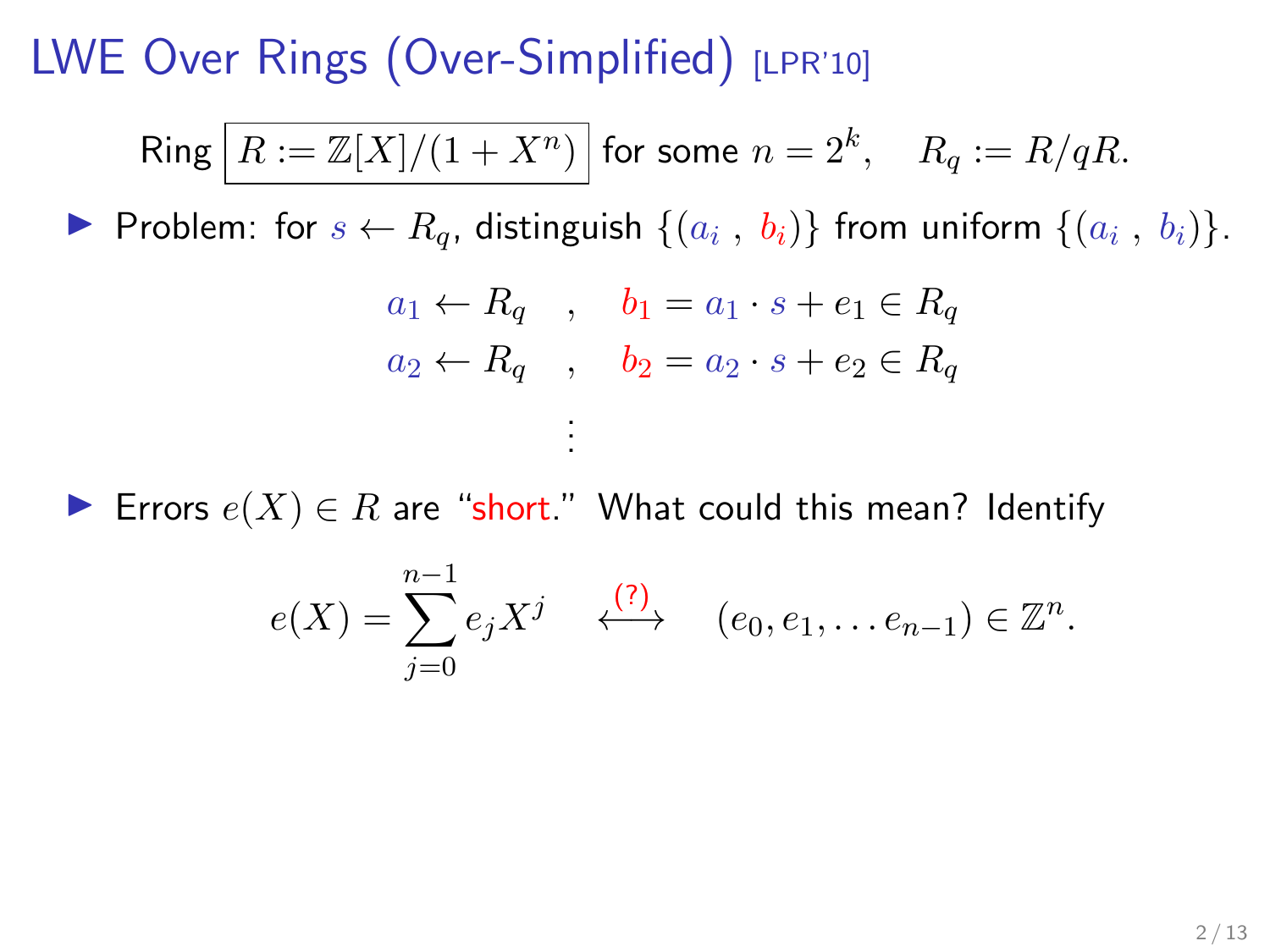# LWE Over Rings (Over-Simplified) [LPR'10]

Ring $\boxed{R := \mathbb{Z}[X]/(1 + X^n)}$ for some $n = 2^k$, $\quad R_q := R/qR$.

- Problem: for $s \leftarrow R_q$, distinguish $\{(a_i \,,\, b_i)\}$ from uniform $\{(a_i \,,\, b_i)\}$.

$$
\begin{aligned}
a_1 \leftarrow R_q \quad &, \quad b_1 = a_1 \cdot s + e_1 \in R_q \\
a_2 \leftarrow R_q \quad &, \quad b_2 = a_2 \cdot s + e_2 \in R_q \\
&\vdots
\end{aligned}
$$

- Errors $e(X) \in R$ are "short." What could this mean? Identify

$$
e(X) = \sum_{j=0}^{n-1} e_j X^j \quad \overset{(?)}{\longleftrightarrow} \quad (e_0, e_1, \ldots e_{n-1}) \in \mathbb{Z}^n.
$$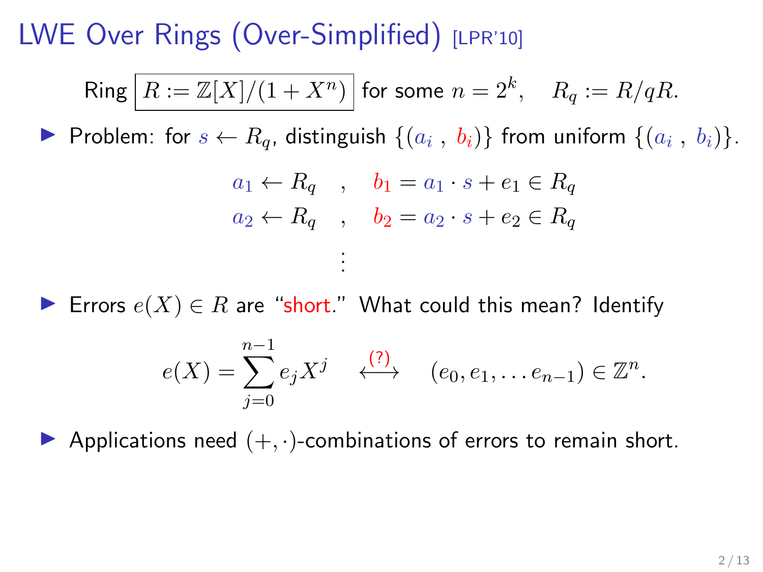# LWE Over Rings (Over-Simplified) [LPR'10]

Ring $\boxed{R := \mathbb{Z}[X]/(1+X^n)}$ for some $n = 2^k$, $\quad R_q := R/qR$.

- Problem: for $s \leftarrow R_q$, distinguish $\{(a_i \, , \, b_i)\}$ from uniform $\{(a_i \, , \, b_i)\}$.

$$
\begin{aligned}
a_1 \leftarrow R_q \quad &, \quad b_1 = a_1 \cdot s + e_1 \in R_q \\
a_2 \leftarrow R_q \quad &, \quad b_2 = a_2 \cdot s + e_2 \in R_q \\
&\vdots
\end{aligned}
$$

- Errors $e(X) \in R$ are "short." What could this mean? Identify

$$
e(X) = \sum_{j=0}^{n-1} e_j X^j \quad \overset{(?)}{\longleftrightarrow} \quad (e_0, e_1, \ldots e_{n-1}) \in \mathbb{Z}^n.
$$

- Applications need $(+, \cdot)$-combinations of errors to remain short.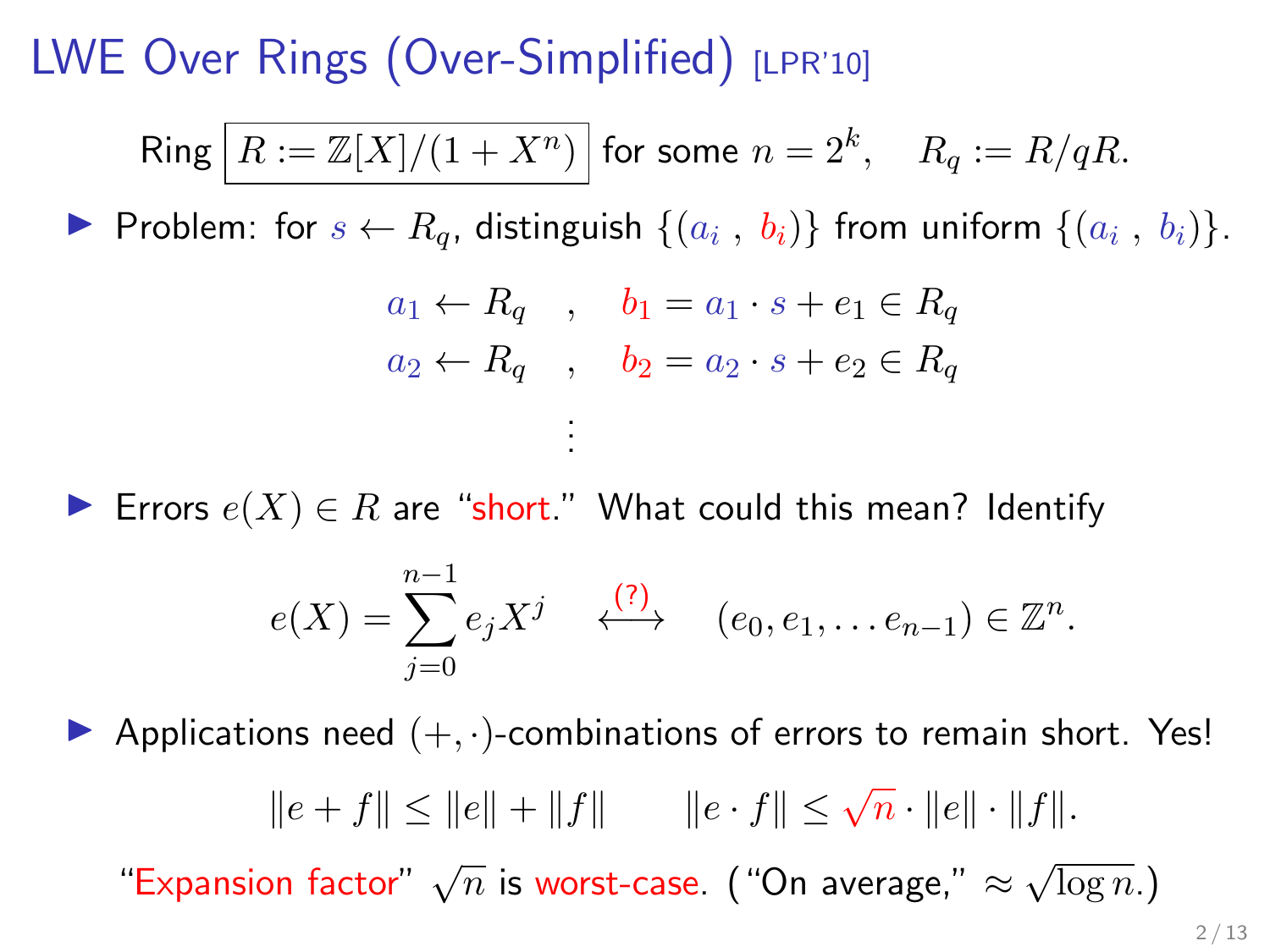# LWE Over Rings (Over-Simplified) [LPR'10]

Ring $\boxed{R := \mathbb{Z}[X]/(1+X^n)}$ for some $n = 2^k$, $\quad R_q := R/qR$.

- Problem: for $s \leftarrow R_q$, distinguish $\{(a_i\ ,\ b_i)\}$ from uniform $\{(a_i\ ,\ b_i)\}$.

$$
\begin{aligned}
a_1 \leftarrow R_q \quad &, \quad b_1 = a_1 \cdot s + e_1 \in R_q \\
a_2 \leftarrow R_q \quad &, \quad b_2 = a_2 \cdot s + e_2 \in R_q \\
&\vdots
\end{aligned}
$$

- Errors $e(X) \in R$ are "short." What could this mean? Identify

$$
e(X) = \sum_{j=0}^{n-1} e_j X^j \quad \overset{(?)}{\longleftrightarrow} \quad (e_0, e_1, \ldots e_{n-1}) \in \mathbb{Z}^n.
$$

- Applications need $(+,\cdot)$-combinations of errors to remain short. Yes!

$$
\|e+f\| \le \|e\| + \|f\| \qquad \|e \cdot f\| \le \sqrt{n} \cdot \|e\| \cdot \|f\|.
$$

"Expansion factor" $\sqrt{n}$ is worst-case. ("On average," $\approx \sqrt{\log n}$.)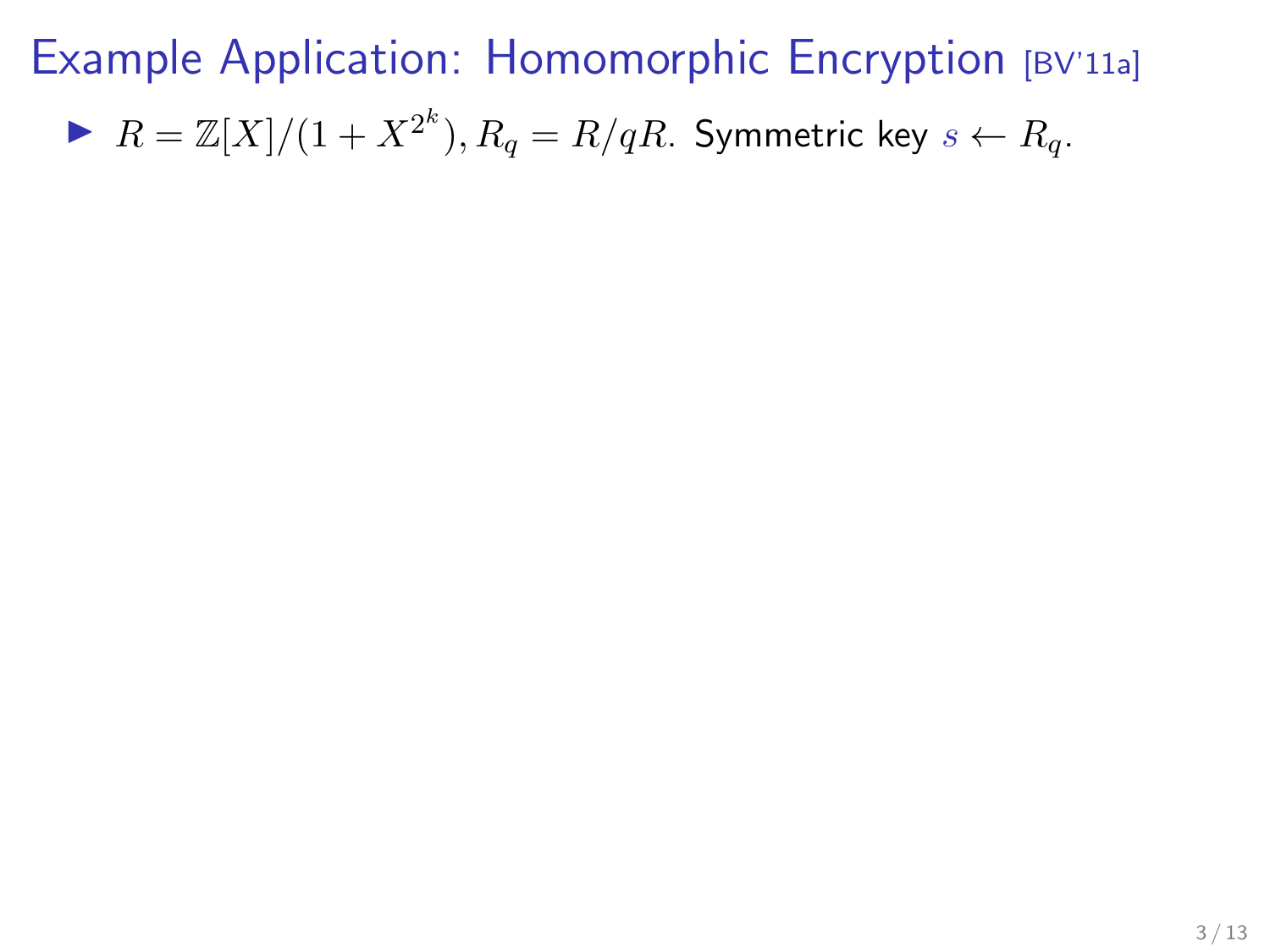# Example Application: Homomorphic Encryption [BV'11a]

- $R = \mathbb{Z}[X]/(1 + X^{2^k}), R_q = R/qR$. Symmetric key $s \leftarrow R_q$.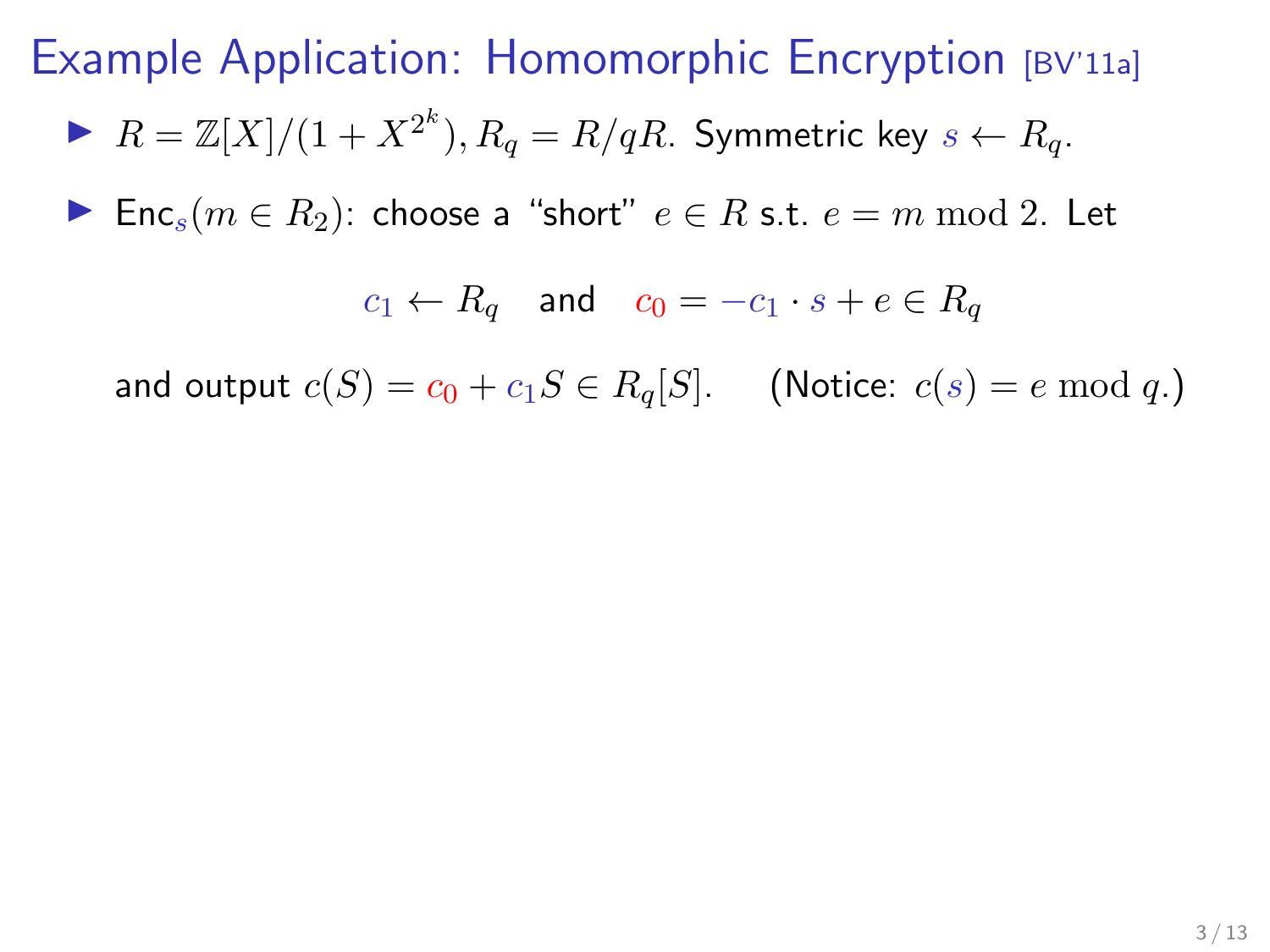# Example Application: Homomorphic Encryption [BV'11a]

- $R = \mathbb{Z}[X]/(1 + X^{2^k}), R_q = R/qR$. Symmetric key $s \leftarrow R_q$.
- $\mathsf{Enc}_s(m \in R_2)$: choose a "short" $e \in R$ s.t. $e = m \bmod 2$. Let

$$c_1 \leftarrow R_q \quad \text{and} \quad c_0 = -c_1 \cdot s + e \in R_q$$

  and output $c(S) = c_0 + c_1 S \in R_q[S]$. (Notice: $c(s) = e \bmod q$.)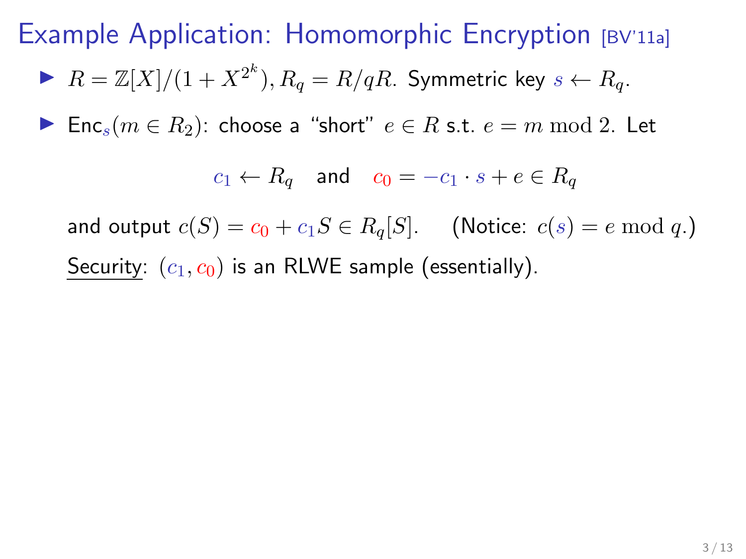# Example Application: Homomorphic Encryption [BV'11a]

- $R = \mathbb{Z}[X]/(1 + X^{2^k}), R_q = R/qR$. Symmetric key $s \leftarrow R_q$.
- $\mathsf{Enc}_s(m \in R_2)$: choose a "short" $e \in R$ s.t. $e = m \bmod 2$. Let

$$c_1 \leftarrow R_q \quad \text{and} \quad c_0 = -c_1 \cdot s + e \in R_q$$

and output $c(S) = c_0 + c_1 S \in R_q[S]$. (Notice: $c(s) = e \bmod q$.)

<u>Security</u>: $(c_1, c_0)$ is an RLWE sample (essentially).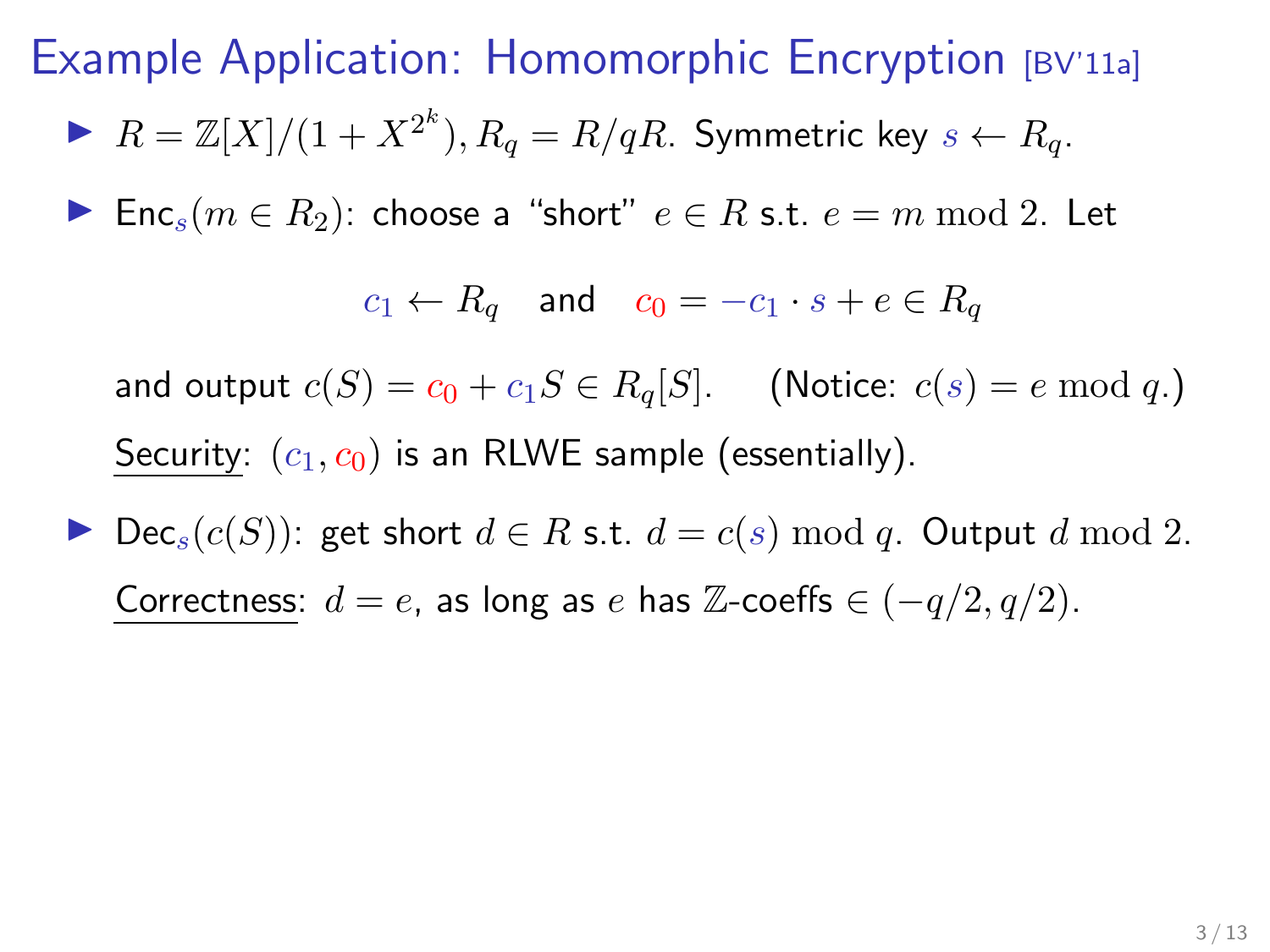# Example Application: Homomorphic Encryption [BV'11a]

- $R = \mathbb{Z}[X]/(1 + X^{2^k}), R_q = R/qR$. Symmetric key $s \leftarrow R_q$.
- $\mathsf{Enc}_s(m \in R_2)$: choose a "short" $e \in R$ s.t. $e = m \bmod 2$. Let

$$c_1 \leftarrow R_q \quad \text{and} \quad c_0 = -c_1 \cdot s + e \in R_q$$

  and output $c(S) = c_0 + c_1 S \in R_q[S]$. (Notice: $c(s) = e \bmod q$.)

  Security: $(c_1, c_0)$ is an RLWE sample (essentially).

- $\mathsf{Dec}_s(c(S))$: get short $d \in R$ s.t. $d = c(s) \bmod q$. Output $d \bmod 2$.

  Correctness: $d = e$, as long as $e$ has $\mathbb{Z}$-coeffs $\in (-q/2, q/2)$.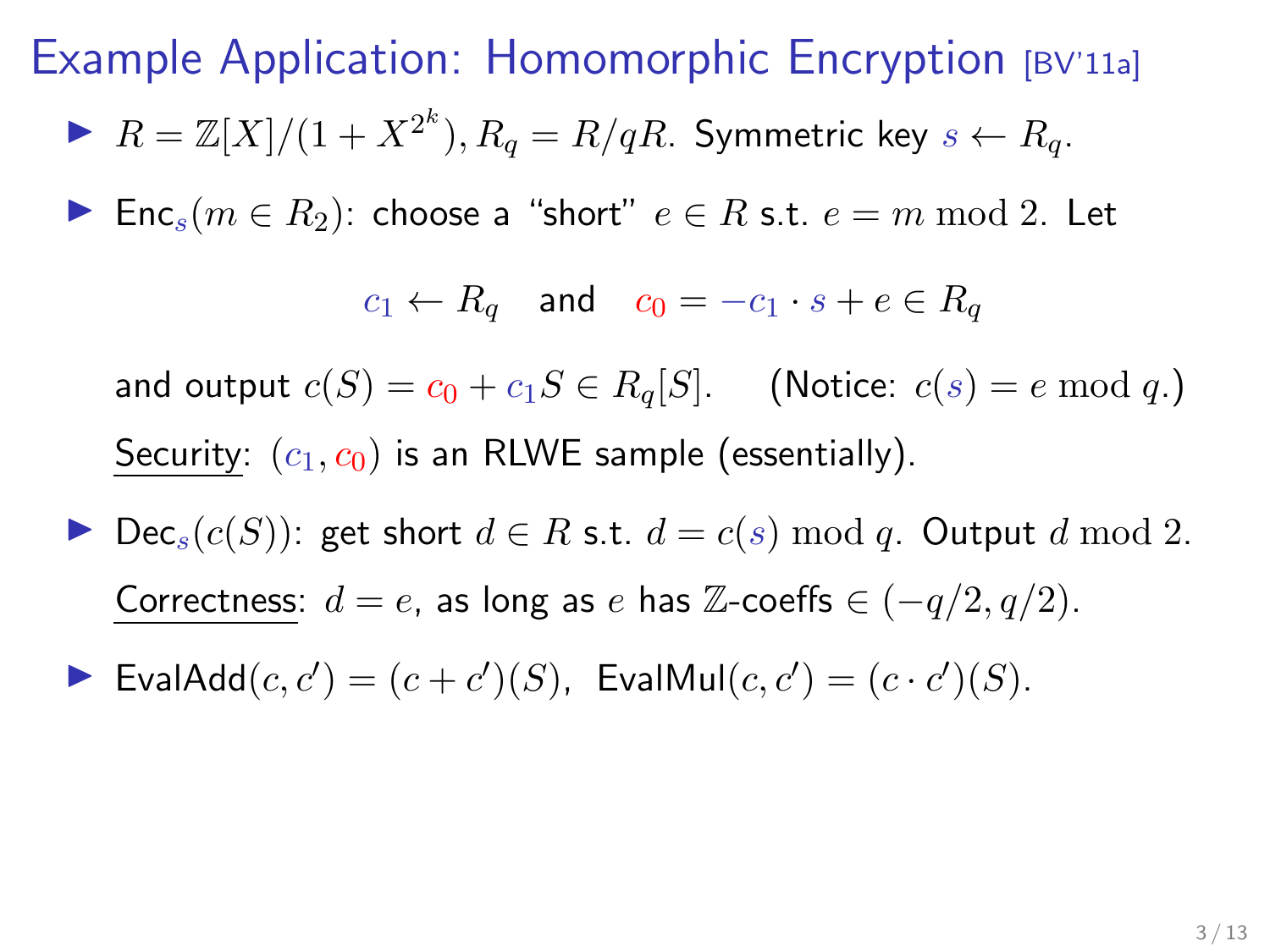# Example Application: Homomorphic Encryption [BV'11a]

- $R = \mathbb{Z}[X]/(1 + X^{2^k}), R_q = R/qR$. Symmetric key $s \leftarrow R_q$.
- $\mathsf{Enc}_s(m \in R_2)$: choose a "short" $e \in R$ s.t. $e = m \bmod 2$. Let

  $$c_1 \leftarrow R_q \quad \text{and} \quad c_0 = -c_1 \cdot s + e \in R_q$$

  and output $c(S) = c_0 + c_1 S \in R_q[S]$. (Notice: $c(s) = e \bmod q$.)

  Security: $(c_1, c_0)$ is an RLWE sample (essentially).
- $\mathsf{Dec}_s(c(S))$: get short $d \in R$ s.t. $d = c(s) \bmod q$. Output $d \bmod 2$.

  Correctness: $d = e$, as long as $e$ has $\mathbb{Z}$-coeffs $\in (-q/2, q/2)$.
- $\mathsf{EvalAdd}(c, c') = (c + c')(S)$, $\mathsf{EvalMul}(c, c') = (c \cdot c')(S)$.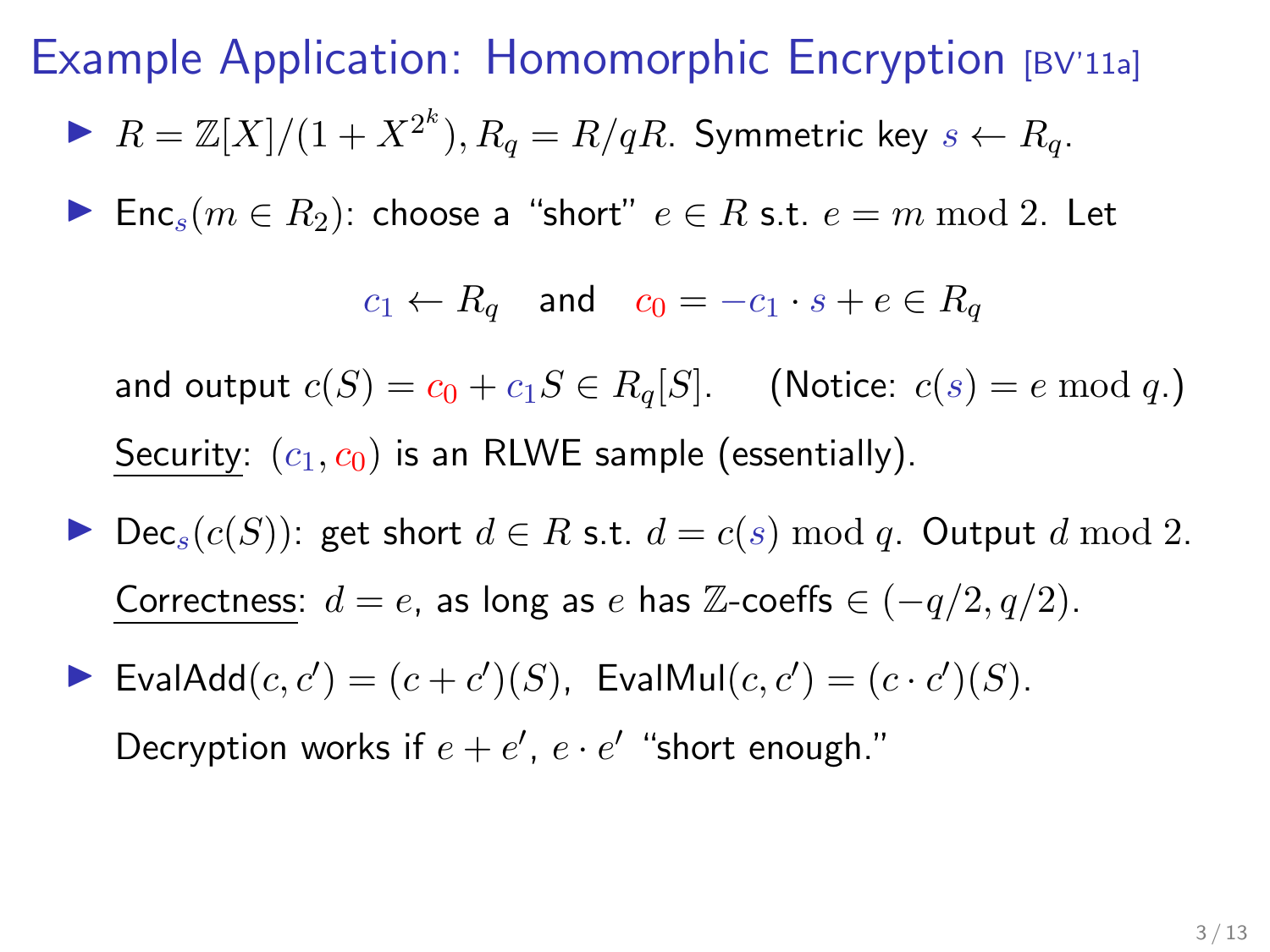# Example Application: Homomorphic Encryption [BV'11a]

- $R = \mathbb{Z}[X]/(1 + X^{2^k})$, $R_q = R/qR$. Symmetric key $s \leftarrow R_q$.
- $\mathsf{Enc}_s(m \in R_2)$: choose a "short" $e \in R$ s.t. $e = m \bmod 2$. Let

$$c_1 \leftarrow R_q \quad \text{and} \quad c_0 = -c_1 \cdot s + e \in R_q$$

  and output $c(S) = c_0 + c_1 S \in R_q[S]$. (Notice: $c(s) = e \bmod q$.)

  Security: $(c_1, c_0)$ is an RLWE sample (essentially).

- $\mathsf{Dec}_s(c(S))$: get short $d \in R$ s.t. $d = c(s) \bmod q$. Output $d \bmod 2$.

  Correctness: $d = e$, as long as $e$ has $\mathbb{Z}$-coeffs $\in (-q/2, q/2)$.

- $\mathsf{EvalAdd}(c, c') = (c + c')(S)$, $\mathsf{EvalMul}(c, c') = (c \cdot c')(S)$.

  Decryption works if $e + e'$, $e \cdot e'$ "short enough."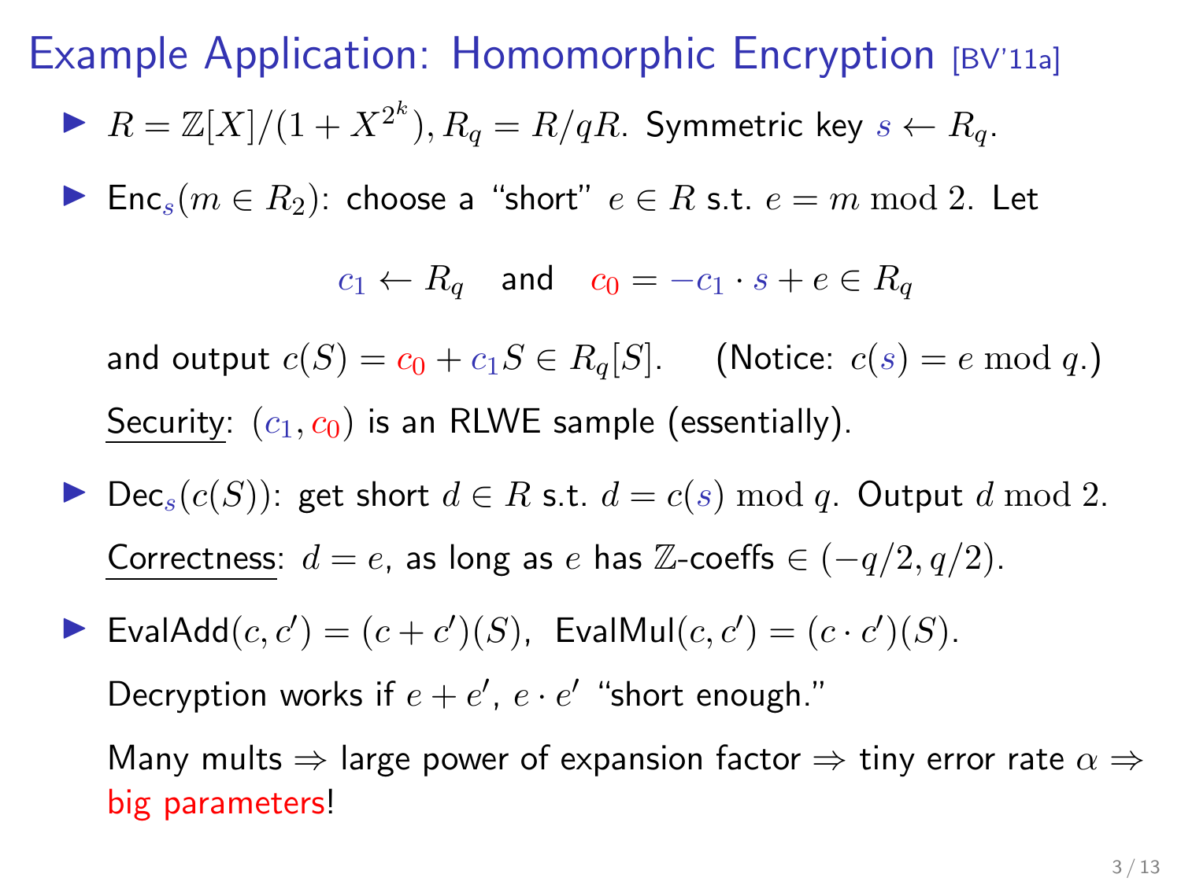# Example Application: Homomorphic Encryption [BV'11a]

- $R = \mathbb{Z}[X]/(1 + X^{2^k}), R_q = R/qR$. Symmetric key $s \leftarrow R_q$.

- $\mathsf{Enc}_s(m \in R_2)$: choose a "short" $e \in R$ s.t. $e = m \bmod 2$. Let

  $$c_1 \leftarrow R_q \quad \text{and} \quad c_0 = -c_1 \cdot s + e \in R_q$$

  and output $c(S) = c_0 + c_1 S \in R_q[S]$. (Notice: $c(s) = e \bmod q$.)

  Security: $(c_1, c_0)$ is an RLWE sample (essentially).

- $\mathsf{Dec}_s(c(S))$: get short $d \in R$ s.t. $d = c(s) \bmod q$. Output $d \bmod 2$.

  Correctness: $d = e$, as long as $e$ has $\mathbb{Z}$-coeffs $\in (-q/2, q/2)$.

- $\mathsf{EvalAdd}(c, c') = (c + c')(S)$, $\mathsf{EvalMul}(c, c') = (c \cdot c')(S)$.

  Decryption works if $e + e'$, $e \cdot e'$ "short enough."

  Many mults $\Rightarrow$ large power of expansion factor $\Rightarrow$ tiny error rate $\alpha \Rightarrow$ big parameters!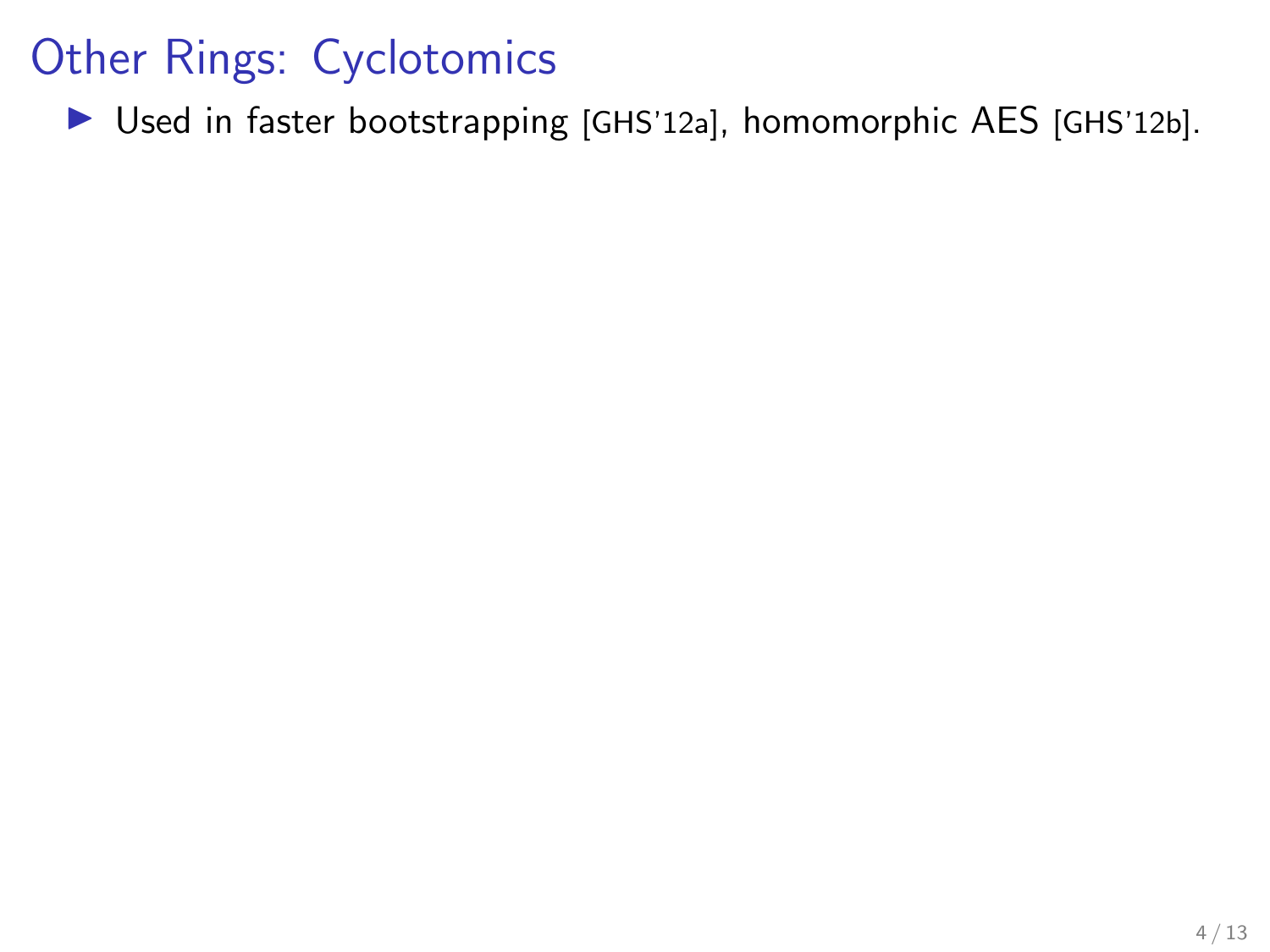# Other Rings: Cyclotomics

- Used in faster bootstrapping [GHS'12a], homomorphic AES [GHS'12b].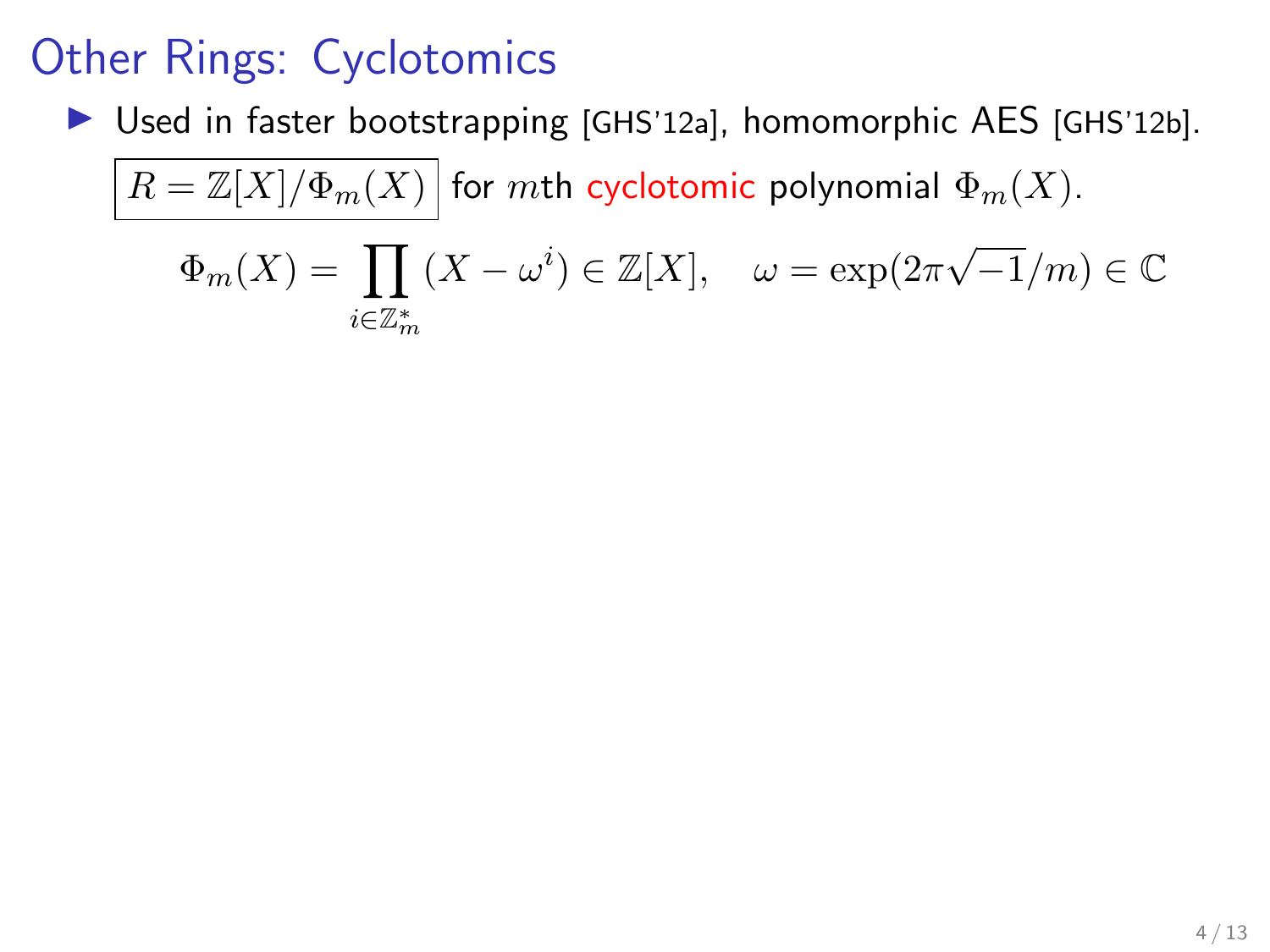# Other Rings: Cyclotomics

- Used in faster bootstrapping [GHS'12a], homomorphic AES [GHS'12b].

$\boxed{R = \mathbb{Z}[X]/\Phi_m(X)}$ for $m$th cyclotomic polynomial $\Phi_m(X)$.

$$\Phi_m(X) = \prod_{i \in \mathbb{Z}_m^*} (X - \omega^i) \in \mathbb{Z}[X], \quad \omega = \exp(2\pi\sqrt{-1}/m) \in \mathbb{C}$$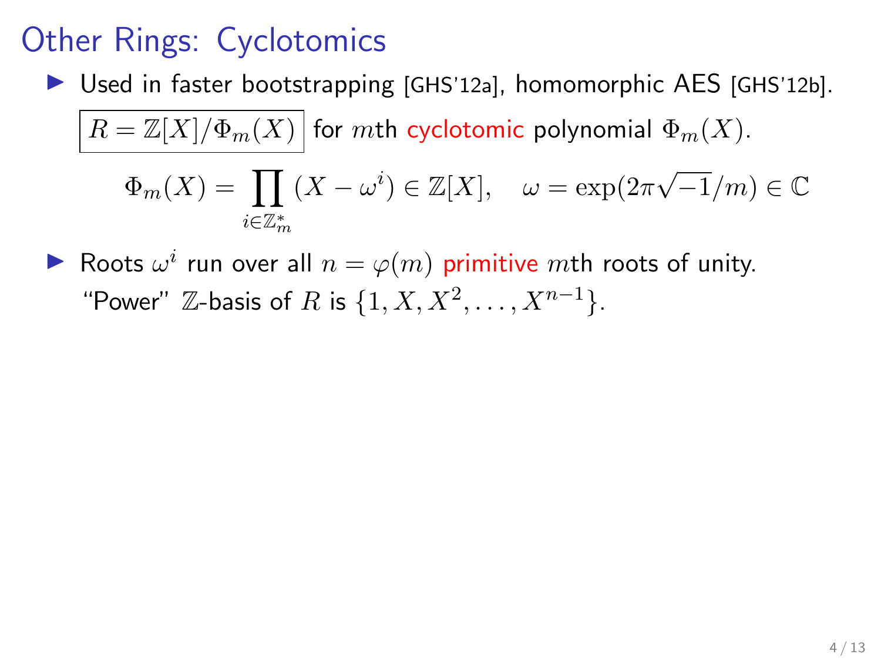# Other Rings: Cyclotomics

- Used in faster bootstrapping [GHS'12a], homomorphic AES [GHS'12b].

  $\boxed{R = \mathbb{Z}[X]/\Phi_m(X)}$ for $m$th cyclotomic polynomial $\Phi_m(X)$.

  $$\Phi_m(X) = \prod_{i \in \mathbb{Z}_m^*} (X - \omega^i) \in \mathbb{Z}[X], \quad \omega = \exp(2\pi\sqrt{-1}/m) \in \mathbb{C}$$

- Roots $\omega^i$ run over all $n = \varphi(m)$ primitive $m$th roots of unity.

  "Power" $\mathbb{Z}$-basis of $R$ is $\{1, X, X^2, \ldots, X^{n-1}\}$.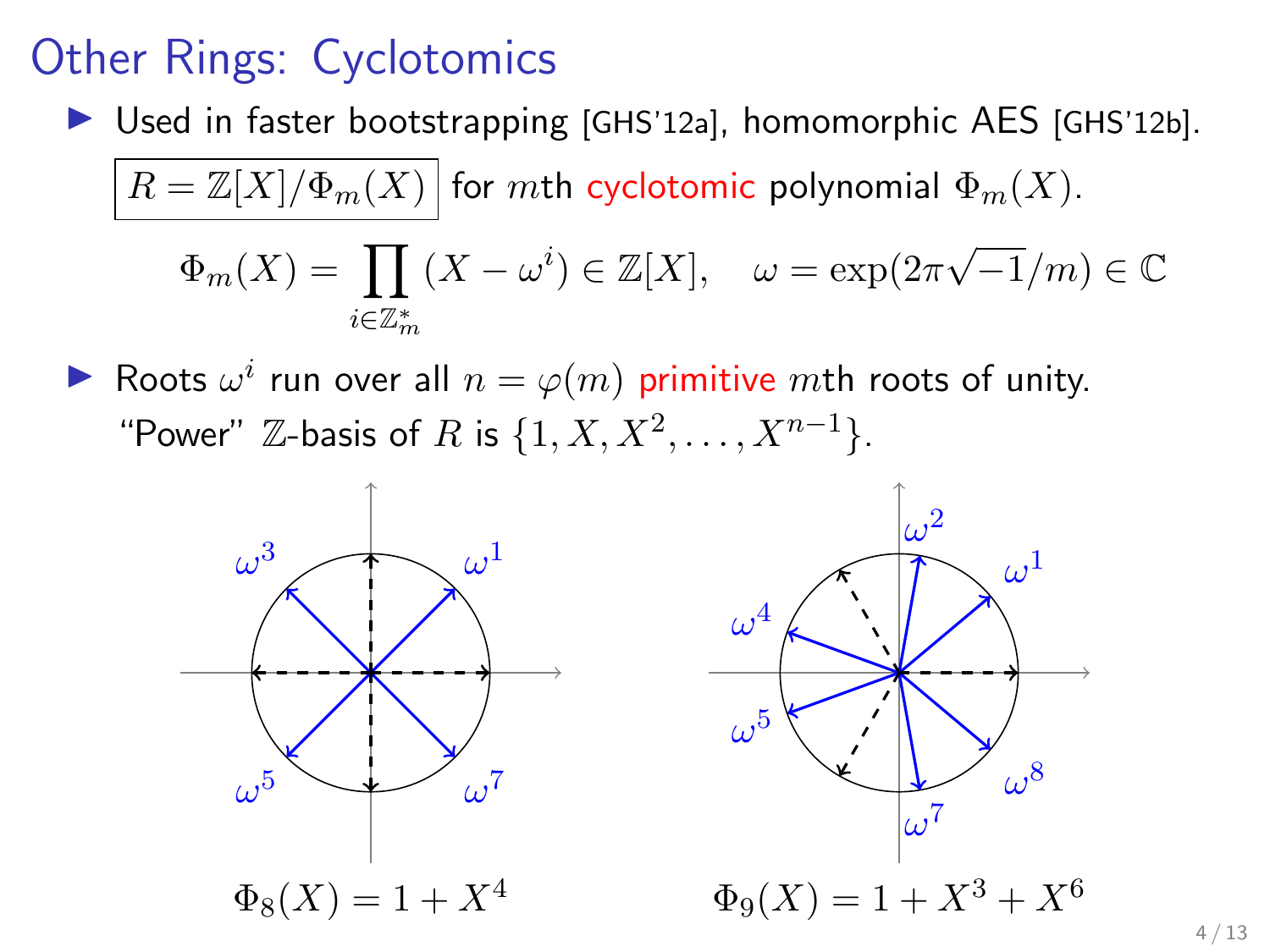# Other Rings: Cyclotomics

- Used in faster bootstrapping [GHS'12a], homomorphic AES [GHS'12b].

  $R = \mathbb{Z}[X]/\Phi_m(X)$ for $m$th cyclotomic polynomial $\Phi_m(X)$.

$$\Phi_m(X) = \prod_{i \in \mathbb{Z}_m^*} (X - \omega^i) \in \mathbb{Z}[X], \quad \omega = \exp(2\pi\sqrt{-1}/m) \in \mathbb{C}$$

- Roots $\omega^i$ run over all $n = \varphi(m)$ primitive $m$th roots of unity.

  "Power" $\mathbb{Z}$-basis of $R$ is $\{1, X, X^2, \ldots, X^{n-1}\}$.

$\Phi_8(X) = 1 + X^4$

$\Phi_9(X) = 1 + X^3 + X^6$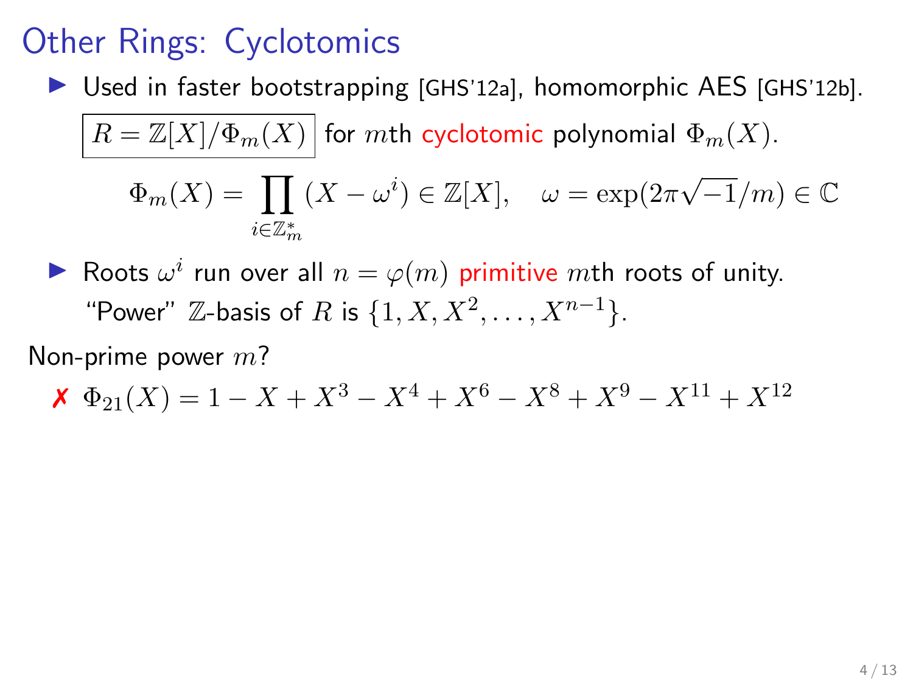# Other Rings: Cyclotomics

- Used in faster bootstrapping [GHS'12a], homomorphic AES [GHS'12b].

  $\boxed{R = \mathbb{Z}[X]/\Phi_m(X)}$ for $m$th cyclotomic polynomial $\Phi_m(X)$.

  $$\Phi_m(X) = \prod_{i \in \mathbb{Z}_m^*} (X - \omega^i) \in \mathbb{Z}[X], \quad \omega = \exp(2\pi\sqrt{-1}/m) \in \mathbb{C}$$

- Roots $\omega^i$ run over all $n = \varphi(m)$ primitive $m$th roots of unity.
  "Power" $\mathbb{Z}$-basis of $R$ is $\{1, X, X^2, \ldots, X^{n-1}\}$.

Non-prime power $m$?

✗ $\Phi_{21}(X) = 1 - X + X^3 - X^4 + X^6 - X^8 + X^9 - X^{11} + X^{12}$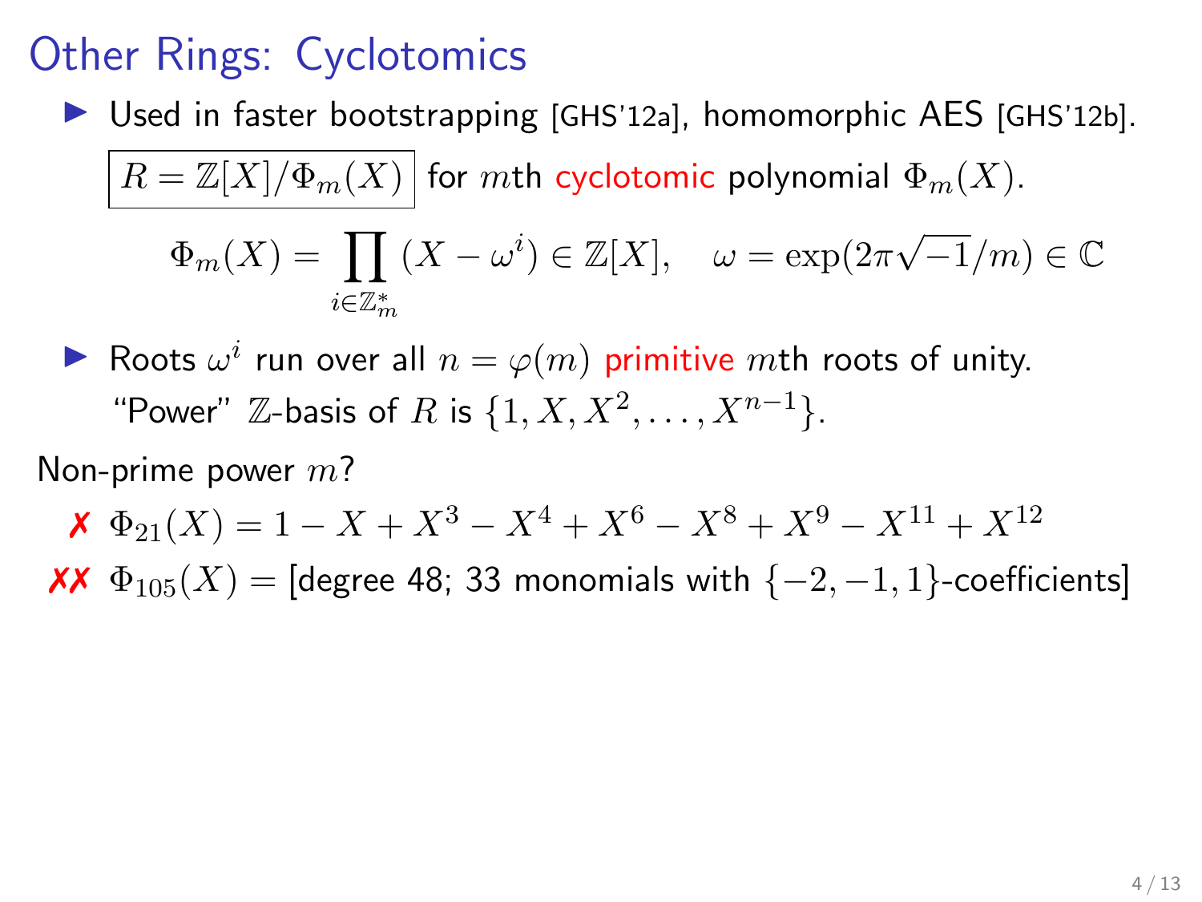# Other Rings: Cyclotomics

- Used in faster bootstrapping [GHS'12a], homomorphic AES [GHS'12b].

  $R = \mathbb{Z}[X]/\Phi_m(X)$ for $m$th cyclotomic polynomial $\Phi_m(X)$.

  $$\Phi_m(X) = \prod_{i \in \mathbb{Z}_m^*} (X - \omega^i) \in \mathbb{Z}[X], \quad \omega = \exp(2\pi\sqrt{-1}/m) \in \mathbb{C}$$

- Roots $\omega^i$ run over all $n = \varphi(m)$ primitive $m$th roots of unity.

  "Power" $\mathbb{Z}$-basis of $R$ is $\{1, X, X^2, \ldots, X^{n-1}\}$.

Non-prime power $m$?

✗ $\Phi_{21}(X) = 1 - X + X^3 - X^4 + X^6 - X^8 + X^9 - X^{11} + X^{12}$

✗✗ $\Phi_{105}(X) =$ [degree 48; 33 monomials with $\{-2, -1, 1\}$-coefficients]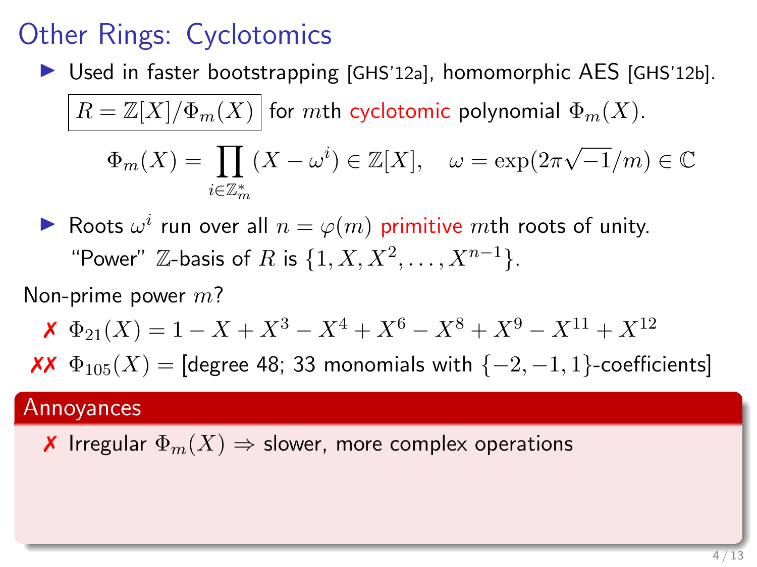# Other Rings: Cyclotomics

- Used in faster bootstrapping [GHS'12a], homomorphic AES [GHS'12b].

  $\boxed{R = \mathbb{Z}[X]/\Phi_m(X)}$ for $m$th cyclotomic polynomial $\Phi_m(X)$.

$$\Phi_m(X) = \prod_{i \in \mathbb{Z}_m^*} (X - \omega^i) \in \mathbb{Z}[X], \quad \omega = \exp(2\pi\sqrt{-1}/m) \in \mathbb{C}$$

- Roots $\omega^i$ run over all $n = \varphi(m)$ primitive $m$th roots of unity.
  "Power" $\mathbb{Z}$-basis of $R$ is $\{1, X, X^2, \ldots, X^{n-1}\}$.

Non-prime power $m$?

✗ $\Phi_{21}(X) = 1 - X + X^3 - X^4 + X^6 - X^8 + X^9 - X^{11} + X^{12}$

✗✗ $\Phi_{105}(X) =$ [degree 48; 33 monomials with $\{-2, -1, 1\}$-coefficients]

**Annoyances**

✗ Irregular $\Phi_m(X) \Rightarrow$ slower, more complex operations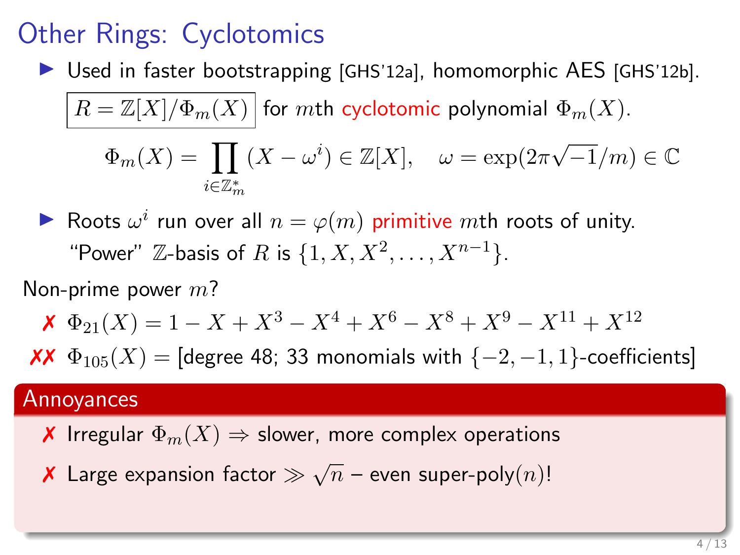# Other Rings: Cyclotomics

- Used in faster bootstrapping [GHS'12a], homomorphic AES [GHS'12b].

  $\boxed{R = \mathbb{Z}[X]/\Phi_m(X)}$ for $m$th cyclotomic polynomial $\Phi_m(X)$.

$$\Phi_m(X) = \prod_{i \in \mathbb{Z}_m^*} (X - \omega^i) \in \mathbb{Z}[X], \quad \omega = \exp(2\pi\sqrt{-1}/m) \in \mathbb{C}$$

- Roots $\omega^i$ run over all $n = \varphi(m)$ primitive $m$th roots of unity.

  "Power" $\mathbb{Z}$-basis of $R$ is $\{1, X, X^2, \ldots, X^{n-1}\}$.

Non-prime power $m$?

- ✗ $\Phi_{21}(X) = 1 - X + X^3 - X^4 + X^6 - X^8 + X^9 - X^{11} + X^{12}$
- ✗✗ $\Phi_{105}(X) =$ [degree 48; 33 monomials with $\{-2, -1, 1\}$-coefficients]

**Annoyances**

- ✗ Irregular $\Phi_m(X) \Rightarrow$ slower, more complex operations
- ✗ Large expansion factor $\gg \sqrt{n}$ – even super-poly$(n)$!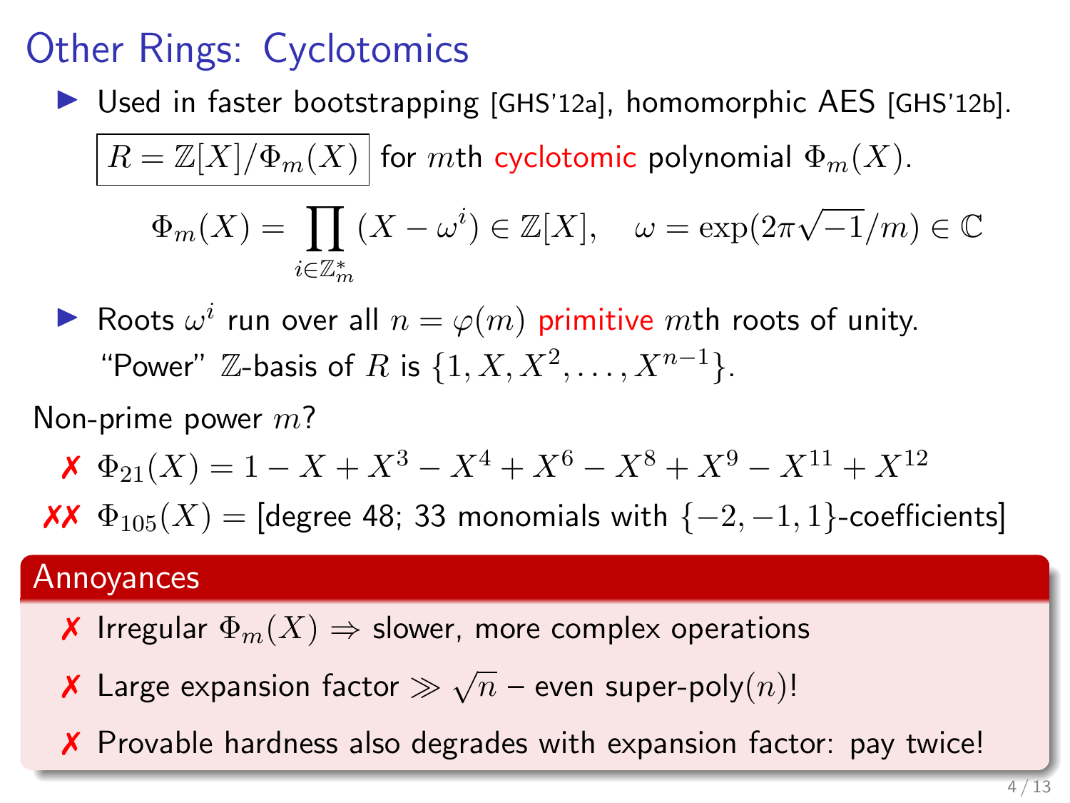# Other Rings: Cyclotomics

- Used in faster bootstrapping [GHS'12a], homomorphic AES [GHS'12b].

  $\boxed{R = \mathbb{Z}[X]/\Phi_m(X)}$ for $m$th cyclotomic polynomial $\Phi_m(X)$.

$$\Phi_m(X) = \prod_{i \in \mathbb{Z}_m^*} (X - \omega^i) \in \mathbb{Z}[X], \quad \omega = \exp(2\pi\sqrt{-1}/m) \in \mathbb{C}$$

- Roots $\omega^i$ run over all $n = \varphi(m)$ primitive $m$th roots of unity.

  "Power" $\mathbb{Z}$-basis of $R$ is $\{1, X, X^2, \ldots, X^{n-1}\}$.

Non-prime power $m$?

✗ $\Phi_{21}(X) = 1 - X + X^3 - X^4 + X^6 - X^8 + X^9 - X^{11} + X^{12}$

✗✗ $\Phi_{105}(X) =$ [degree 48; 33 monomials with $\{-2, -1, 1\}$-coefficients]

**Annoyances**

✗ Irregular $\Phi_m(X) \Rightarrow$ slower, more complex operations

✗ Large expansion factor $\gg \sqrt{n}$ – even super-poly$(n)$!

✗ Provable hardness also degrades with expansion factor: pay twice!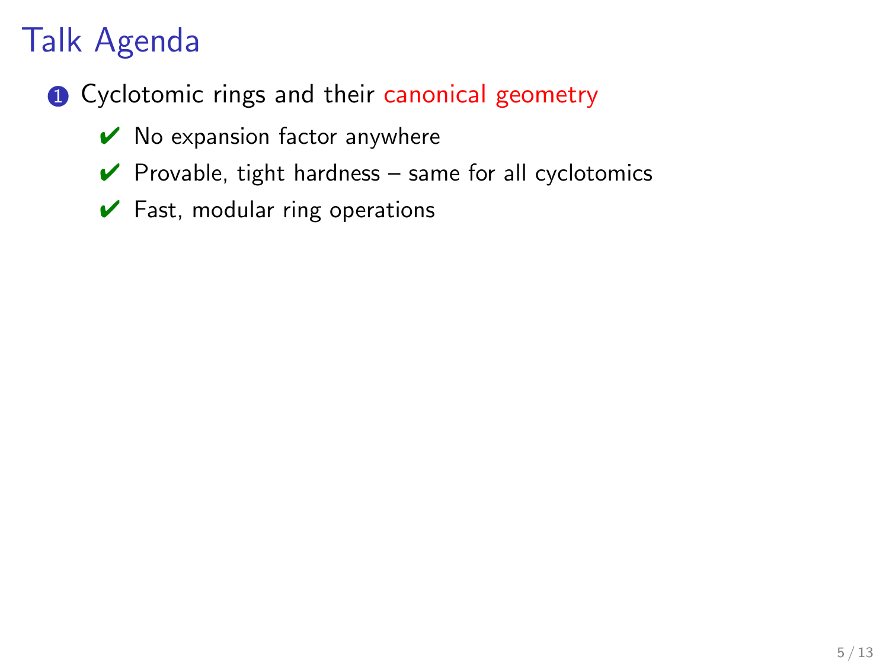# Talk Agenda

1. Cyclotomic rings and their canonical geometry
   - ✔ No expansion factor anywhere
   - ✔ Provable, tight hardness – same for all cyclotomics
   - ✔ Fast, modular ring operations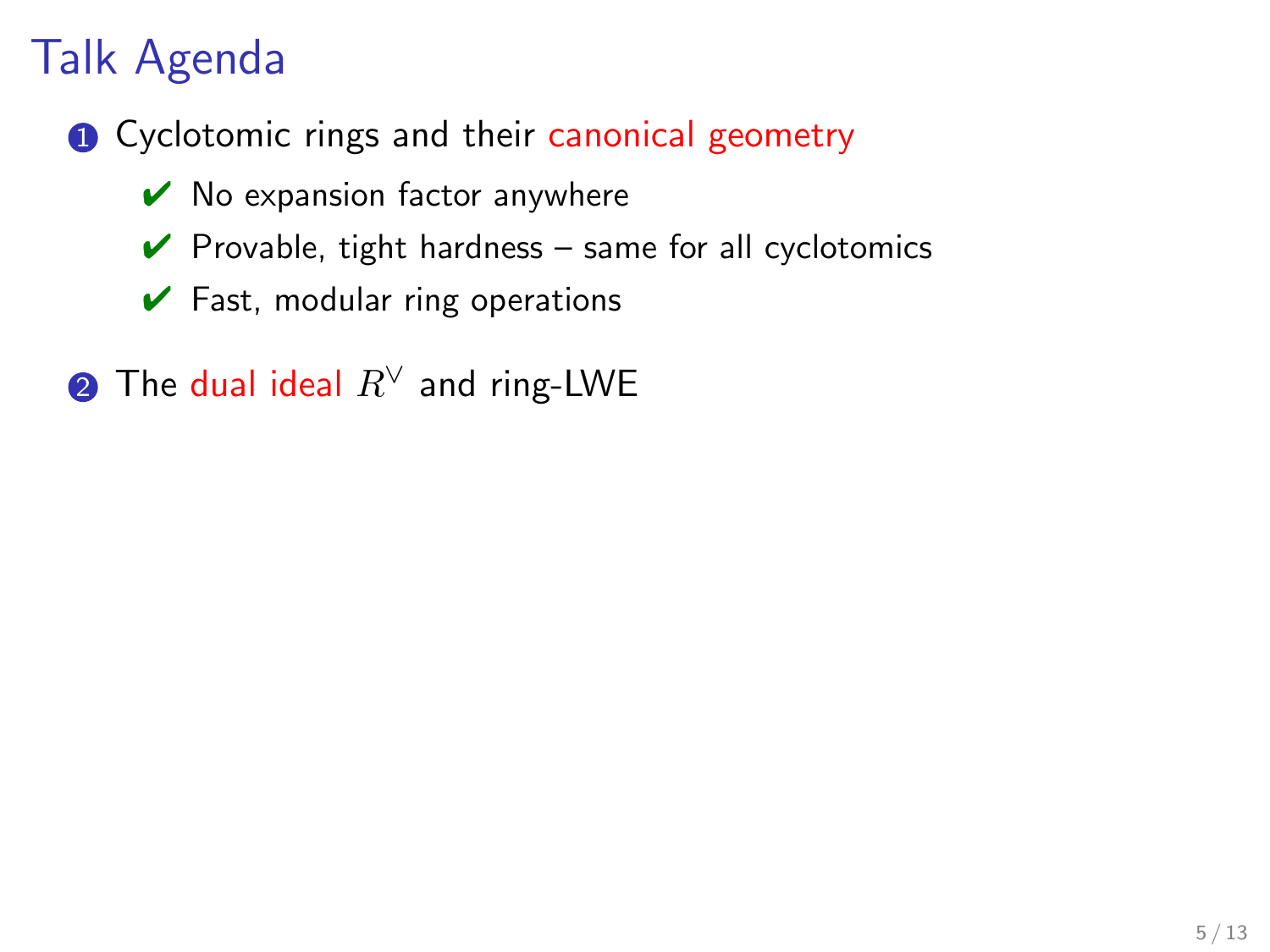# Talk Agenda

1. Cyclotomic rings and their canonical geometry
   - ✔ No expansion factor anywhere
   - ✔ Provable, tight hardness – same for all cyclotomics
   - ✔ Fast, modular ring operations
2. The dual ideal $R^\vee$ and ring-LWE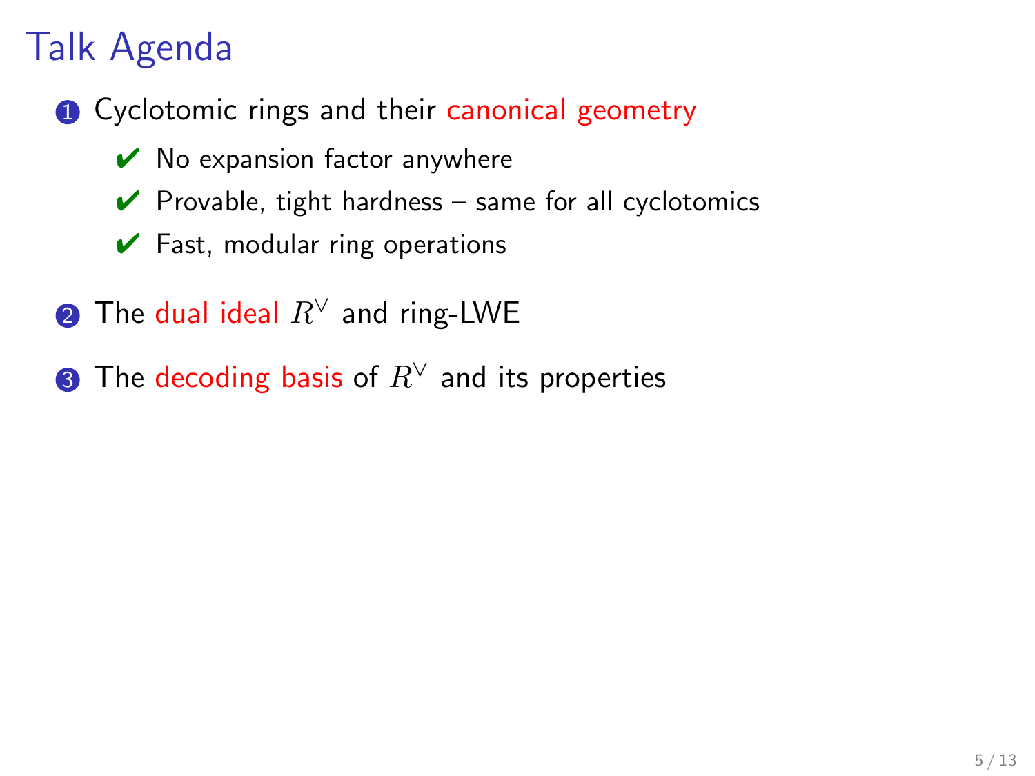# Talk Agenda

1. Cyclotomic rings and their canonical geometry
   - ✔ No expansion factor anywhere
   - ✔ Provable, tight hardness – same for all cyclotomics
   - ✔ Fast, modular ring operations
2. The dual ideal $R^\vee$ and ring-LWE
3. The decoding basis of $R^\vee$ and its properties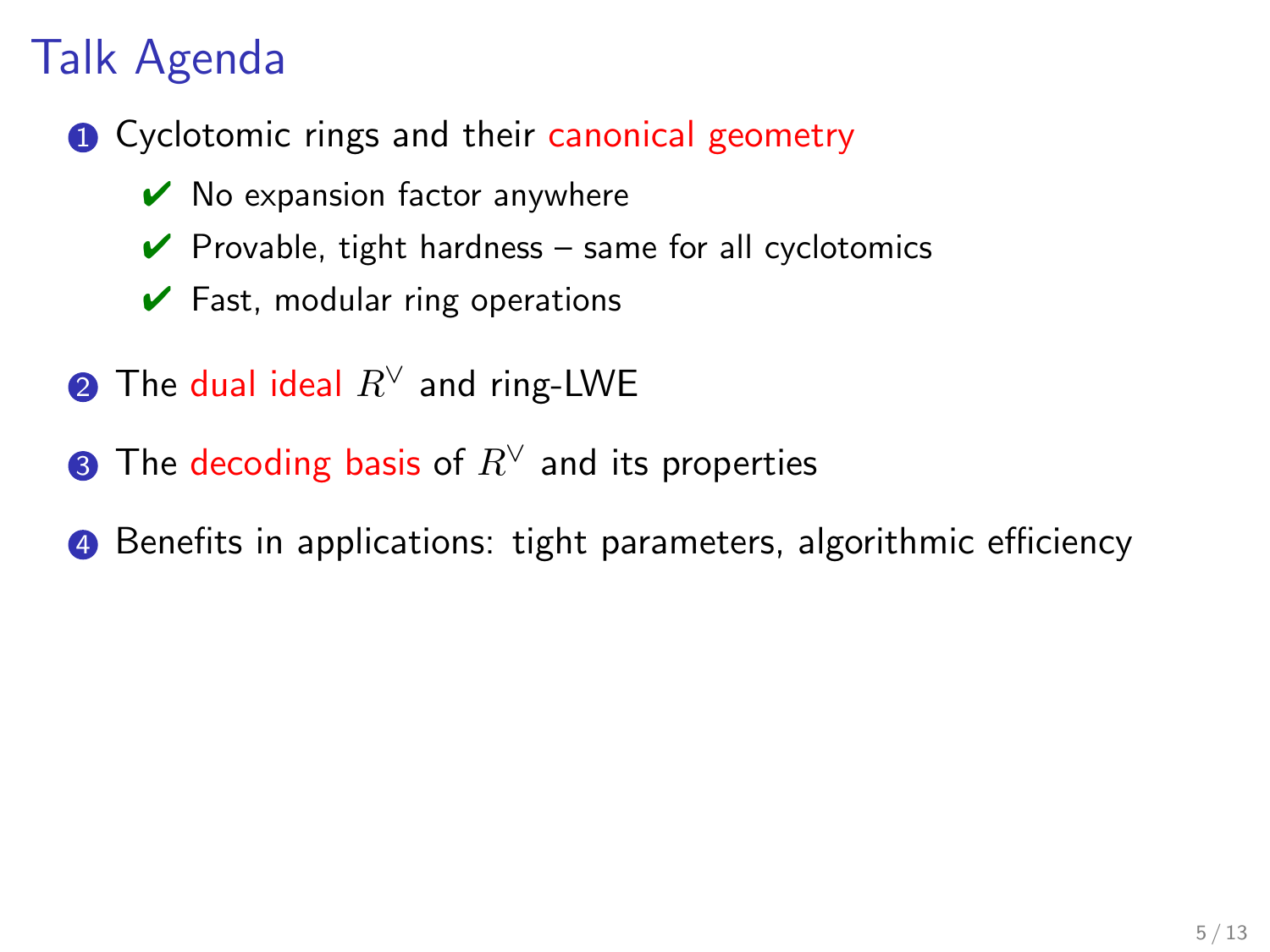# Talk Agenda

1. Cyclotomic rings and their canonical geometry
   - ✔ No expansion factor anywhere
   - ✔ Provable, tight hardness – same for all cyclotomics
   - ✔ Fast, modular ring operations
2. The dual ideal $R^\vee$ and ring-LWE
3. The decoding basis of $R^\vee$ and its properties
4. Benefits in applications: tight parameters, algorithmic efficiency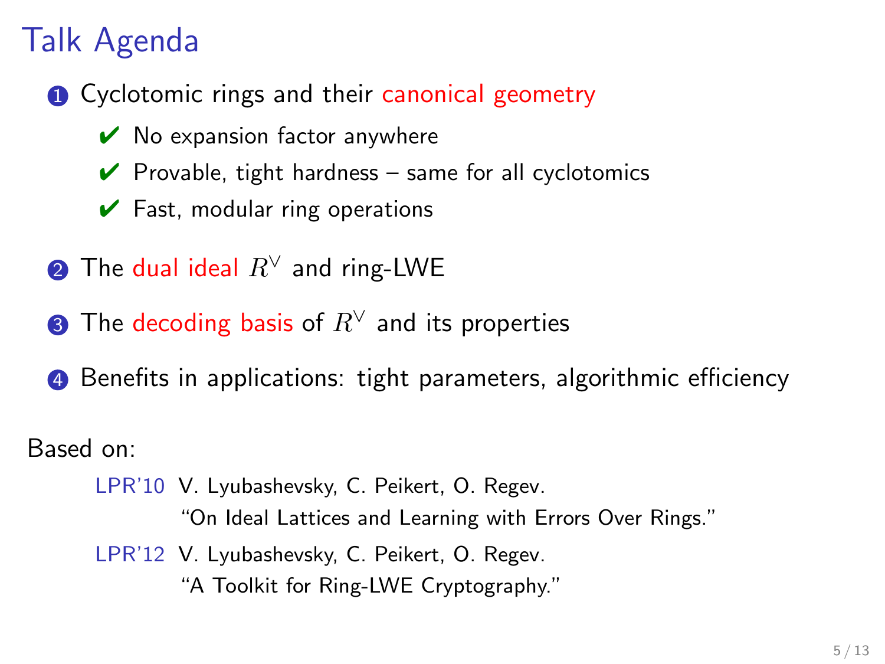# Talk Agenda

1. Cyclotomic rings and their canonical geometry
   - ✔ No expansion factor anywhere
   - ✔ Provable, tight hardness – same for all cyclotomics
   - ✔ Fast, modular ring operations
2. The dual ideal $R^\vee$ and ring-LWE
3. The decoding basis of $R^\vee$ and its properties
4. Benefits in applications: tight parameters, algorithmic efficiency

Based on:

LPR'10 V. Lyubashevsky, C. Peikert, O. Regev.
"On Ideal Lattices and Learning with Errors Over Rings."

LPR'12 V. Lyubashevsky, C. Peikert, O. Regev.
"A Toolkit for Ring-LWE Cryptography."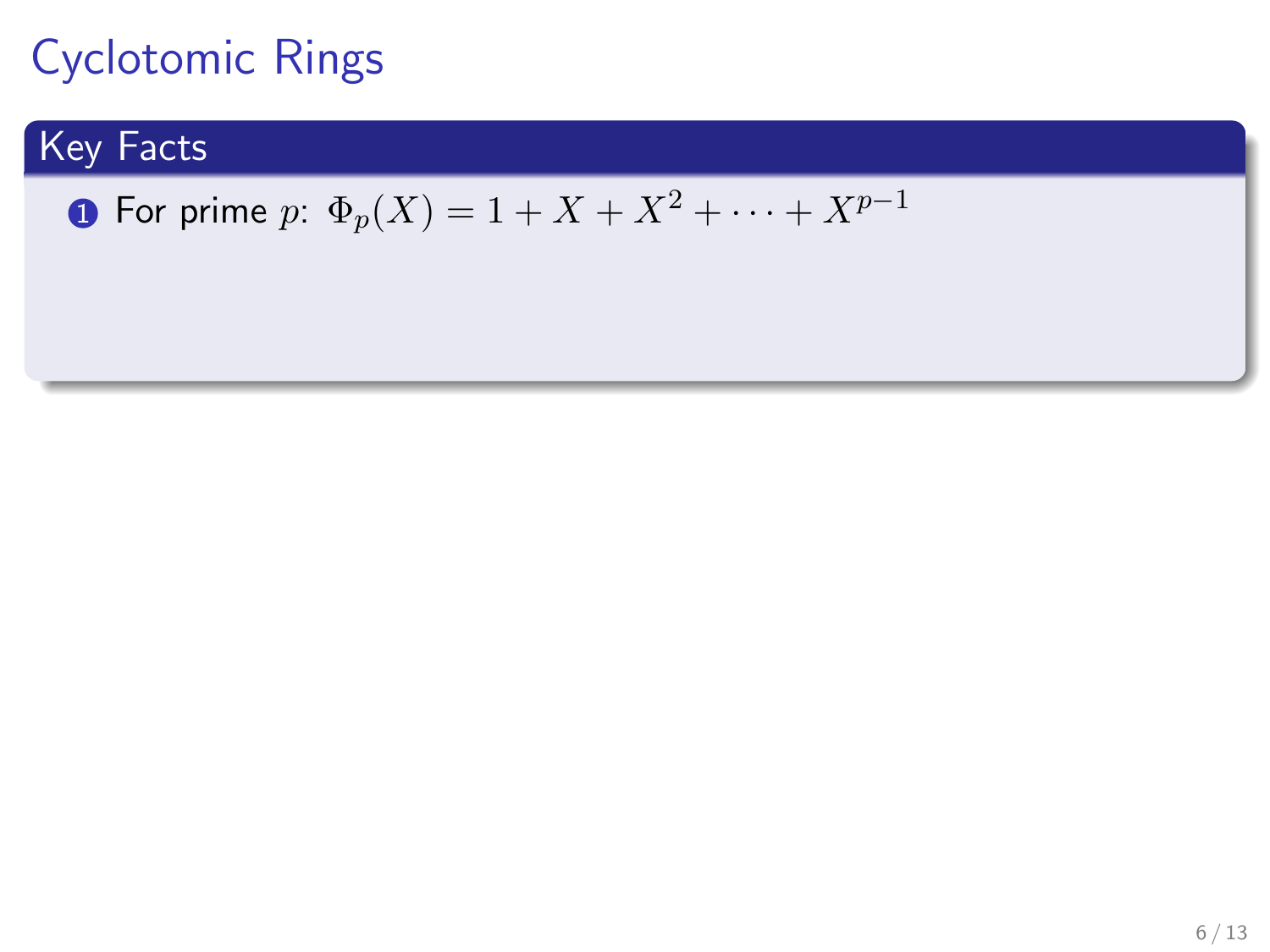# Cyclotomic Rings

## Key Facts

1. For prime $p$: $\Phi_p(X) = 1 + X + X^2 + \cdots + X^{p-1}$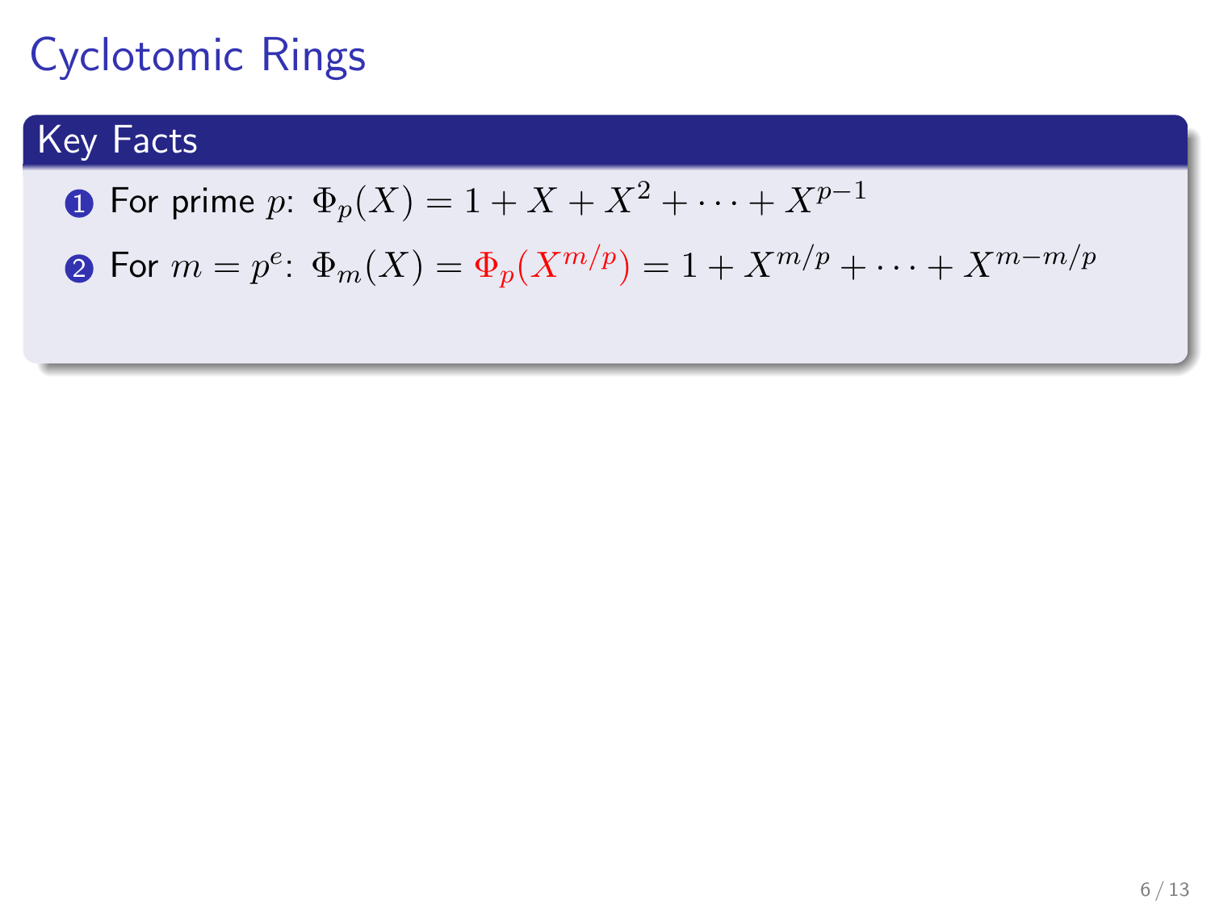# Cyclotomic Rings

## Key Facts

1. For prime $p$: $\Phi_p(X) = 1 + X + X^2 + \cdots + X^{p-1}$
2. For $m = p^e$: $\Phi_m(X) = \Phi_p(X^{m/p}) = 1 + X^{m/p} + \cdots + X^{m-m/p}$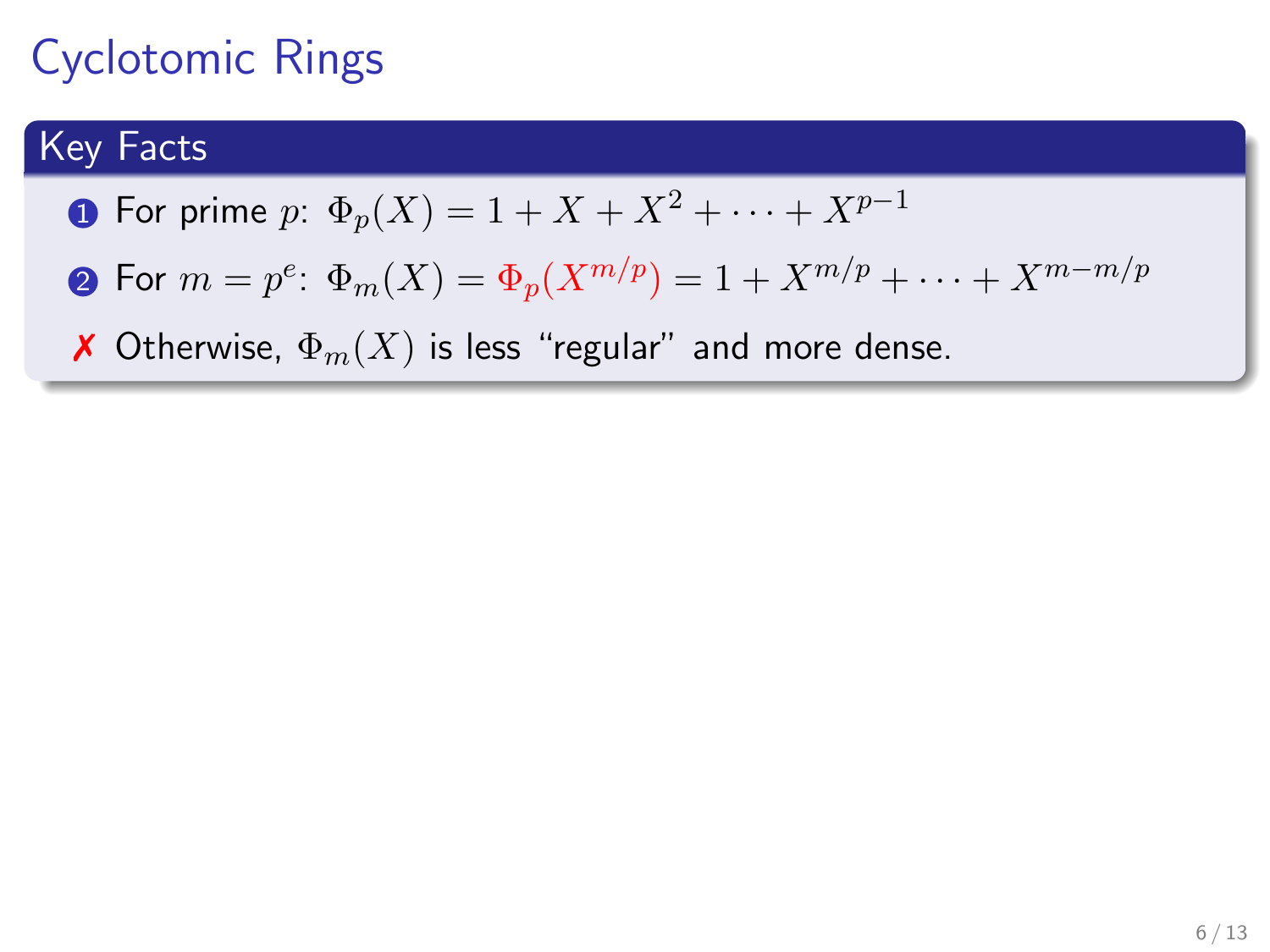# Cyclotomic Rings

## Key Facts

1. For prime $p$: $\Phi_p(X) = 1 + X + X^2 + \cdots + X^{p-1}$
2. For $m = p^e$: $\Phi_m(X) = \Phi_p(X^{m/p}) = 1 + X^{m/p} + \cdots + X^{m-m/p}$

✗ Otherwise, $\Phi_m(X)$ is less "regular" and more dense.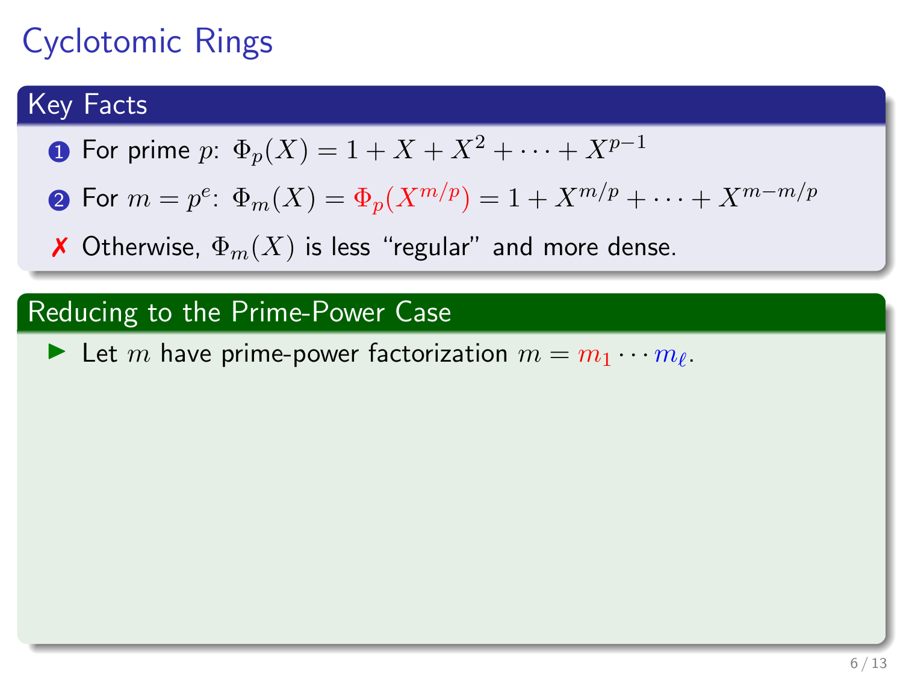# Cyclotomic Rings

## Key Facts

1. For prime $p$: $\Phi_p(X) = 1 + X + X^2 + \cdots + X^{p-1}$
2. For $m = p^e$: $\Phi_m(X) = \Phi_p(X^{m/p}) = 1 + X^{m/p} + \cdots + X^{m-m/p}$

✗ Otherwise, $\Phi_m(X)$ is less "regular" and more dense.

## Reducing to the Prime-Power Case

- Let $m$ have prime-power factorization $m = m_1 \cdots m_\ell$.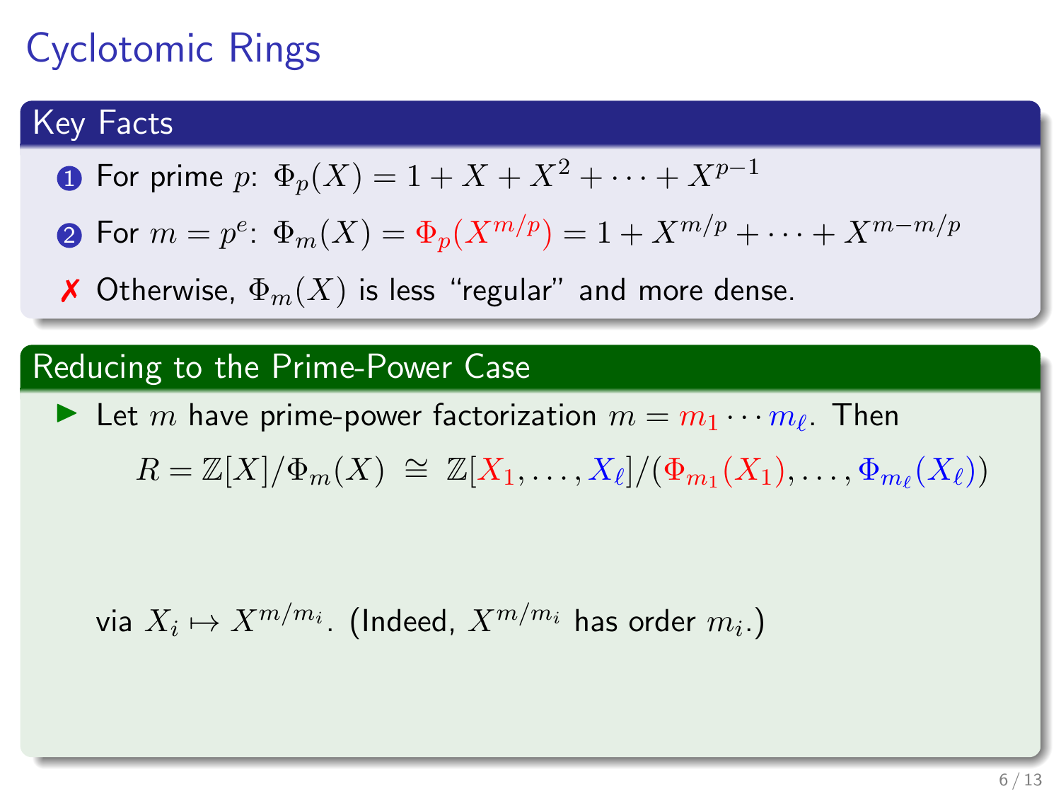# Cyclotomic Rings

## Key Facts

1. For prime $p$: $\Phi_p(X) = 1 + X + X^2 + \cdots + X^{p-1}$
2. For $m = p^e$: $\Phi_m(X) = \Phi_p(X^{m/p}) = 1 + X^{m/p} + \cdots + X^{m-m/p}$

✗ Otherwise, $\Phi_m(X)$ is less "regular" and more dense.

## Reducing to the Prime-Power Case

- Let $m$ have prime-power factorization $m = m_1 \cdots m_\ell$. Then

$$R = \mathbb{Z}[X]/\Phi_m(X) \;\cong\; \mathbb{Z}[X_1, \ldots, X_\ell]/(\Phi_{m_1}(X_1), \ldots, \Phi_{m_\ell}(X_\ell))$$

via $X_i \mapsto X^{m/m_i}$. (Indeed, $X^{m/m_i}$ has order $m_i$.)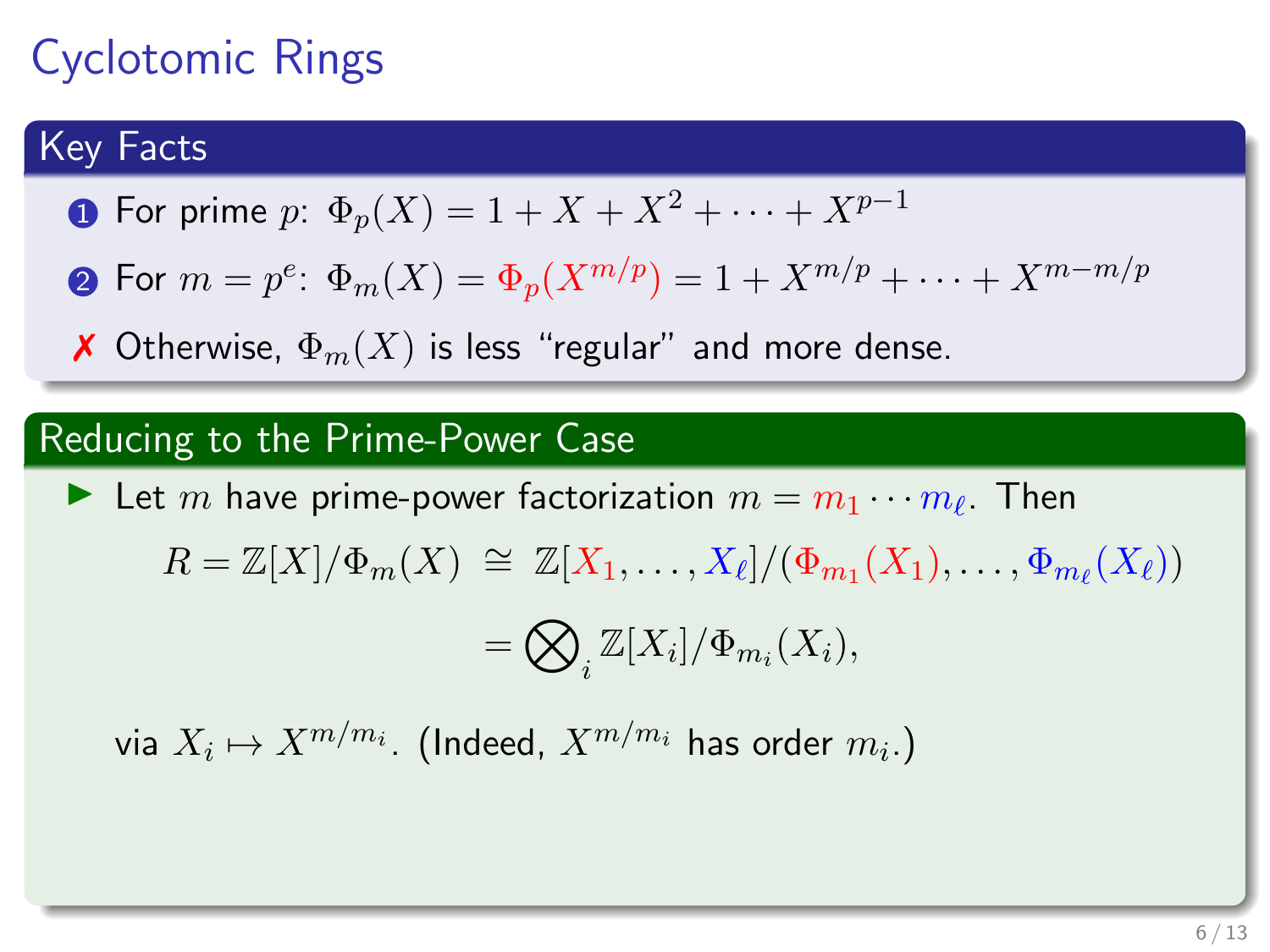# Cyclotomic Rings

## Key Facts

1. For prime $p$: $\Phi_p(X) = 1 + X + X^2 + \cdots + X^{p-1}$
2. For $m = p^e$: $\Phi_m(X) = \Phi_p(X^{m/p}) = 1 + X^{m/p} + \cdots + X^{m-m/p}$

✗ Otherwise, $\Phi_m(X)$ is less "regular" and more dense.

## Reducing to the Prime-Power Case

- Let $m$ have prime-power factorization $m = m_1 \cdots m_\ell$. Then

$$R = \mathbb{Z}[X]/\Phi_m(X) \;\cong\; \mathbb{Z}[X_1, \ldots, X_\ell]/(\Phi_{m_1}(X_1), \ldots, \Phi_{m_\ell}(X_\ell))$$

$$= \bigotimes_i \mathbb{Z}[X_i]/\Phi_{m_i}(X_i),$$

via $X_i \mapsto X^{m/m_i}$. (Indeed, $X^{m/m_i}$ has order $m_i$.)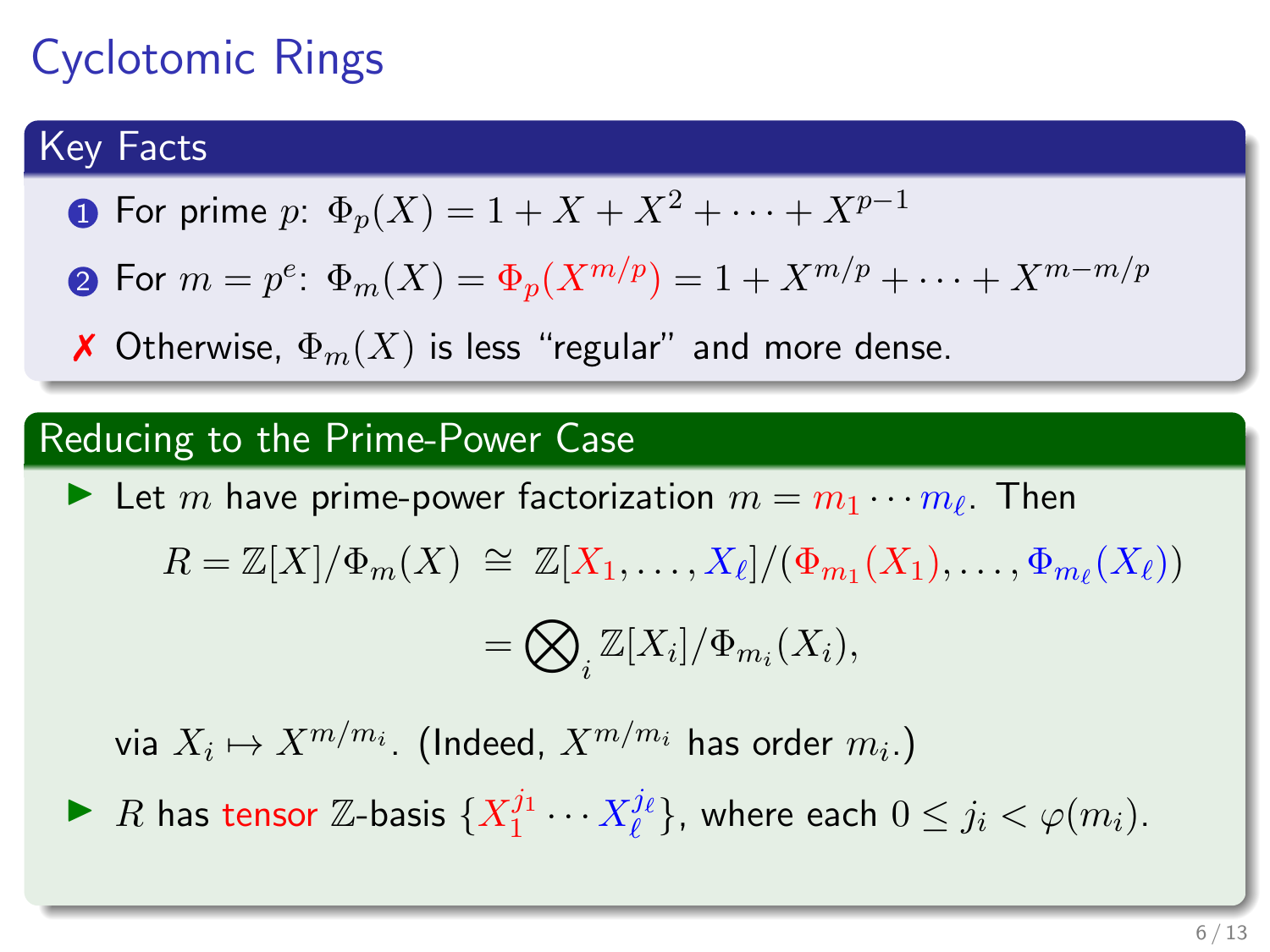# Cyclotomic Rings

## Key Facts

1. For prime $p$: $\Phi_p(X) = 1 + X + X^2 + \cdots + X^{p-1}$
2. For $m = p^e$: $\Phi_m(X) = \Phi_p(X^{m/p}) = 1 + X^{m/p} + \cdots + X^{m-m/p}$

✗ Otherwise, $\Phi_m(X)$ is less "regular" and more dense.

## Reducing to the Prime-Power Case

- Let $m$ have prime-power factorization $m = m_1 \cdots m_\ell$. Then

$$R = \mathbb{Z}[X]/\Phi_m(X) \;\cong\; \mathbb{Z}[X_1, \ldots, X_\ell]/(\Phi_{m_1}(X_1), \ldots, \Phi_{m_\ell}(X_\ell))$$
$$= \bigotimes_i \mathbb{Z}[X_i]/\Phi_{m_i}(X_i),$$

  via $X_i \mapsto X^{m/m_i}$. (Indeed, $X^{m/m_i}$ has order $m_i$.)

- $R$ has tensor $\mathbb{Z}$-basis $\{X_1^{j_1} \cdots X_\ell^{j_\ell}\}$, where each $0 \le j_i < \varphi(m_i)$.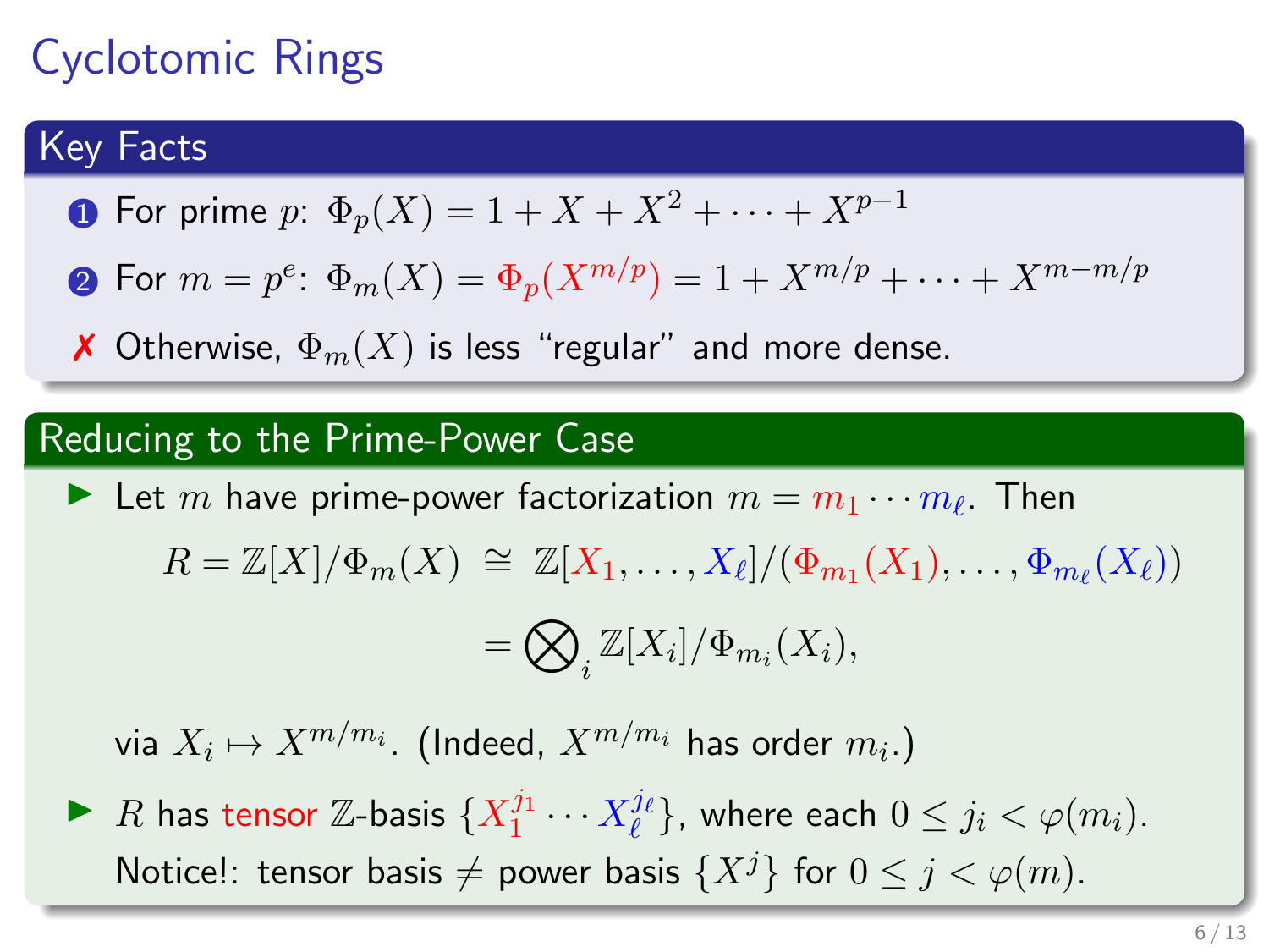# Cyclotomic Rings

## Key Facts

1. For prime $p$: $\Phi_p(X) = 1 + X + X^2 + \cdots + X^{p-1}$
2. For $m = p^e$: $\Phi_m(X) = \Phi_p(X^{m/p}) = 1 + X^{m/p} + \cdots + X^{m-m/p}$

✗ Otherwise, $\Phi_m(X)$ is less "regular" and more dense.

## Reducing to the Prime-Power Case

- Let $m$ have prime-power factorization $m = m_1 \cdots m_\ell$. Then

$$R = \mathbb{Z}[X]/\Phi_m(X) \;\cong\; \mathbb{Z}[X_1, \ldots, X_\ell]/(\Phi_{m_1}(X_1), \ldots, \Phi_{m_\ell}(X_\ell))$$

$$= \bigotimes_i \mathbb{Z}[X_i]/\Phi_{m_i}(X_i),$$

  via $X_i \mapsto X^{m/m_i}$. (Indeed, $X^{m/m_i}$ has order $m_i$.)

- $R$ has tensor $\mathbb{Z}$-basis $\{X_1^{j_1} \cdots X_\ell^{j_\ell}\}$, where each $0 \le j_i < \varphi(m_i)$.
  Notice!: tensor basis $\neq$ power basis $\{X^j\}$ for $0 \le j < \varphi(m)$.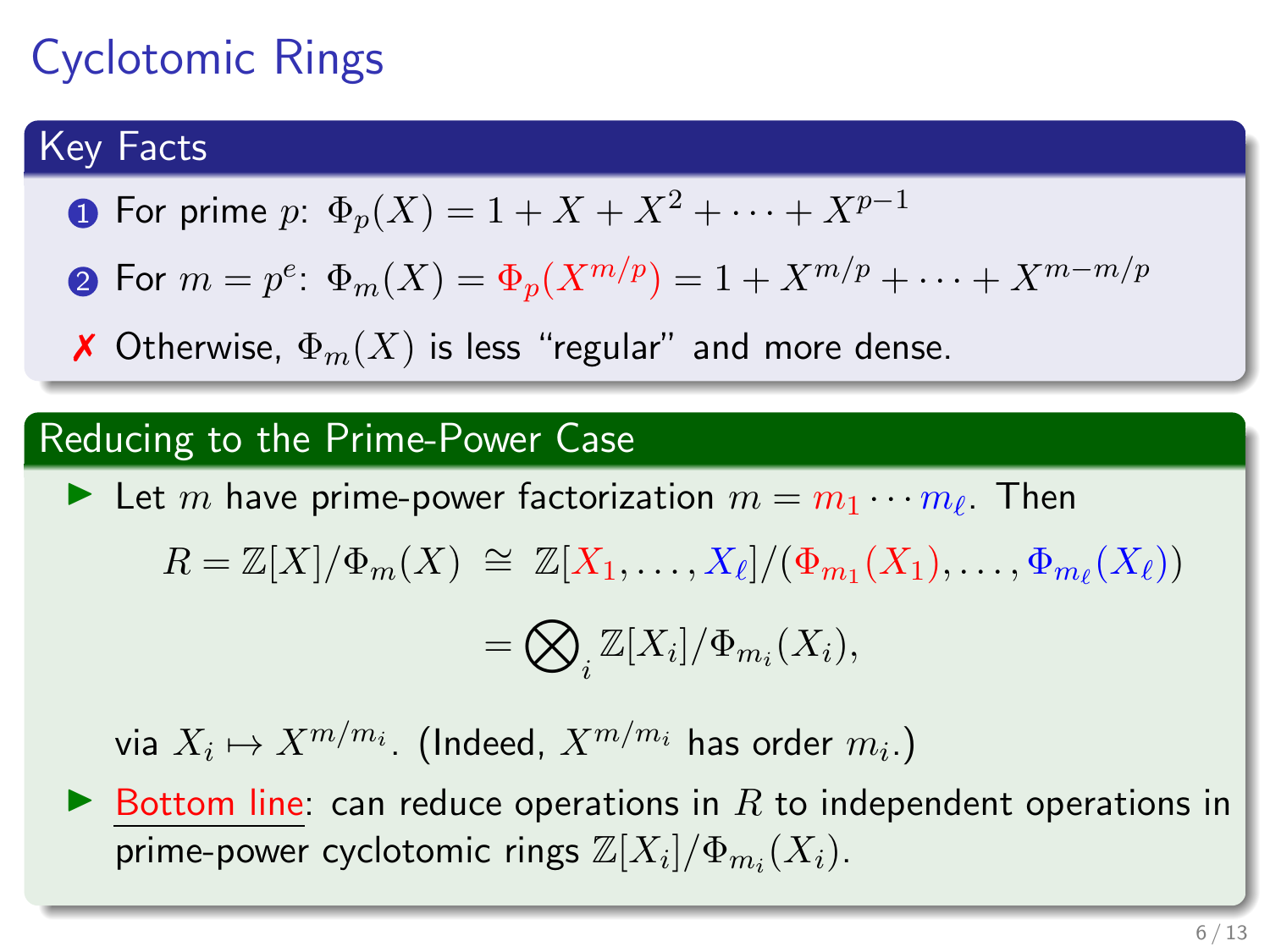# Cyclotomic Rings

## Key Facts

1. For prime $p$: $\Phi_p(X) = 1 + X + X^2 + \cdots + X^{p-1}$
2. For $m = p^e$: $\Phi_m(X) = \Phi_p(X^{m/p}) = 1 + X^{m/p} + \cdots + X^{m-m/p}$

✗ Otherwise, $\Phi_m(X)$ is less "regular" and more dense.

## Reducing to the Prime-Power Case

- Let $m$ have prime-power factorization $m = m_1 \cdots m_\ell$. Then

$$R = \mathbb{Z}[X]/\Phi_m(X) \;\cong\; \mathbb{Z}[X_1, \ldots, X_\ell]/(\Phi_{m_1}(X_1), \ldots, \Phi_{m_\ell}(X_\ell))$$

$$= \bigotimes_i \mathbb{Z}[X_i]/\Phi_{m_i}(X_i),$$

  via $X_i \mapsto X^{m/m_i}$. (Indeed, $X^{m/m_i}$ has order $m_i$.)

- Bottom line: can reduce operations in $R$ to independent operations in prime-power cyclotomic rings $\mathbb{Z}[X_i]/\Phi_{m_i}(X_i)$.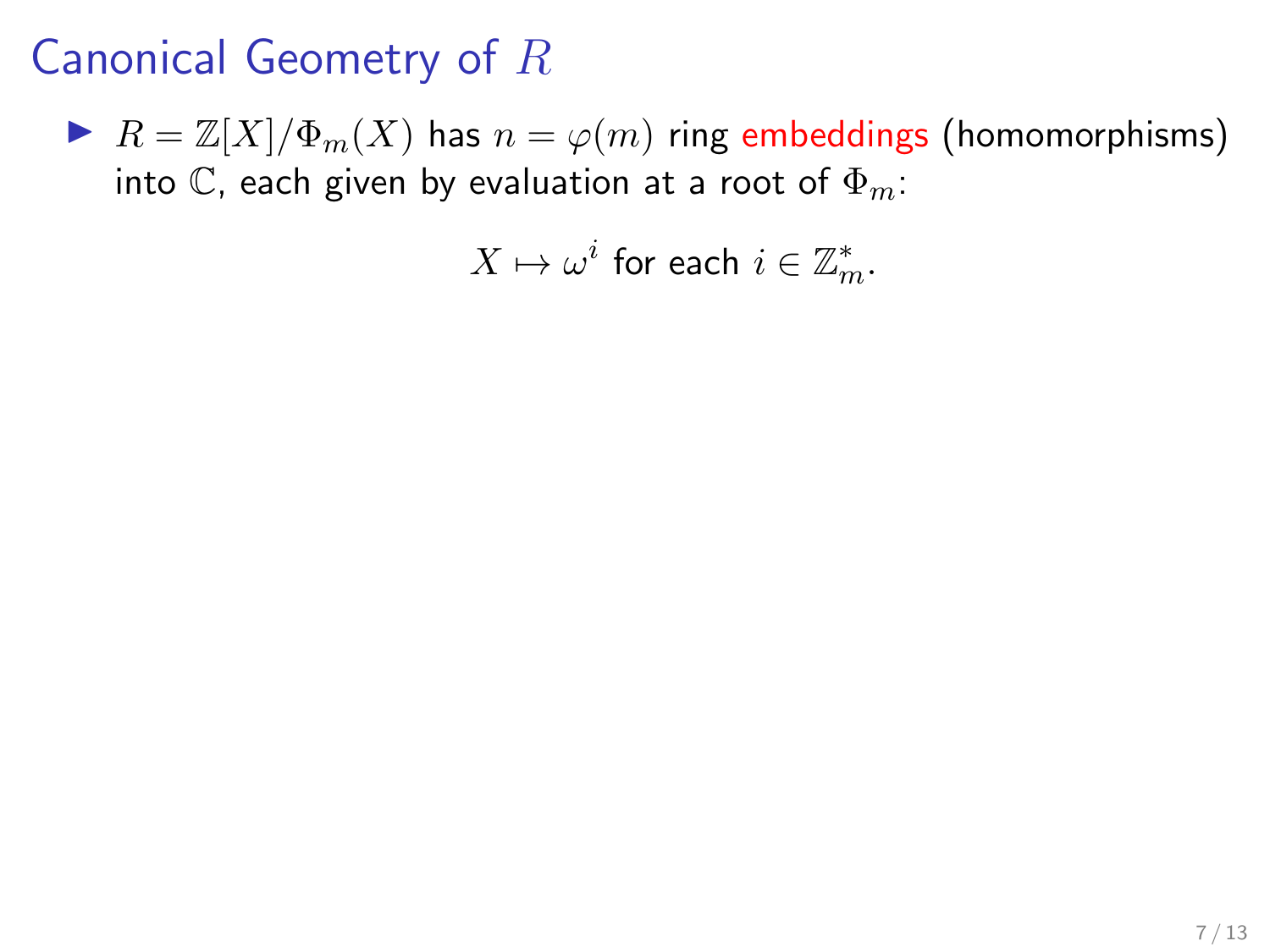# Canonical Geometry of $R$

- $R = \mathbb{Z}[X]/\Phi_m(X)$ has $n = \varphi(m)$ ring embeddings (homomorphisms) into $\mathbb{C}$, each given by evaluation at a root of $\Phi_m$:

$$X \mapsto \omega^i \text{ for each } i \in \mathbb{Z}_m^*.$$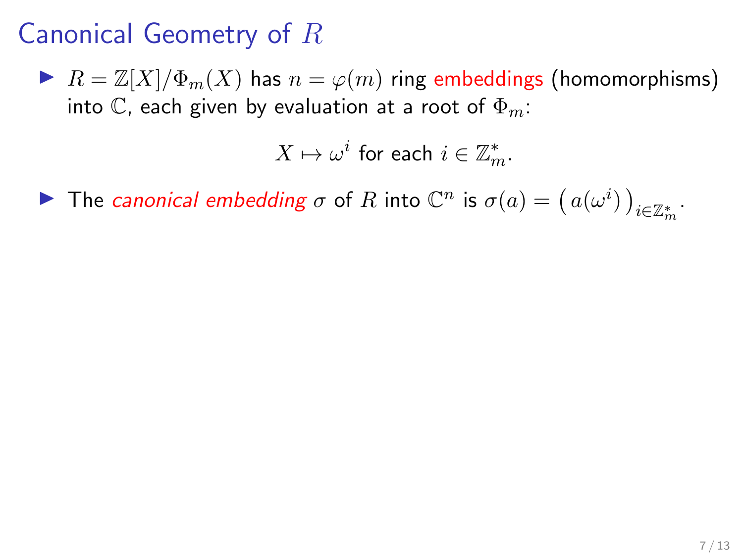# Canonical Geometry of $R$

- $R = \mathbb{Z}[X]/\Phi_m(X)$ has $n = \varphi(m)$ ring embeddings (homomorphisms) into $\mathbb{C}$, each given by evaluation at a root of $\Phi_m$:

$$X \mapsto \omega^i \text{ for each } i \in \mathbb{Z}_m^*.$$

- The *canonical embedding* $\sigma$ of $R$ into $\mathbb{C}^n$ is $\sigma(a) = \big(\, a(\omega^i) \,\big)_{i \in \mathbb{Z}_m^*}$.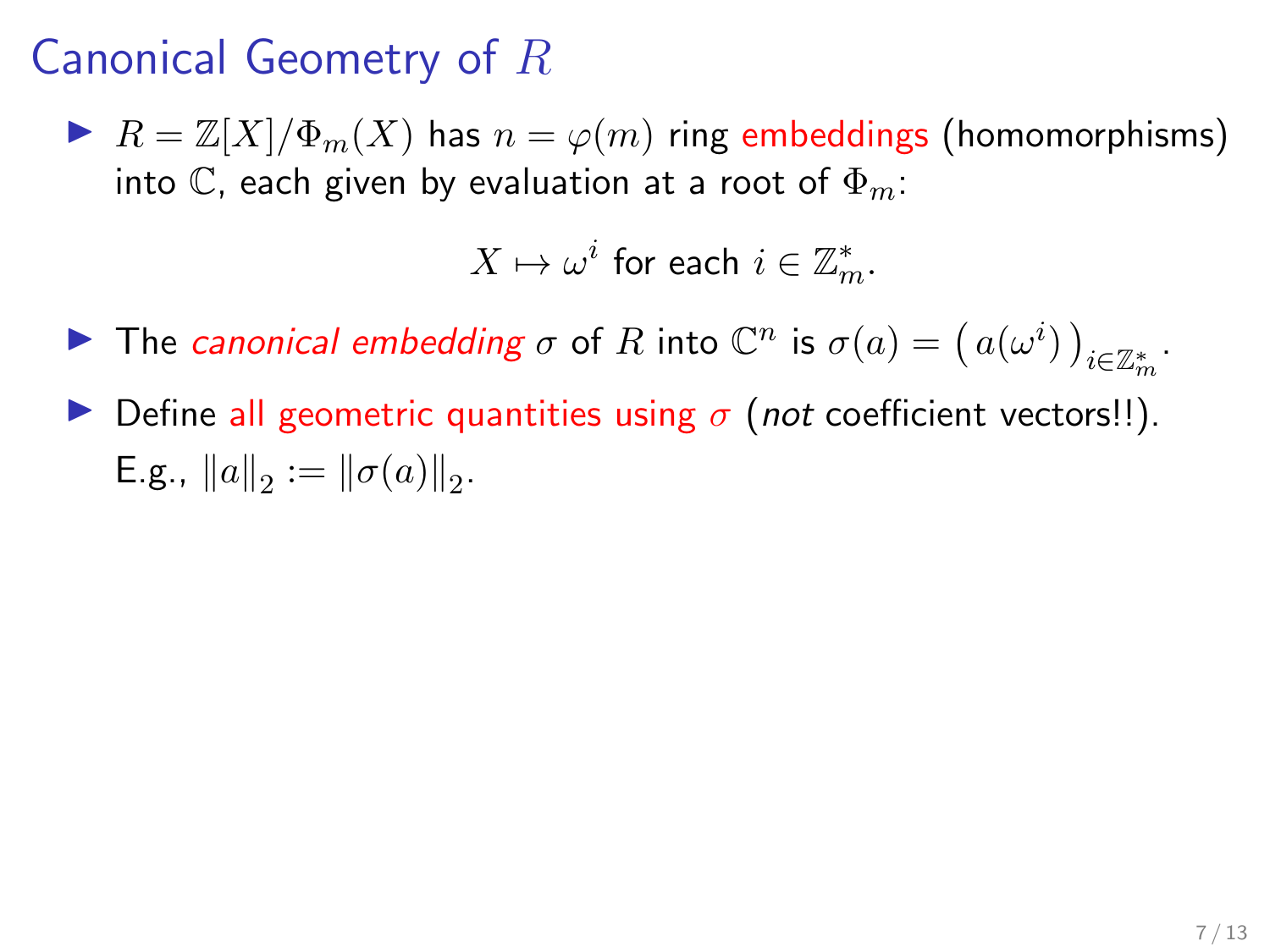# Canonical Geometry of $R$

- $R = \mathbb{Z}[X]/\Phi_m(X)$ has $n = \varphi(m)$ ring embeddings (homomorphisms) into $\mathbb{C}$, each given by evaluation at a root of $\Phi_m$:

$$X \mapsto \omega^i \text{ for each } i \in \mathbb{Z}_m^*.$$

- The *canonical embedding* $\sigma$ of $R$ into $\mathbb{C}^n$ is $\sigma(a) = \big(\, a(\omega^i) \,\big)_{i \in \mathbb{Z}_m^*}$.
- Define all geometric quantities using $\sigma$ (*not* coefficient vectors!!). E.g., $\|a\|_2 := \|\sigma(a)\|_2$.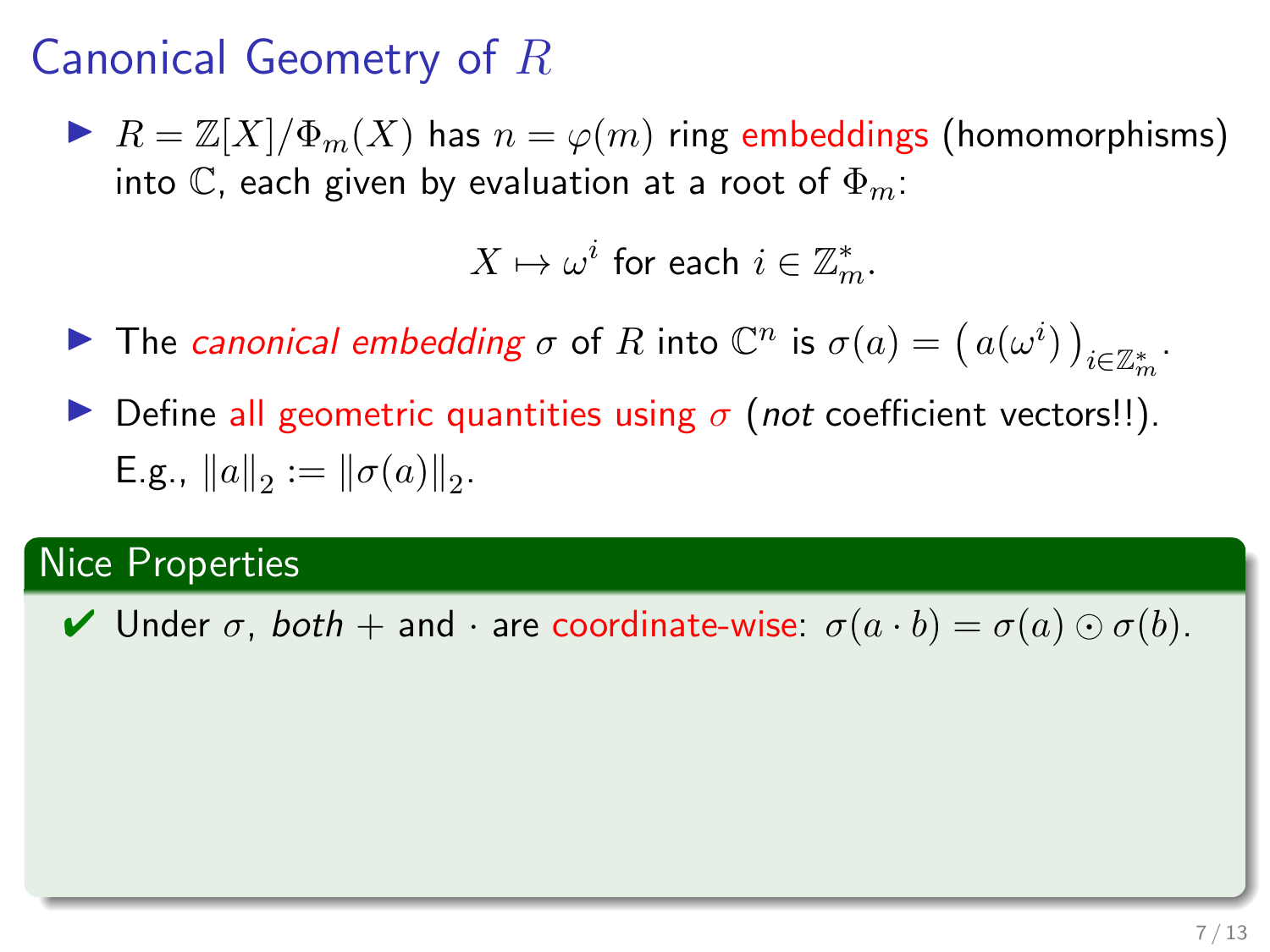# Canonical Geometry of $R$

- $R = \mathbb{Z}[X]/\Phi_m(X)$ has $n = \varphi(m)$ ring embeddings (homomorphisms) into $\mathbb{C}$, each given by evaluation at a root of $\Phi_m$:

$$X \mapsto \omega^i \text{ for each } i \in \mathbb{Z}_m^*.$$

- The *canonical embedding* $\sigma$ of $R$ into $\mathbb{C}^n$ is $\sigma(a) = \big( a(\omega^i) \big)_{i \in \mathbb{Z}_m^*}$.
- Define all geometric quantities using $\sigma$ (*not* coefficient vectors!!). E.g., $\|a\|_2 := \|\sigma(a)\|_2$.

## Nice Properties

✔ Under $\sigma$, *both* $+$ and $\cdot$ are coordinate-wise: $\sigma(a \cdot b) = \sigma(a) \odot \sigma(b)$.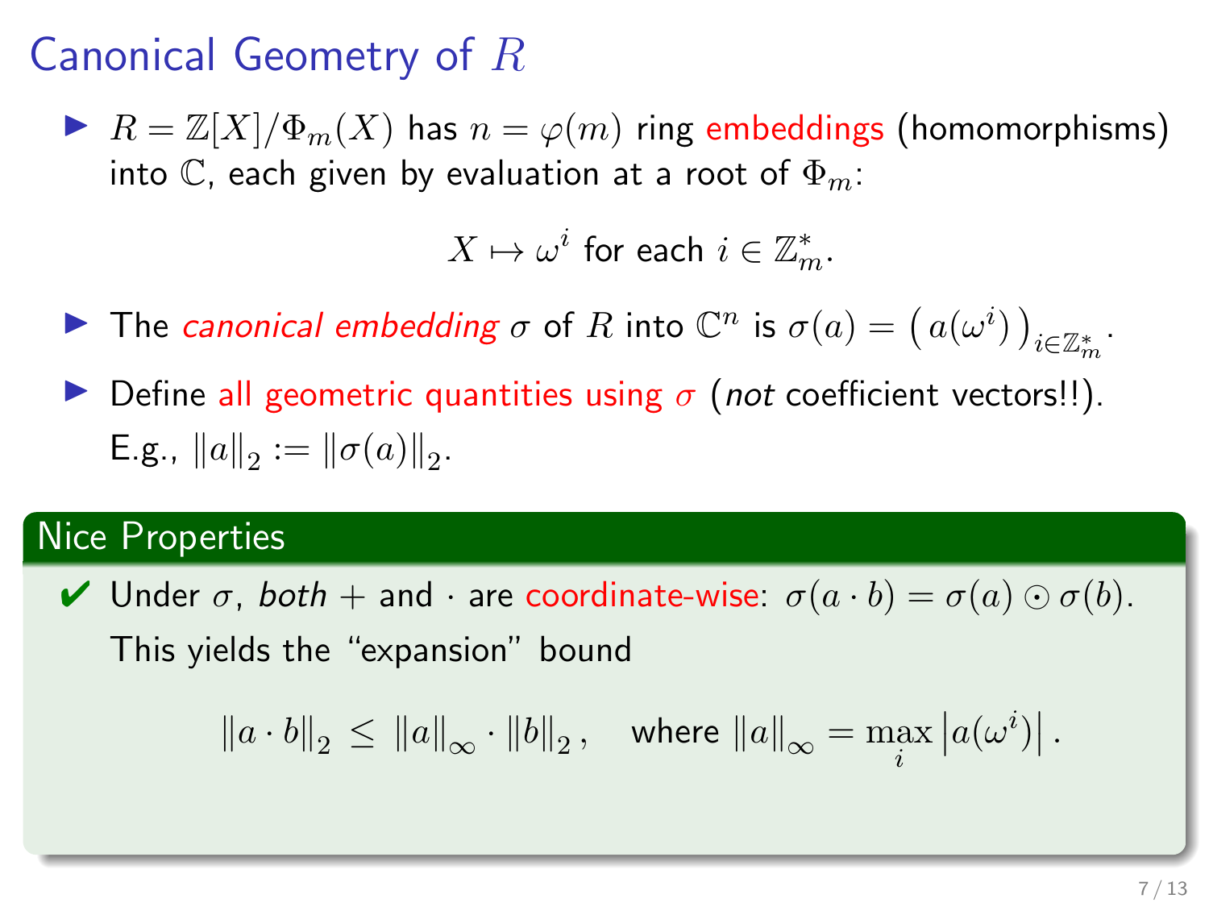# Canonical Geometry of $R$

- $R = \mathbb{Z}[X]/\Phi_m(X)$ has $n = \varphi(m)$ ring embeddings (homomorphisms) into $\mathbb{C}$, each given by evaluation at a root of $\Phi_m$:

$$X \mapsto \omega^i \text{ for each } i \in \mathbb{Z}_m^*.$$

- The *canonical embedding* $\sigma$ of $R$ into $\mathbb{C}^n$ is $\sigma(a) = \big( a(\omega^i) \big)_{i \in \mathbb{Z}_m^*}$.
- Define all geometric quantities using $\sigma$ (*not* coefficient vectors!!). E.g., $\|a\|_2 := \|\sigma(a)\|_2$.

## Nice Properties

✔ Under $\sigma$, *both* $+$ and $\cdot$ are coordinate-wise: $\sigma(a \cdot b) = \sigma(a) \odot \sigma(b)$.

This yields the "expansion" bound

$$\|a \cdot b\|_2 \le \|a\|_\infty \cdot \|b\|_2 , \quad \text{where } \|a\|_\infty = \max_i \left| a(\omega^i) \right| .$$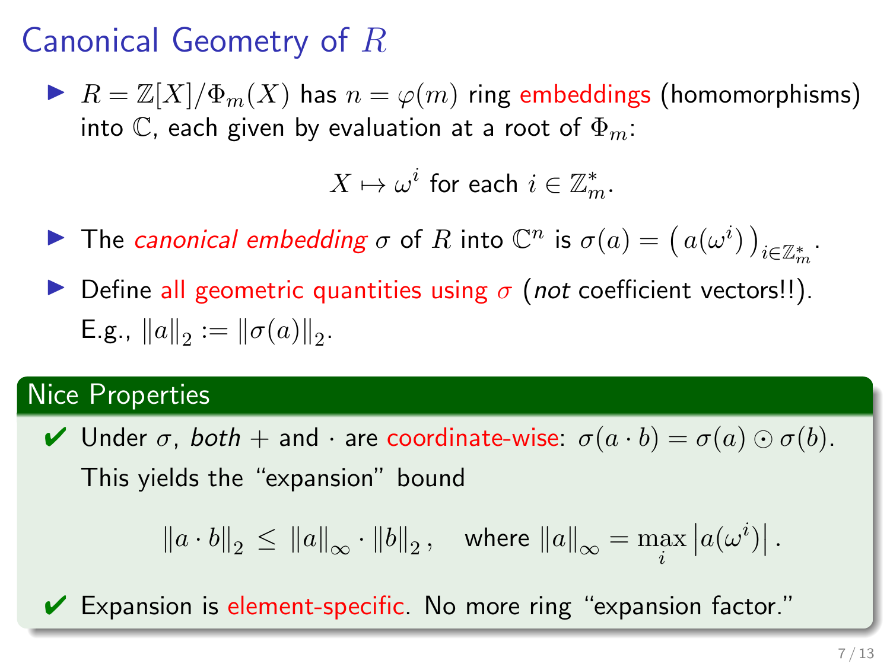# Canonical Geometry of $R$

- $R = \mathbb{Z}[X]/\Phi_m(X)$ has $n = \varphi(m)$ ring embeddings (homomorphisms) into $\mathbb{C}$, each given by evaluation at a root of $\Phi_m$:

$$X \mapsto \omega^i \text{ for each } i \in \mathbb{Z}_m^*.$$

- The *canonical embedding* $\sigma$ of $R$ into $\mathbb{C}^n$ is $\sigma(a) = \big( a(\omega^i) \big)_{i \in \mathbb{Z}_m^*}$.
- Define all geometric quantities using $\sigma$ (*not* coefficient vectors!!). E.g., $\|a\|_2 := \|\sigma(a)\|_2$.

## Nice Properties

✔ Under $\sigma$, *both* $+$ and $\cdot$ are coordinate-wise: $\sigma(a \cdot b) = \sigma(a) \odot \sigma(b)$. This yields the "expansion" bound

$$\|a \cdot b\|_2 \le \|a\|_\infty \cdot \|b\|_2 \,, \quad \text{where } \|a\|_\infty = \max_i \left| a(\omega^i) \right| .$$

✔ Expansion is element-specific. No more ring "expansion factor."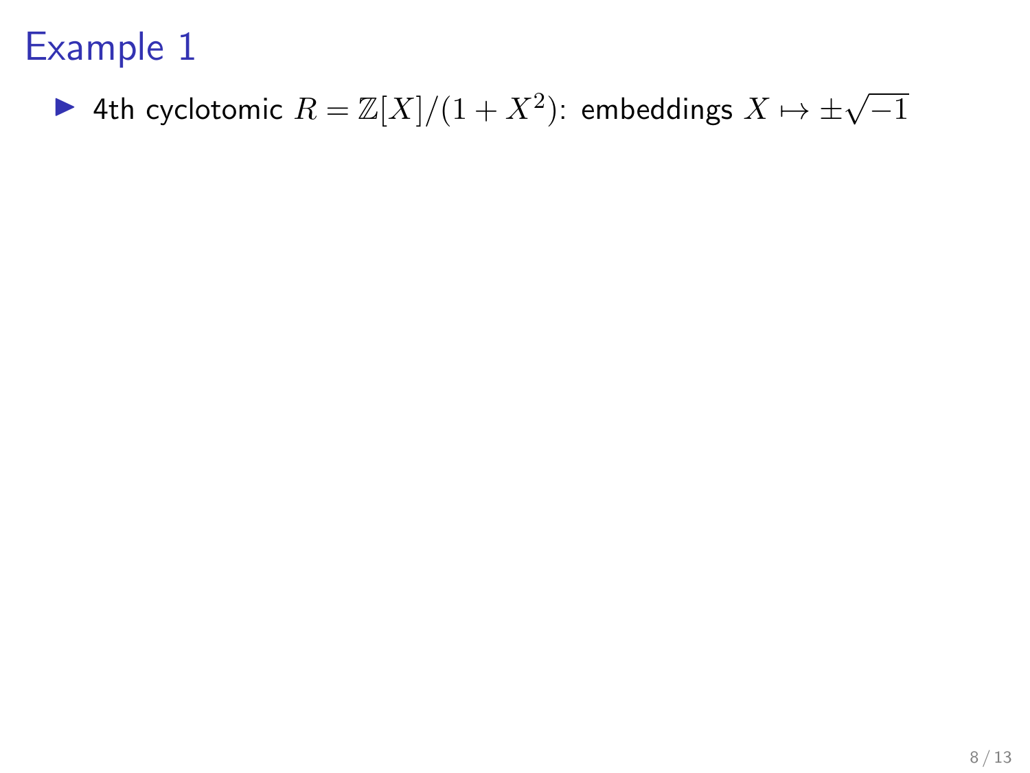# Example 1

- 4th cyclotomic $R = \mathbb{Z}[X]/(1 + X^2)$: embeddings $X \mapsto \pm\sqrt{-1}$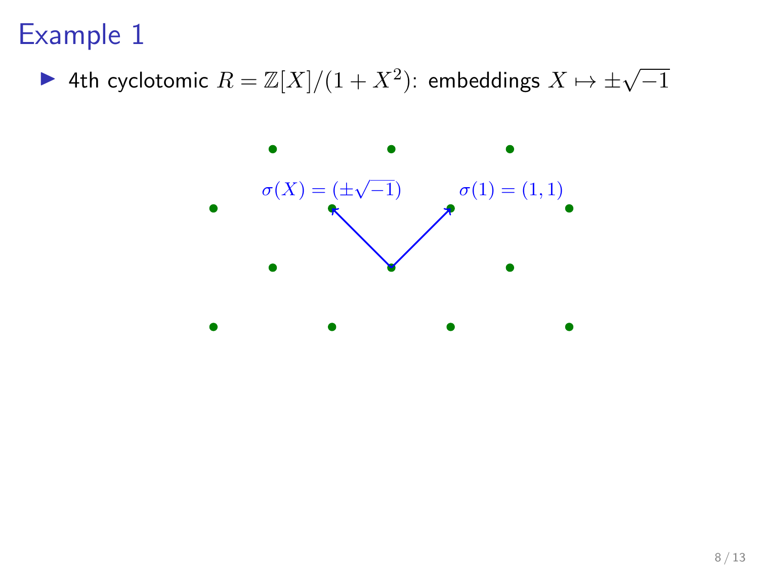# Example 1

- 4th cyclotomic $R = \mathbb{Z}[X]/(1+X^2)$: embeddings $X \mapsto \pm\sqrt{-1}$

$\sigma(X) = (\pm\sqrt{-1})$ $\sigma(1) = (1,1)$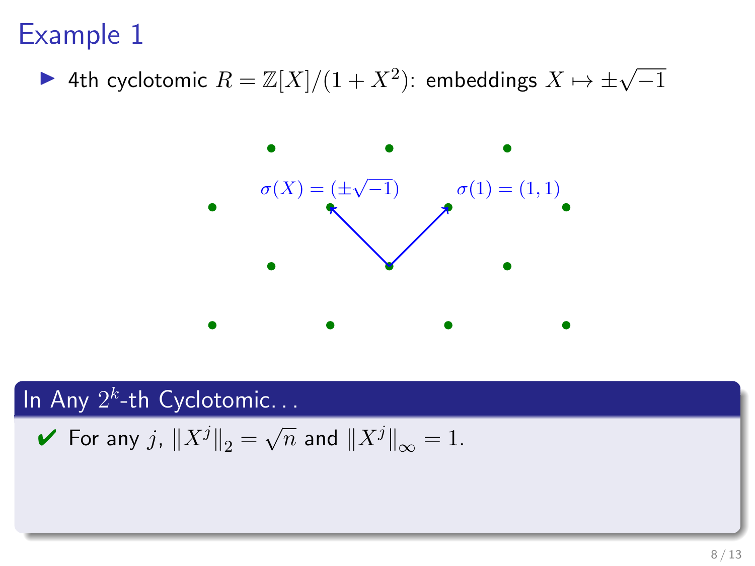# Example 1

- 4th cyclotomic $R = \mathbb{Z}[X]/(1 + X^2)$: embeddings $X \mapsto \pm\sqrt{-1}$

$\sigma(X) = (\pm\sqrt{-1})$  $\sigma(1) = (1, 1)$

**In Any $2^k$-th Cyclotomic...**

✔ For any $j$, $\|X^j\|_2 = \sqrt{n}$ and $\|X^j\|_\infty = 1$.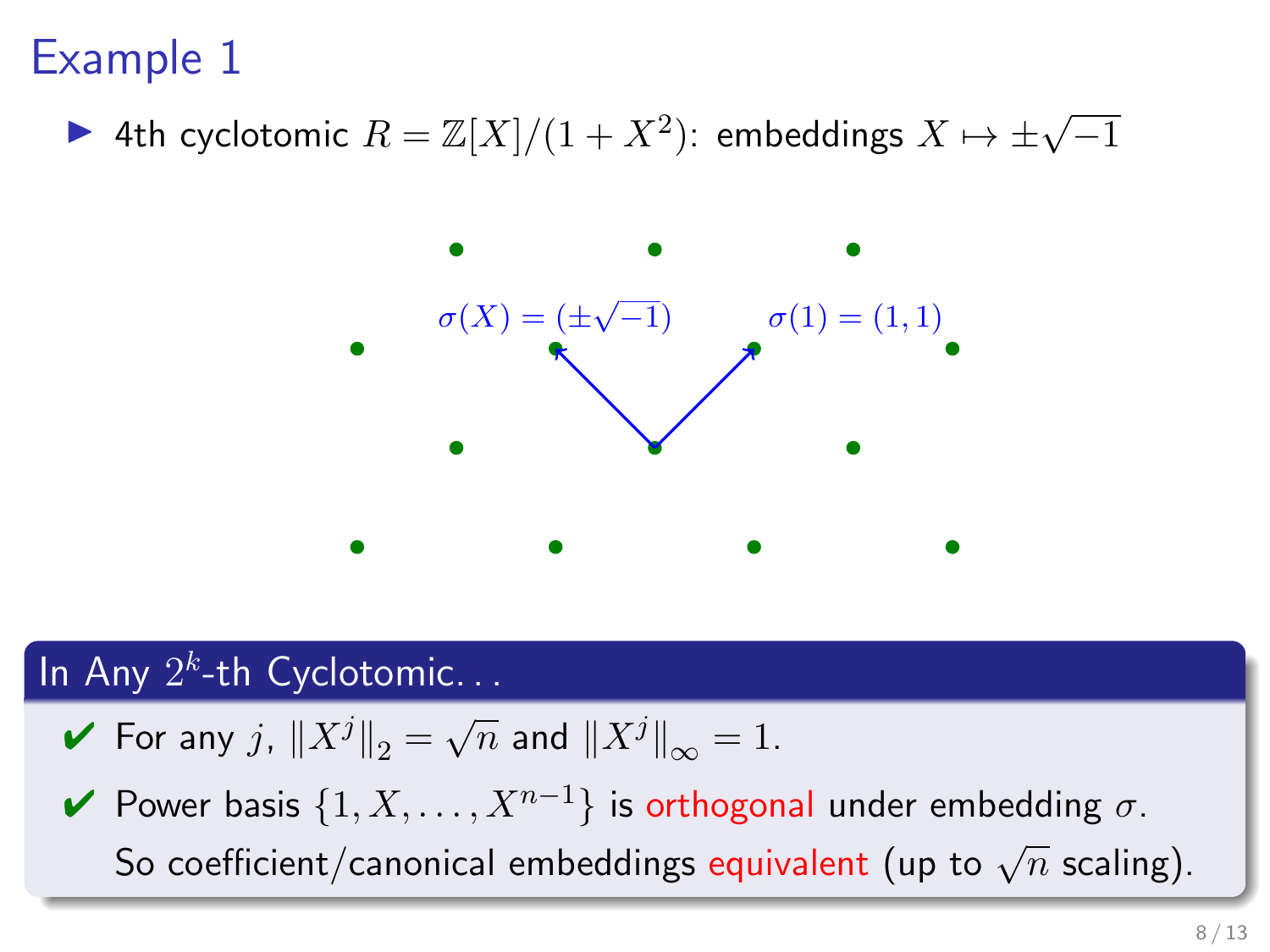# Example 1

- 4th cyclotomic $R = \mathbb{Z}[X]/(1+X^2)$: embeddings $X \mapsto \pm\sqrt{-1}$

$\sigma(X) = (\pm\sqrt{-1})$    $\sigma(1) = (1,1)$

### In Any $2^k$-th Cyclotomic...

- ✔ For any $j$, $\|X^j\|_2 = \sqrt{n}$ and $\|X^j\|_\infty = 1$.
- ✔ Power basis $\{1, X, \ldots, X^{n-1}\}$ is orthogonal under embedding $\sigma$.
  So coefficient/canonical embeddings equivalent (up to $\sqrt{n}$ scaling).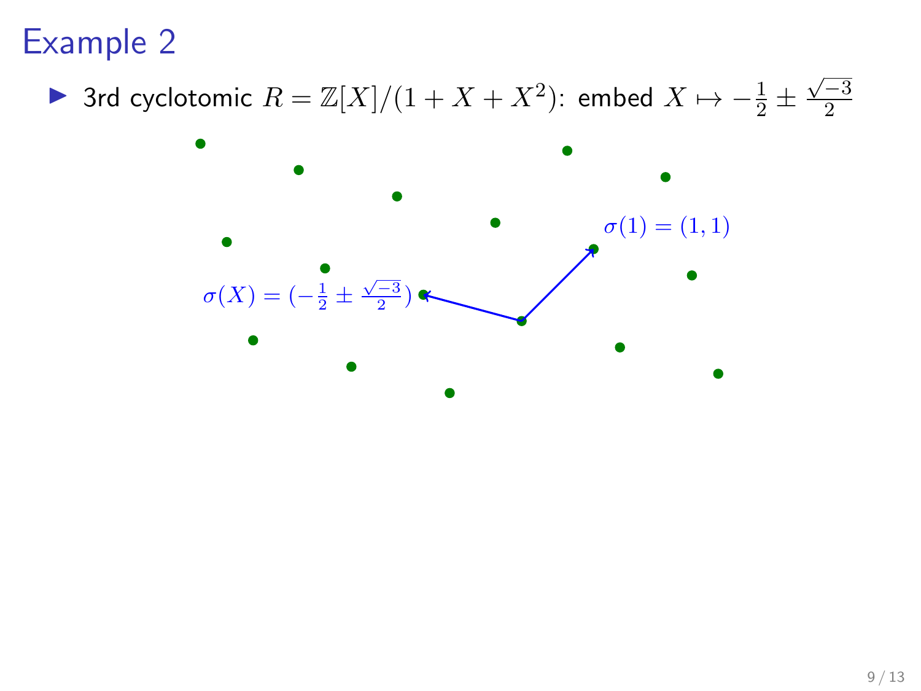# Example 2

- 3rd cyclotomic $R = \mathbb{Z}[X]/(1 + X + X^2)$: embed $X \mapsto -\frac{1}{2} \pm \frac{\sqrt{-3}}{2}$

$\sigma(1) = (1, 1)$

$\sigma(X) = (-\frac{1}{2} \pm \frac{\sqrt{-3}}{2})$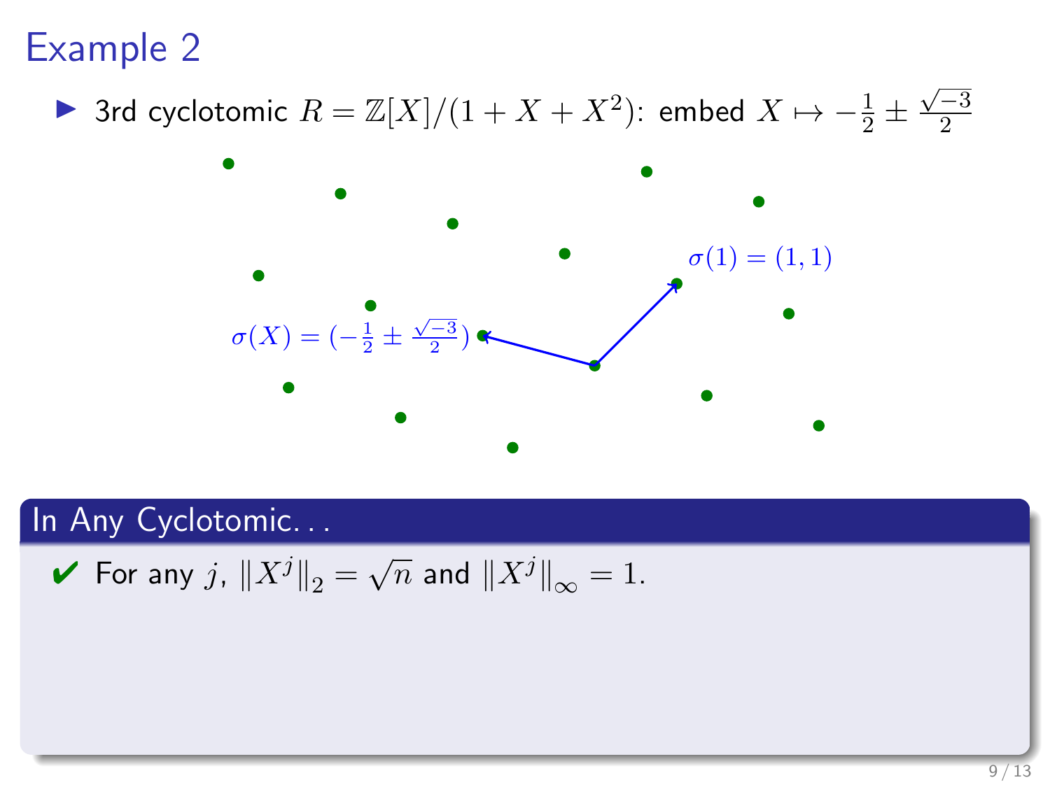# Example 2

- 3rd cyclotomic $R = \mathbb{Z}[X]/(1 + X + X^2)$: embed $X \mapsto -\frac{1}{2} \pm \frac{\sqrt{-3}}{2}$

$\sigma(1) = (1, 1)$

$\sigma(X) = (-\frac{1}{2} \pm \frac{\sqrt{-3}}{2})$

## In Any Cyclotomic...

- ✔ For any $j$, $\|X^j\|_2 = \sqrt{n}$ and $\|X^j\|_\infty = 1$.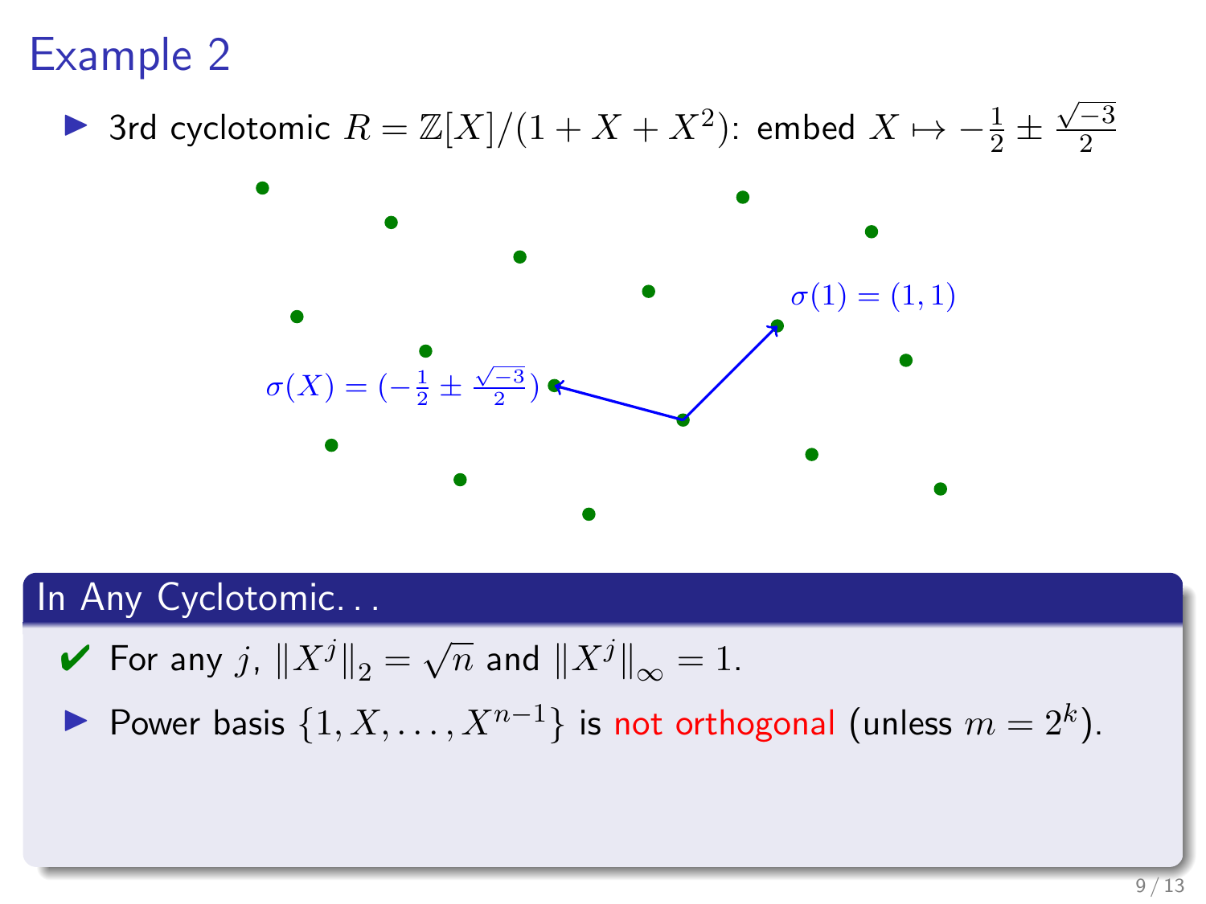# Example 2

- 3rd cyclotomic $R = \mathbb{Z}[X]/(1 + X + X^2)$: embed $X \mapsto -\frac{1}{2} \pm \frac{\sqrt{-3}}{2}$

$\sigma(1) = (1, 1)$

$\sigma(X) = (-\frac{1}{2} \pm \frac{\sqrt{-3}}{2})$

## In Any Cyclotomic. . .

- ✔ For any $j$, $\|X^j\|_2 = \sqrt{n}$ and $\|X^j\|_\infty = 1$.
- Power basis $\{1, X, \ldots, X^{n-1}\}$ is not orthogonal (unless $m = 2^k$).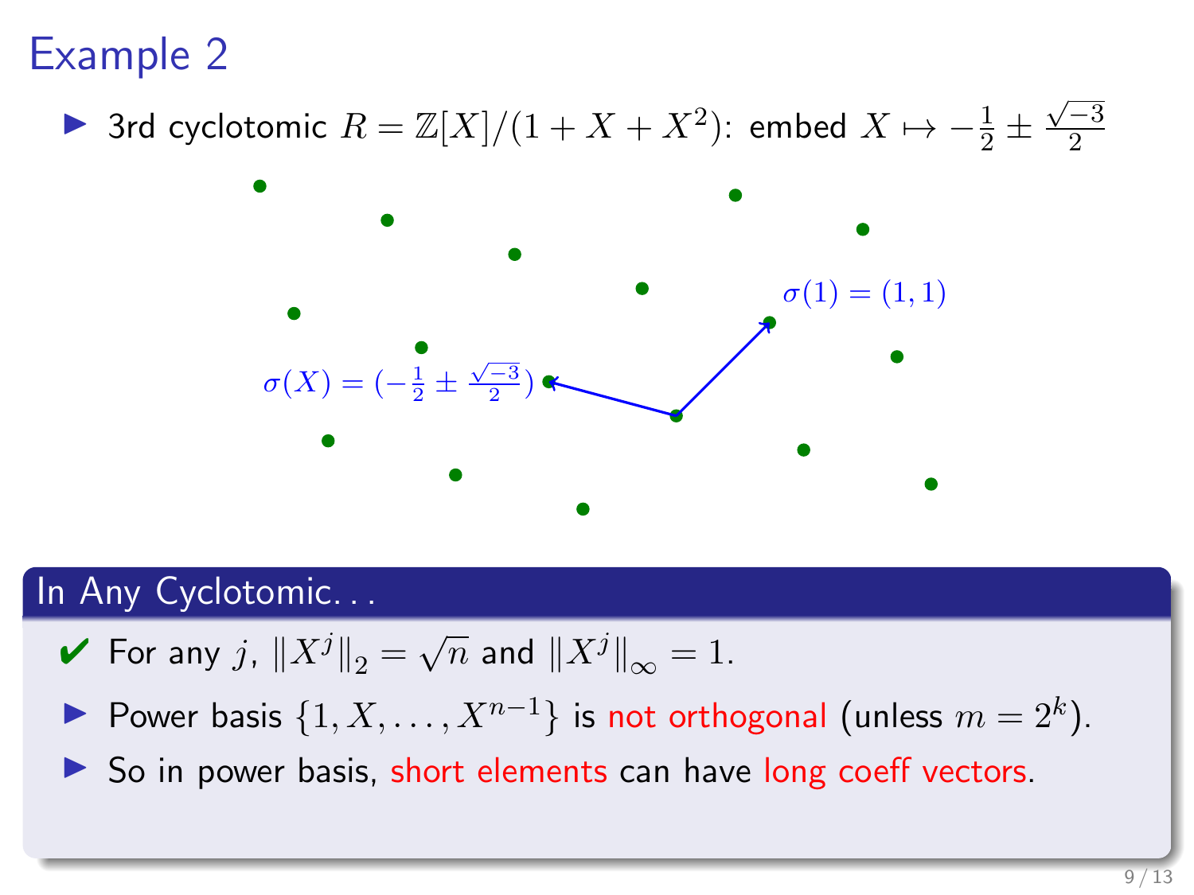# Example 2

- 3rd cyclotomic $R = \mathbb{Z}[X]/(1 + X + X^2)$: embed $X \mapsto -\frac{1}{2} \pm \frac{\sqrt{-3}}{2}$

$\sigma(1) = (1, 1)$

$\sigma(X) = (-\frac{1}{2} \pm \frac{\sqrt{-3}}{2})$

## In Any Cyclotomic...

- ✔ For any $j$, $\|X^j\|_2 = \sqrt{n}$ and $\|X^j\|_\infty = 1$.
- Power basis $\{1, X, \ldots, X^{n-1}\}$ is not orthogonal (unless $m = 2^k$).
- So in power basis, short elements can have long coeff vectors.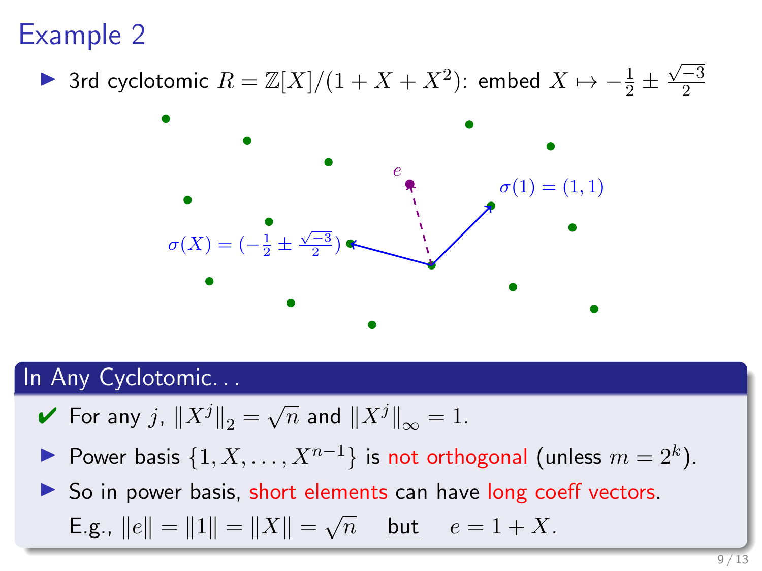# Example 2

- 3rd cyclotomic $R = \mathbb{Z}[X]/(1 + X + X^2)$: embed $X \mapsto -\frac{1}{2} \pm \frac{\sqrt{-3}}{2}$

$e$

$\sigma(1) = (1, 1)$

$\sigma(X) = (-\frac{1}{2} \pm \frac{\sqrt{-3}}{2})$

## In Any Cyclotomic...

- ✔ For any $j$, $\|X^j\|_2 = \sqrt{n}$ and $\|X^j\|_\infty = 1$.
- Power basis $\{1, X, \ldots, X^{n-1}\}$ is not orthogonal (unless $m = 2^k$).
- So in power basis, short elements can have long coeff vectors.

  E.g., $\|e\| = \|1\| = \|X\| = \sqrt{n}$ but $e = 1 + X$.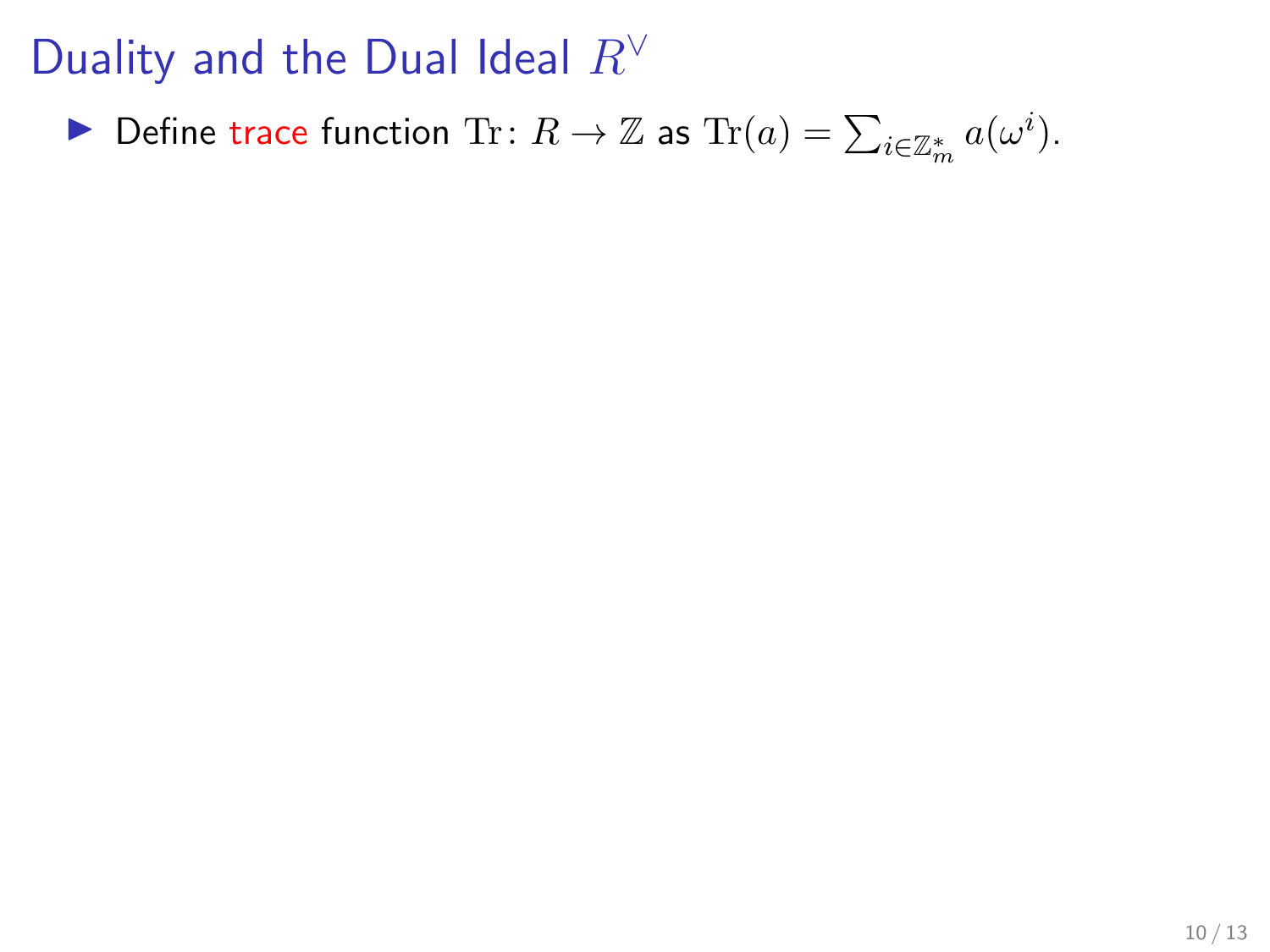# Duality and the Dual Ideal $R^\vee$

- Define trace function $\mathrm{Tr}\colon R \to \mathbb{Z}$ as $\mathrm{Tr}(a) = \sum_{i \in \mathbb{Z}_m^*} a(\omega^i)$.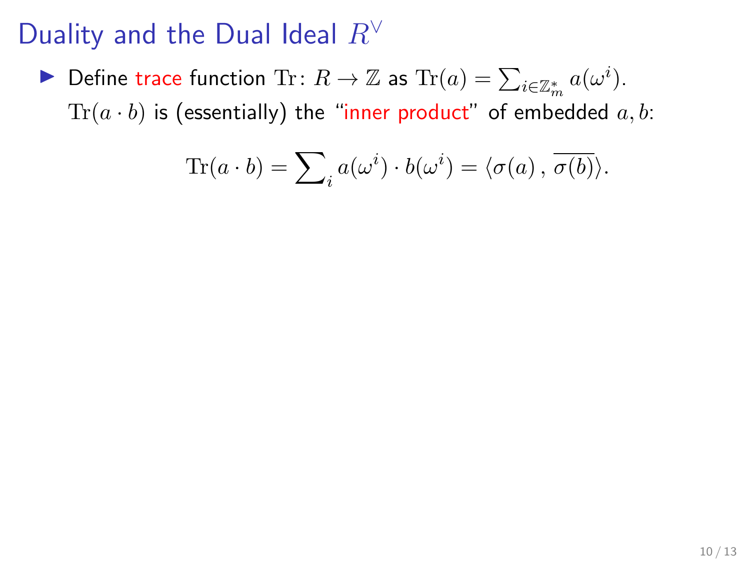# Duality and the Dual Ideal $R^\vee$

- Define trace function $\mathrm{Tr}\colon R \to \mathbb{Z}$ as $\mathrm{Tr}(a) = \sum_{i \in \mathbb{Z}_m^*} a(\omega^i)$.

  $\mathrm{Tr}(a \cdot b)$ is (essentially) the "inner product" of embedded $a, b$:

$$\mathrm{Tr}(a \cdot b) = \sum\nolimits_i a(\omega^i) \cdot b(\omega^i) = \langle \sigma(a) \, , \, \overline{\sigma(b)} \rangle.$$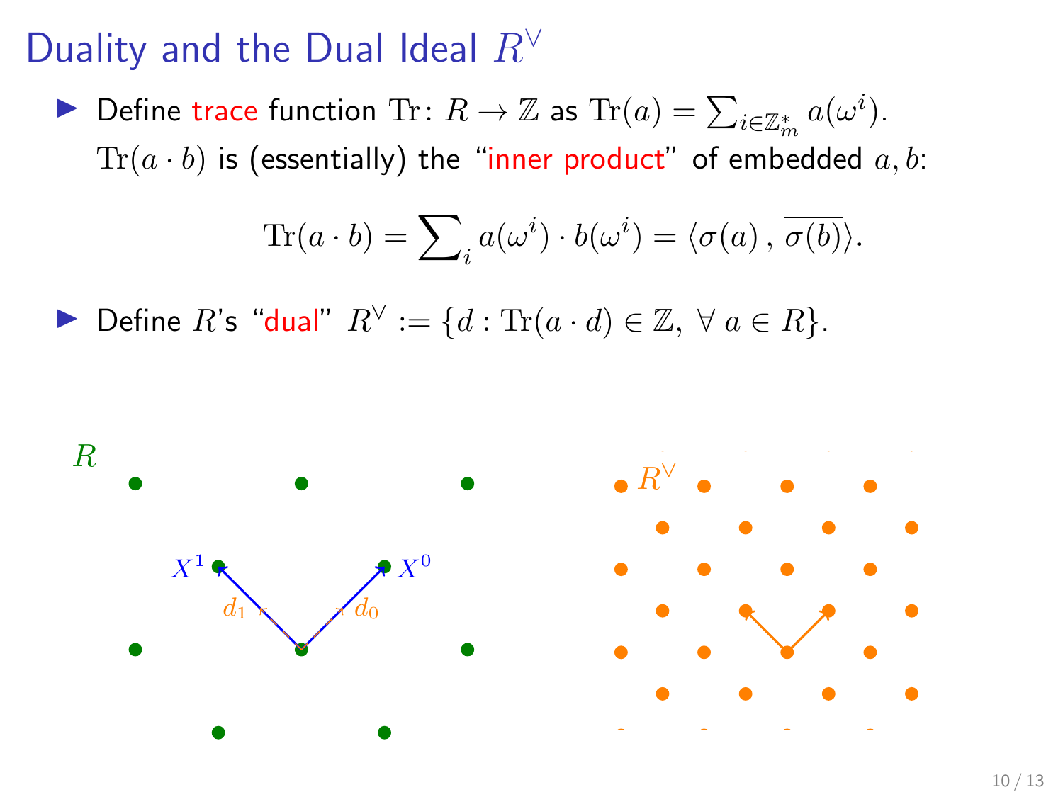# Duality and the Dual Ideal $R^\vee$

- Define trace function $\mathrm{Tr}\colon R \to \mathbb{Z}$ as $\mathrm{Tr}(a) = \sum_{i \in \mathbb{Z}_m^*} a(\omega^i)$.
  $\mathrm{Tr}(a \cdot b)$ is (essentially) the "inner product" of embedded $a, b$:

$$\mathrm{Tr}(a \cdot b) = \sum\nolimits_i a(\omega^i) \cdot b(\omega^i) = \langle \sigma(a) \, , \overline{\sigma(b)} \rangle.$$

- Define $R$'s "dual" $R^\vee := \{d : \mathrm{Tr}(a \cdot d) \in \mathbb{Z}, \; \forall \, a \in R\}$.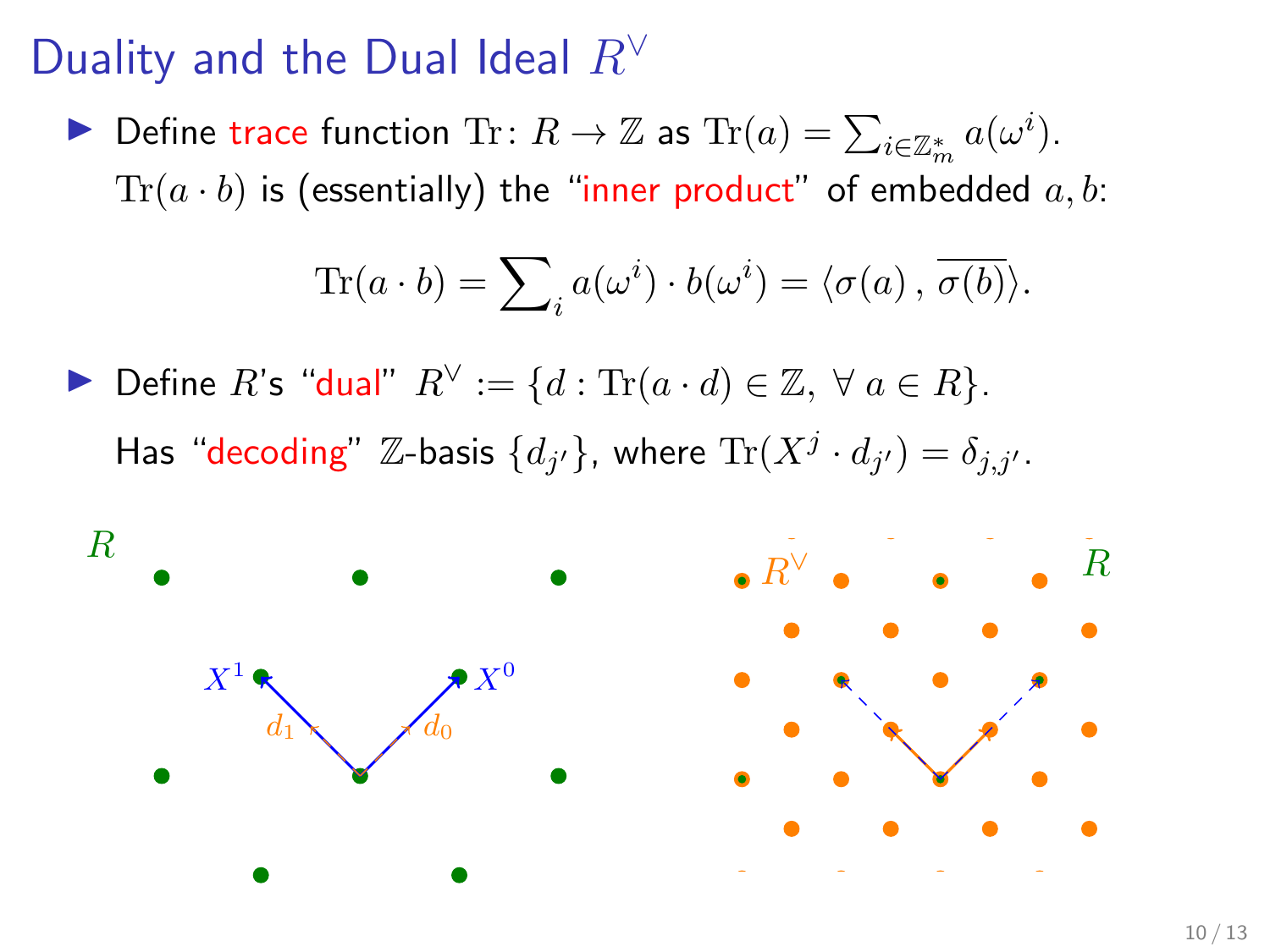# Duality and the Dual Ideal $R^\vee$

- Define trace function $\mathrm{Tr}\colon R \to \mathbb{Z}$ as $\mathrm{Tr}(a) = \sum_{i \in \mathbb{Z}_m^*} a(\omega^i)$.

  $\mathrm{Tr}(a \cdot b)$ is (essentially) the "inner product" of embedded $a, b$:

  $$\mathrm{Tr}(a \cdot b) = \sum\nolimits_i a(\omega^i) \cdot b(\omega^i) = \langle \sigma(a) \, , \, \overline{\sigma(b)} \rangle.$$

- Define $R$'s "dual" $R^\vee := \{d : \mathrm{Tr}(a \cdot d) \in \mathbb{Z}, \ \forall \ a \in R\}$.

  Has "decoding" $\mathbb{Z}$-basis $\{d_{j'}\}$, where $\mathrm{Tr}(X^j \cdot d_{j'}) = \delta_{j,j'}$.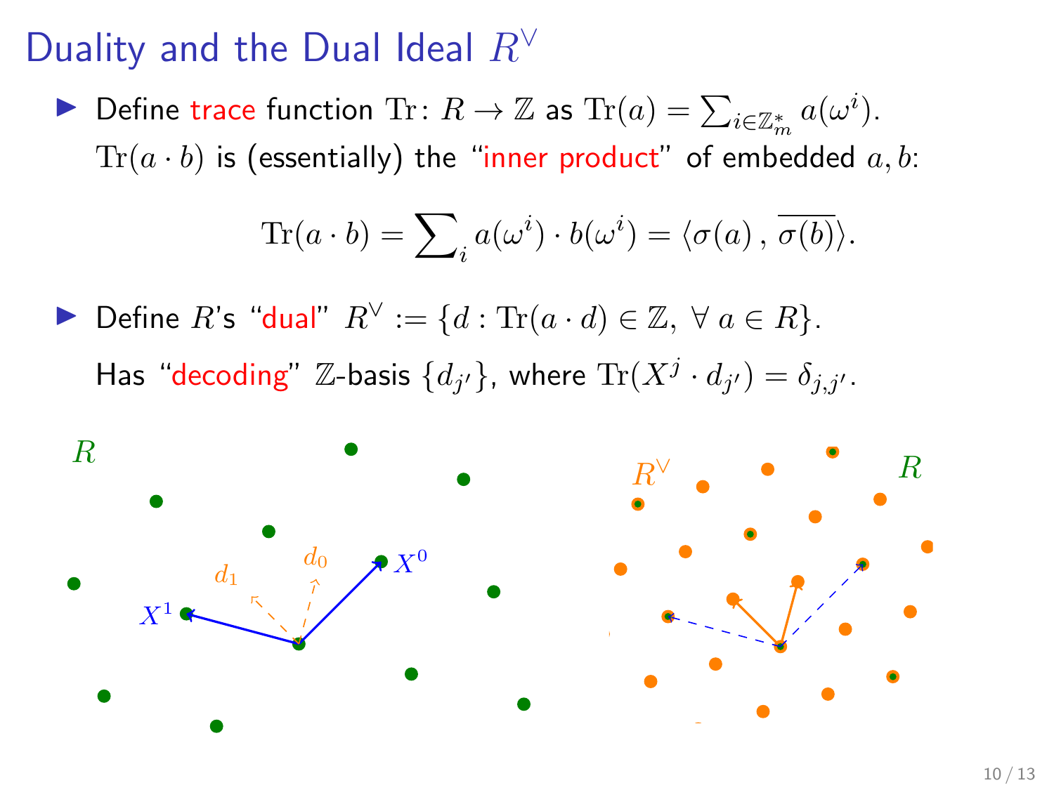# Duality and the Dual Ideal $R^\vee$

- Define trace function $\mathrm{Tr}\colon R \to \mathbb{Z}$ as $\mathrm{Tr}(a) = \sum_{i \in \mathbb{Z}_m^*} a(\omega^i)$.

  $\mathrm{Tr}(a \cdot b)$ is (essentially) the "inner product" of embedded $a, b$:

$$\mathrm{Tr}(a \cdot b) = \sum\nolimits_i a(\omega^i) \cdot b(\omega^i) = \langle \sigma(a)\,, \overline{\sigma(b)} \rangle.$$

- Define $R$'s "dual" $R^\vee := \{d : \mathrm{Tr}(a \cdot d) \in \mathbb{Z},\ \forall\, a \in R\}$.

  Has "decoding" $\mathbb{Z}$-basis $\{d_{j'}\}$, where $\mathrm{Tr}(X^j \cdot d_{j'}) = \delta_{j,j'}$.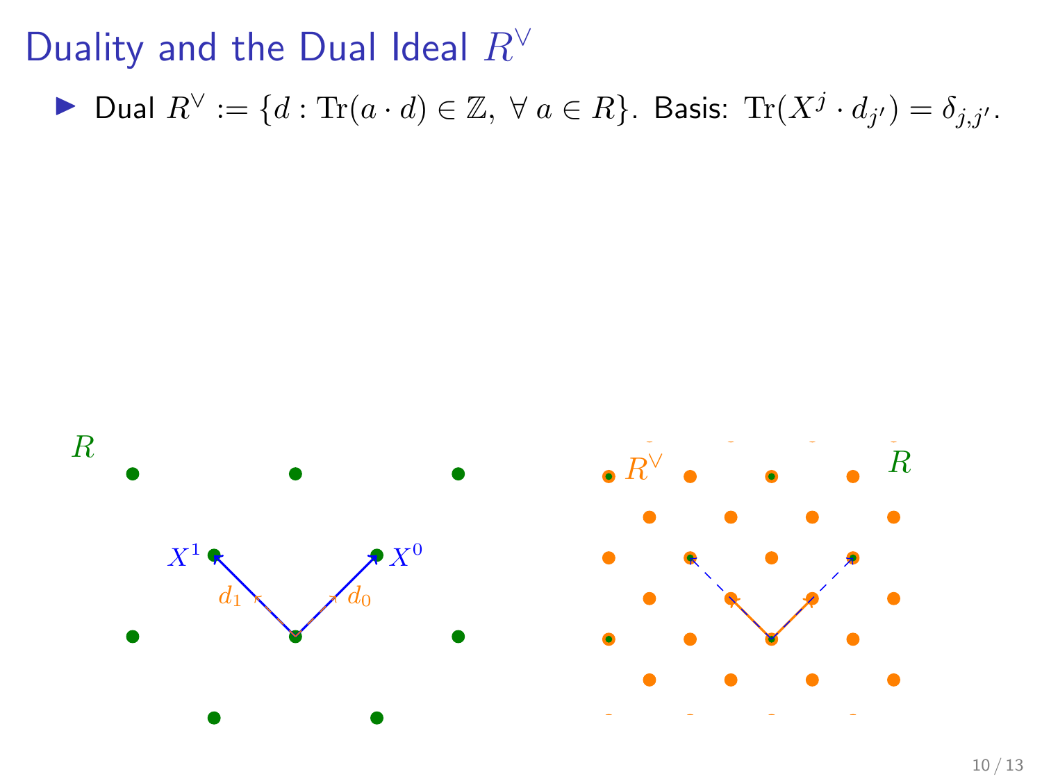# Duality and the Dual Ideal $R^\vee$

- Dual $R^\vee := \{d : \mathrm{Tr}(a \cdot d) \in \mathbb{Z},\ \forall\, a \in R\}$. Basis: $\mathrm{Tr}(X^j \cdot d_{j'}) = \delta_{j,j'}$.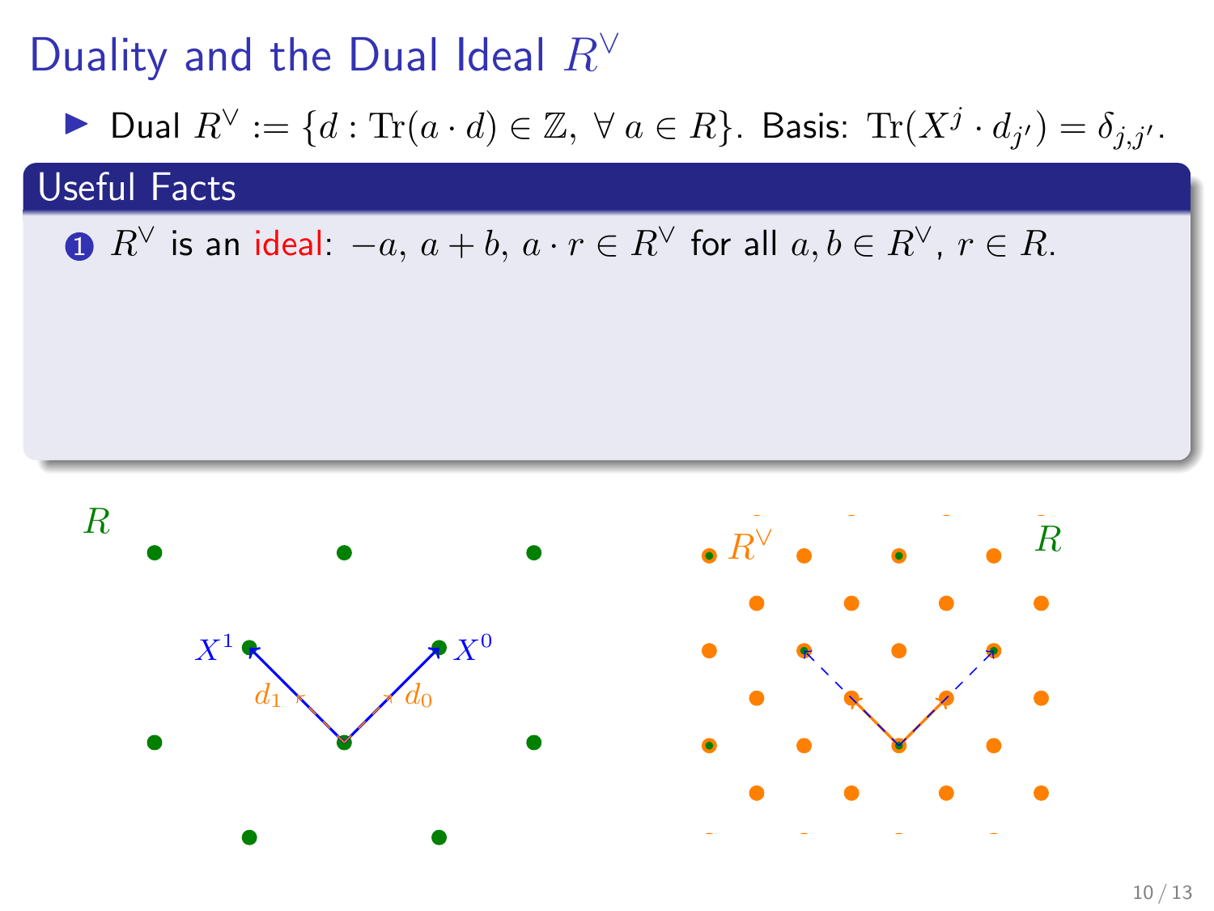# Duality and the Dual Ideal $R^\vee$

- Dual $R^\vee := \{d : \mathrm{Tr}(a \cdot d) \in \mathbb{Z},\ \forall\, a \in R\}$. Basis: $\mathrm{Tr}(X^j \cdot d_{j'}) = \delta_{j,j'}$.

### Useful Facts

1. $R^\vee$ is an ideal: $-a$, $a + b$, $a \cdot r \in R^\vee$ for all $a, b \in R^\vee$, $r \in R$.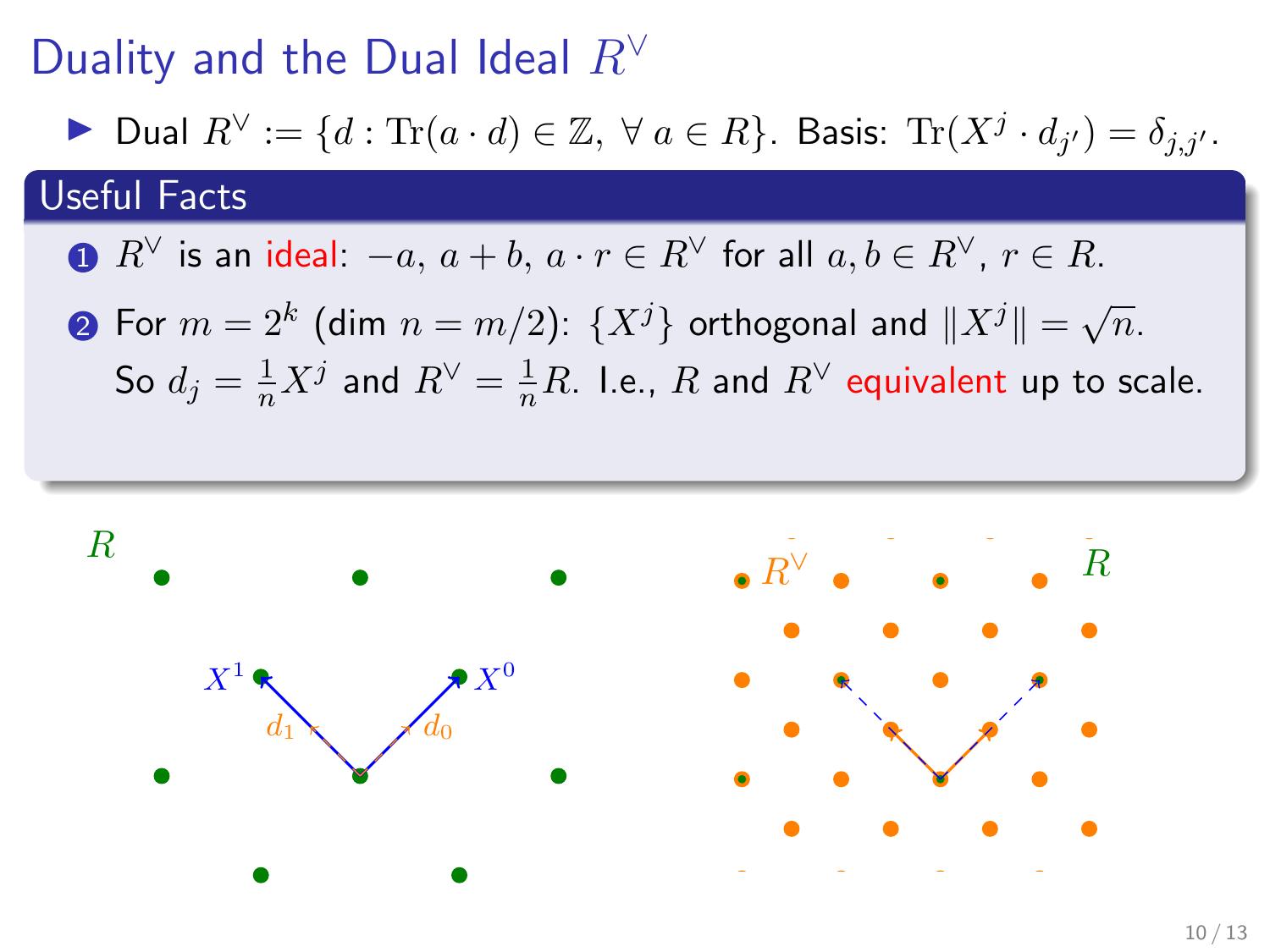# Duality and the Dual Ideal $R^\vee$

- Dual $R^\vee := \{d : \mathrm{Tr}(a \cdot d) \in \mathbb{Z},\ \forall\, a \in R\}$. Basis: $\mathrm{Tr}(X^j \cdot d_{j'}) = \delta_{j,j'}$.

## Useful Facts

1. $R^\vee$ is an ideal: $-a$, $a + b$, $a \cdot r \in R^\vee$ for all $a, b \in R^\vee$, $r \in R$.
2. For $m = 2^k$ (dim $n = m/2$): $\{X^j\}$ orthogonal and $\|X^j\| = \sqrt{n}$.
   So $d_j = \frac{1}{n} X^j$ and $R^\vee = \frac{1}{n} R$. I.e., $R$ and $R^\vee$ equivalent up to scale.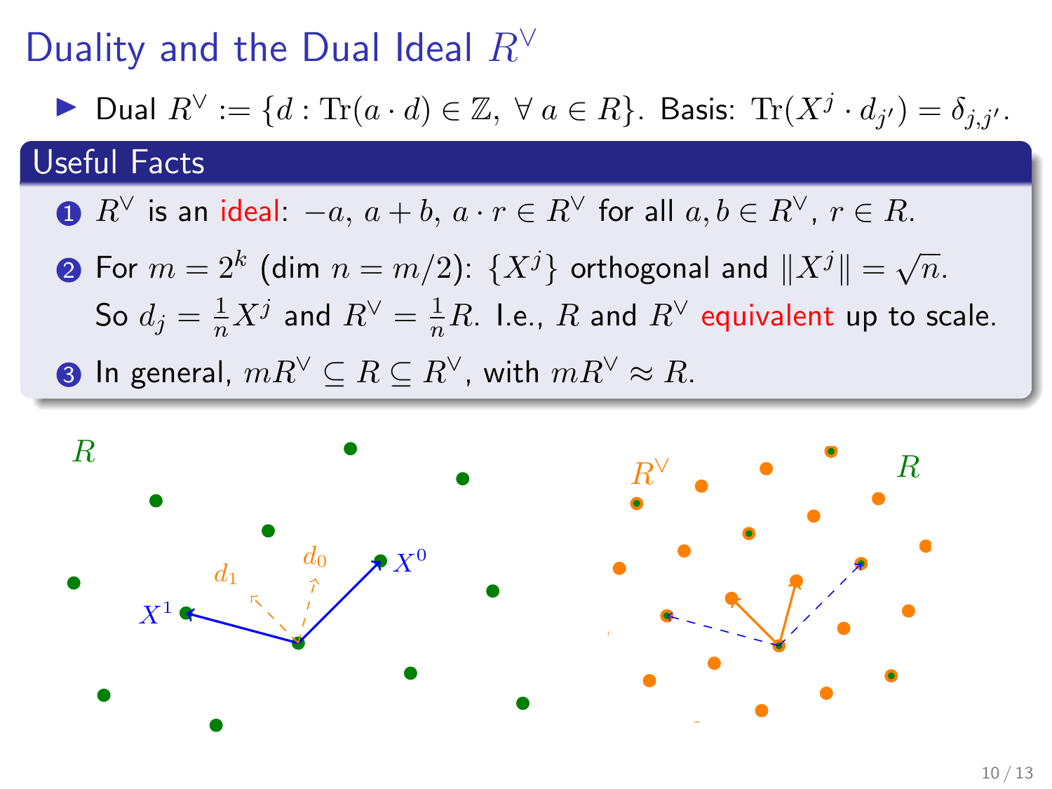# Duality and the Dual Ideal $R^\vee$

- Dual $R^\vee := \{d : \mathrm{Tr}(a \cdot d) \in \mathbb{Z},\ \forall\, a \in R\}$. Basis: $\mathrm{Tr}(X^j \cdot d_{j'}) = \delta_{j,j'}$.

## Useful Facts

1. $R^\vee$ is an ideal: $-a,\ a+b,\ a \cdot r \in R^\vee$ for all $a, b \in R^\vee$, $r \in R$.
2. For $m = 2^k$ (dim $n = m/2$): $\{X^j\}$ orthogonal and $\|X^j\| = \sqrt{n}$.
   So $d_j = \frac{1}{n} X^j$ and $R^\vee = \frac{1}{n} R$. I.e., $R$ and $R^\vee$ equivalent up to scale.
3. In general, $mR^\vee \subseteq R \subseteq R^\vee$, with $mR^\vee \approx R$.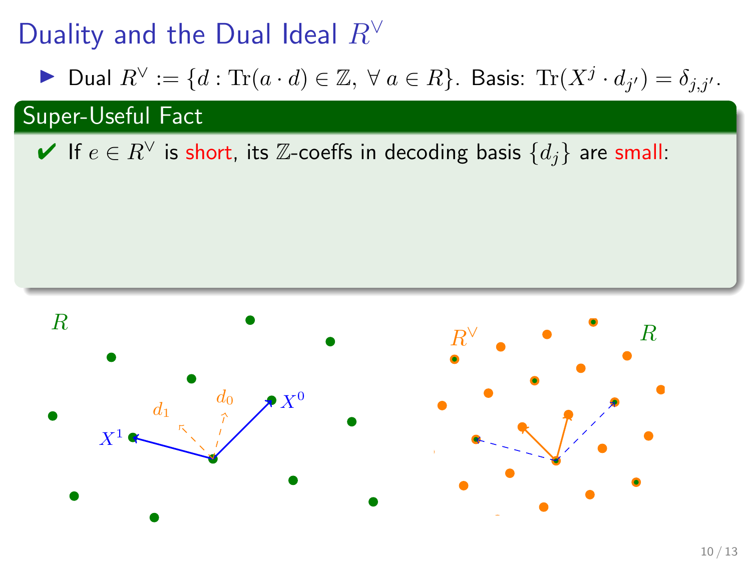# Duality and the Dual Ideal $R^\vee$

- Dual $R^\vee := \{d : \mathrm{Tr}(a \cdot d) \in \mathbb{Z},\ \forall\, a \in R\}$. Basis: $\mathrm{Tr}(X^j \cdot d_{j'}) = \delta_{j,j'}$.

**Super-Useful Fact**

✔ If $e \in R^\vee$ is short, its $\mathbb{Z}$-coeffs in decoding basis $\{d_j\}$ are small: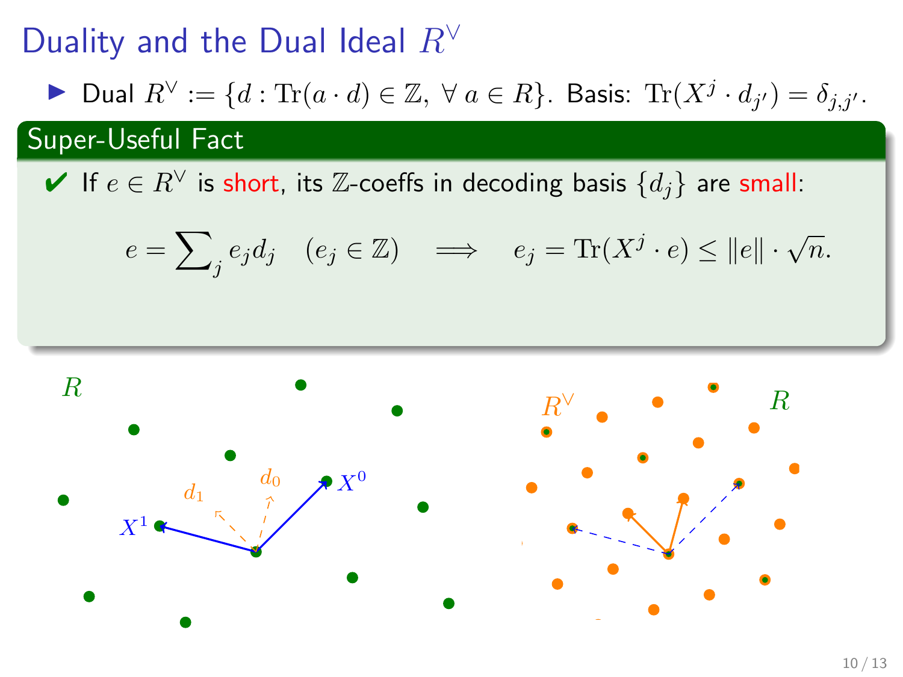# Duality and the Dual Ideal $R^\vee$

- Dual $R^\vee := \{d : \mathrm{Tr}(a \cdot d) \in \mathbb{Z},\ \forall\, a \in R\}$. Basis: $\mathrm{Tr}(X^j \cdot d_{j'}) = \delta_{j,j'}$.

## Super-Useful Fact

✔ If $e \in R^\vee$ is short, its $\mathbb{Z}$-coeffs in decoding basis $\{d_j\}$ are small:

$$e = \sum\nolimits_j e_j d_j \quad (e_j \in \mathbb{Z}) \quad \Longrightarrow \quad e_j = \mathrm{Tr}(X^j \cdot e) \leq \|e\| \cdot \sqrt{n}.$$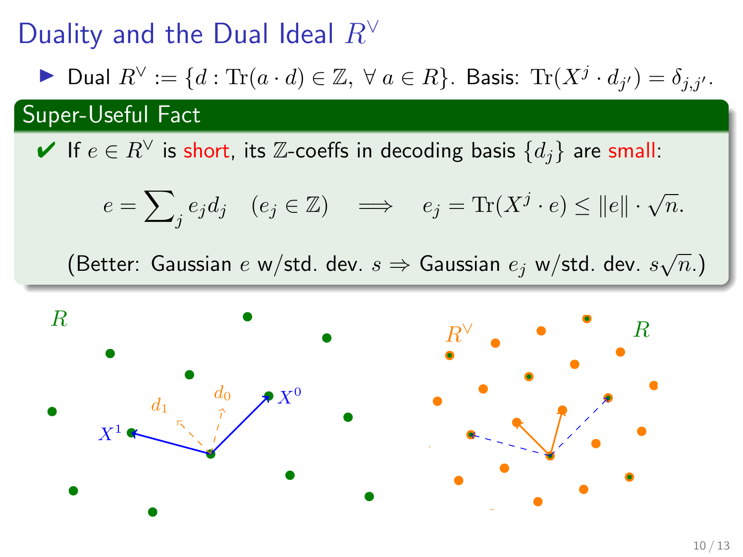# Duality and the Dual Ideal $R^\vee$

- Dual $R^\vee := \{d : \mathrm{Tr}(a \cdot d) \in \mathbb{Z},\ \forall\, a \in R\}$. Basis: $\mathrm{Tr}(X^j \cdot d_{j'}) = \delta_{j,j'}$.

## Super-Useful Fact

✔ If $e \in R^\vee$ is short, its $\mathbb{Z}$-coeffs in decoding basis $\{d_j\}$ are small:

$$e = \sum\nolimits_j e_j d_j \quad (e_j \in \mathbb{Z}) \quad \Longrightarrow \quad e_j = \mathrm{Tr}(X^j \cdot e) \le \|e\| \cdot \sqrt{n}.$$

(Better: Gaussian $e$ w/std. dev. $s \Rightarrow$ Gaussian $e_j$ w/std. dev. $s\sqrt{n}$.)

$R$ — $X^0$, $X^1$, $d_0$, $d_1$

$R^\vee$ — $R$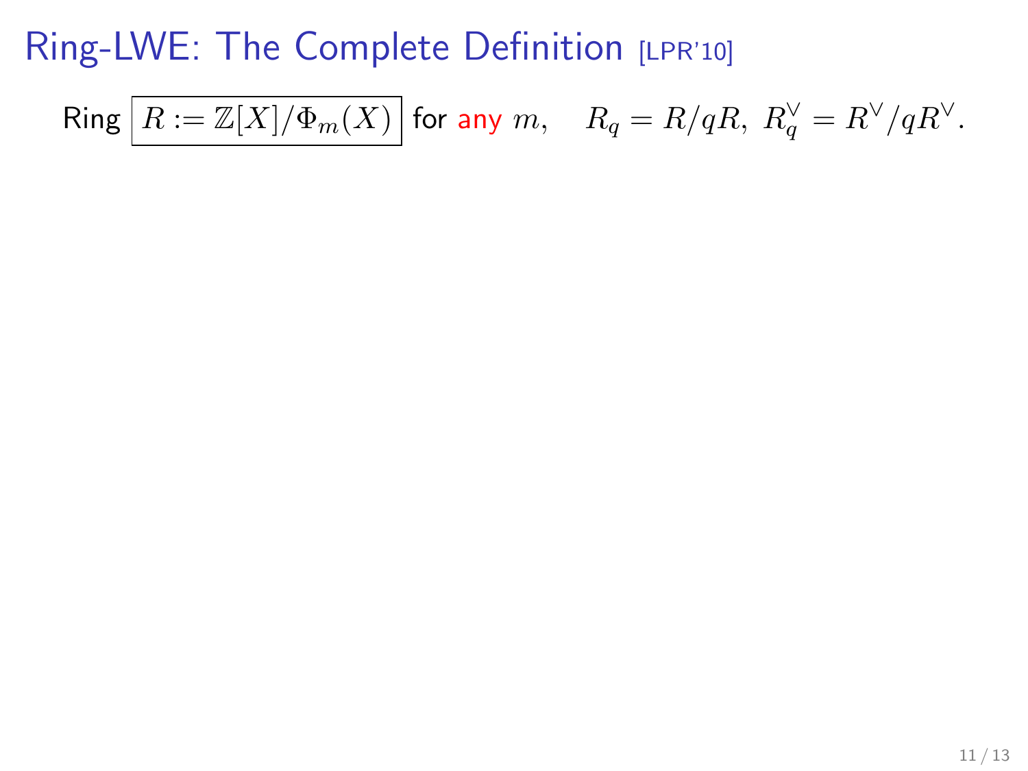# Ring-LWE: The Complete Definition [LPR'10]

Ring $\boxed{R := \mathbb{Z}[X]/\Phi_m(X)}$ for any $m$, $\quad R_q = R/qR,\ R_q^\vee = R^\vee/qR^\vee.$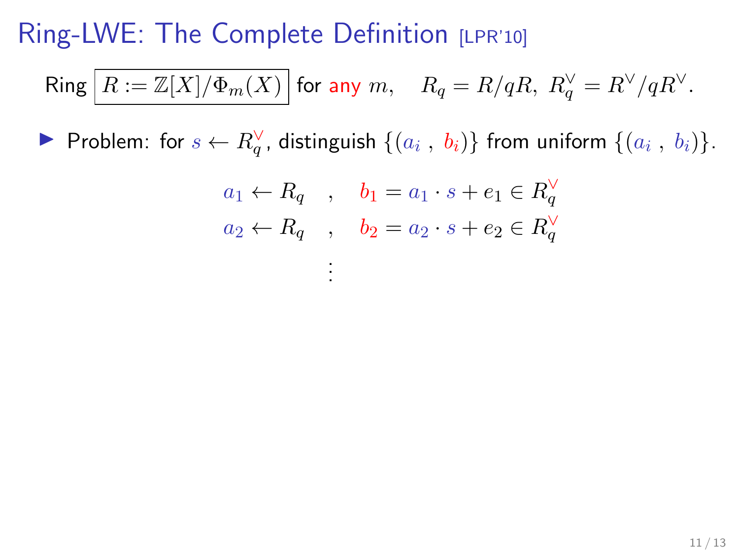# Ring-LWE: The Complete Definition [LPR'10]

Ring $\boxed{R := \mathbb{Z}[X]/\Phi_m(X)}$ for any $m$, $\quad R_q = R/qR,\ R_q^\vee = R^\vee/qR^\vee$.

- Problem: for $s \leftarrow R_q^\vee$, distinguish $\{(a_i\ ,\ b_i)\}$ from uniform $\{(a_i\ ,\ b_i)\}$.

$$
\begin{aligned}
a_1 \leftarrow R_q \quad &, \quad b_1 = a_1 \cdot s + e_1 \in R_q^\vee \\
a_2 \leftarrow R_q \quad &, \quad b_2 = a_2 \cdot s + e_2 \in R_q^\vee \\
&\vdots
\end{aligned}
$$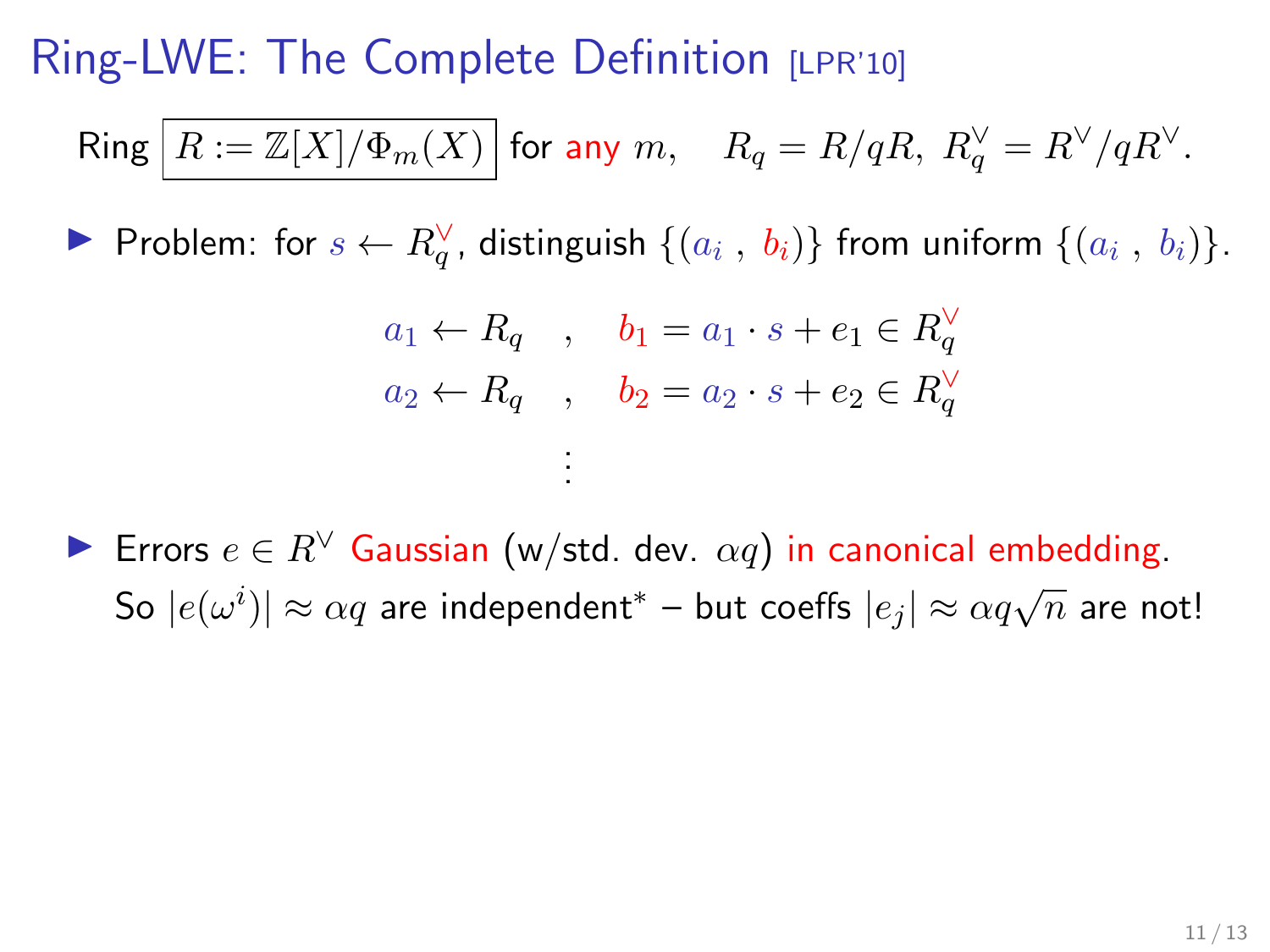# Ring-LWE: The Complete Definition [LPR'10]

Ring $\boxed{R := \mathbb{Z}[X]/\Phi_m(X)}$ for any $m$, $\quad R_q = R/qR,\ R_q^\vee = R^\vee/qR^\vee$.

- Problem: for $s \leftarrow R_q^\vee$, distinguish $\{(a_i\ ,\ b_i)\}$ from uniform $\{(a_i\ ,\ b_i)\}$.

$$
\begin{aligned}
a_1 \leftarrow R_q \quad &, \quad b_1 = a_1 \cdot s + e_1 \in R_q^\vee \\
a_2 \leftarrow R_q \quad &, \quad b_2 = a_2 \cdot s + e_2 \in R_q^\vee \\
&\vdots
\end{aligned}
$$

- Errors $e \in R^\vee$ Gaussian (w/std. dev. $\alpha q$) in canonical embedding.
  So $|e(\omega^i)| \approx \alpha q$ are independent* – but coeffs $|e_j| \approx \alpha q \sqrt{n}$ are not!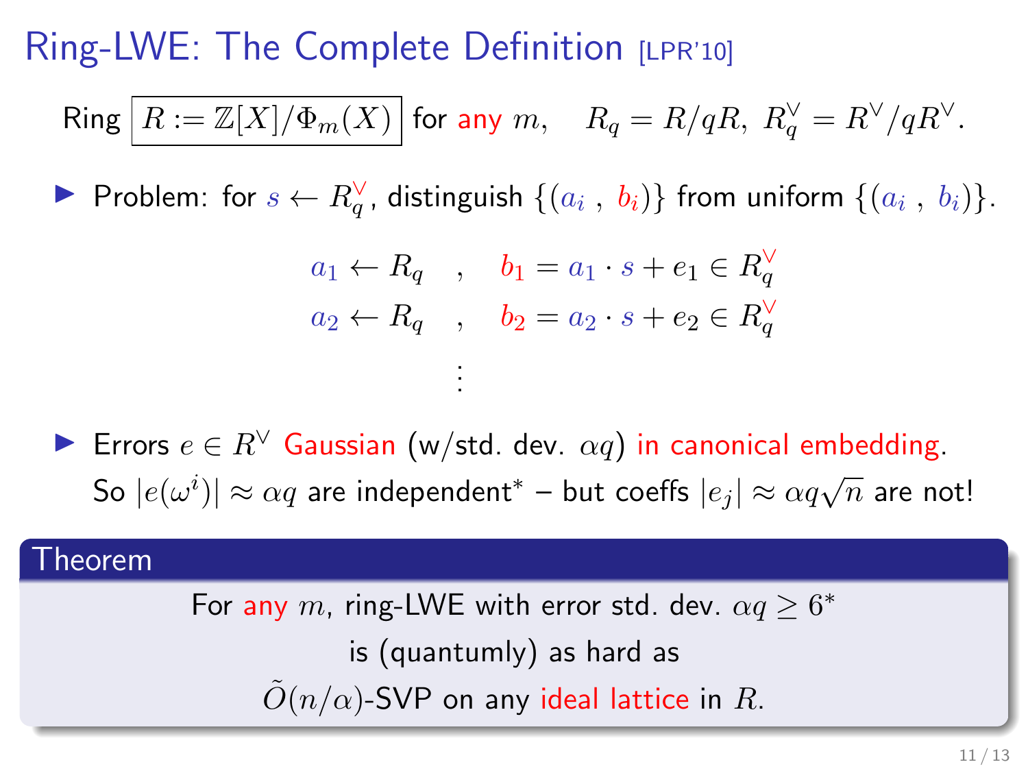# Ring-LWE: The Complete Definition [LPR'10]

Ring $\boxed{R := \mathbb{Z}[X]/\Phi_m(X)}$ for any $m$, $\quad R_q = R/qR,\ R_q^\vee = R^\vee/qR^\vee$.

- Problem: for $s \leftarrow R_q^\vee$, distinguish $\{(a_i\ ,\ b_i)\}$ from uniform $\{(a_i\ ,\ b_i)\}$.

$$
\begin{aligned}
a_1 \leftarrow R_q \quad &, \quad b_1 = a_1 \cdot s + e_1 \in R_q^\vee \\
a_2 \leftarrow R_q \quad &, \quad b_2 = a_2 \cdot s + e_2 \in R_q^\vee \\
&\vdots
\end{aligned}
$$

- Errors $e \in R^\vee$ Gaussian (w/std. dev. $\alpha q$) in canonical embedding. So $|e(\omega^i)| \approx \alpha q$ are independent* – but coeffs $|e_j| \approx \alpha q \sqrt{n}$ are not!

**Theorem**

For any $m$, ring-LWE with error std. dev. $\alpha q \geq 6^*$ is (quantumly) as hard as $\tilde{O}(n/\alpha)$-SVP on any ideal lattice in $R$.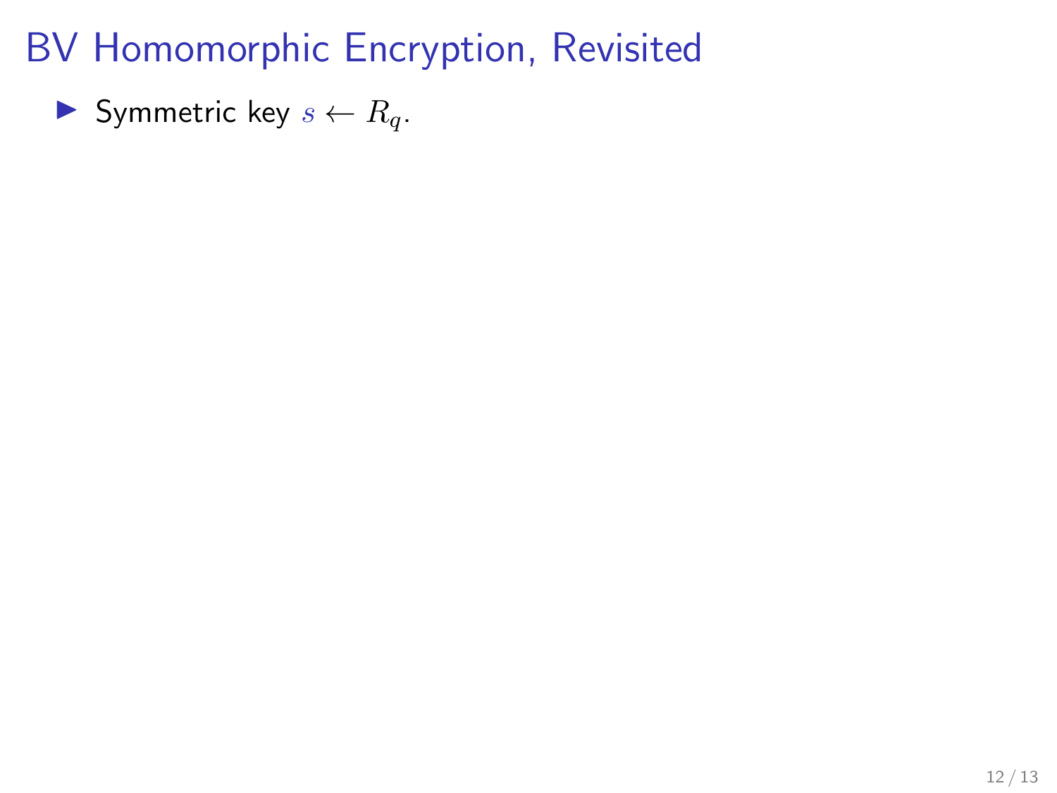# BV Homomorphic Encryption, Revisited

- Symmetric key $s \leftarrow R_q$.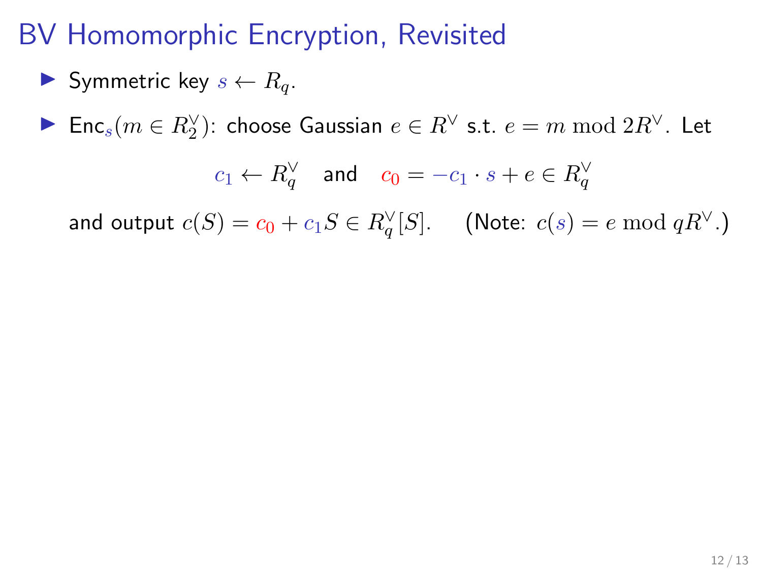# BV Homomorphic Encryption, Revisited

- Symmetric key $s \leftarrow R_q$.
- $\mathsf{Enc}_s(m \in R_2^\vee)$: choose Gaussian $e \in R^\vee$ s.t. $e = m \bmod 2R^\vee$. Let

$$c_1 \leftarrow R_q^\vee \quad \text{and} \quad c_0 = -c_1 \cdot s + e \in R_q^\vee$$

  and output $c(S) = c_0 + c_1 S \in R_q^\vee[S]$. (Note: $c(s) = e \bmod qR^\vee$.)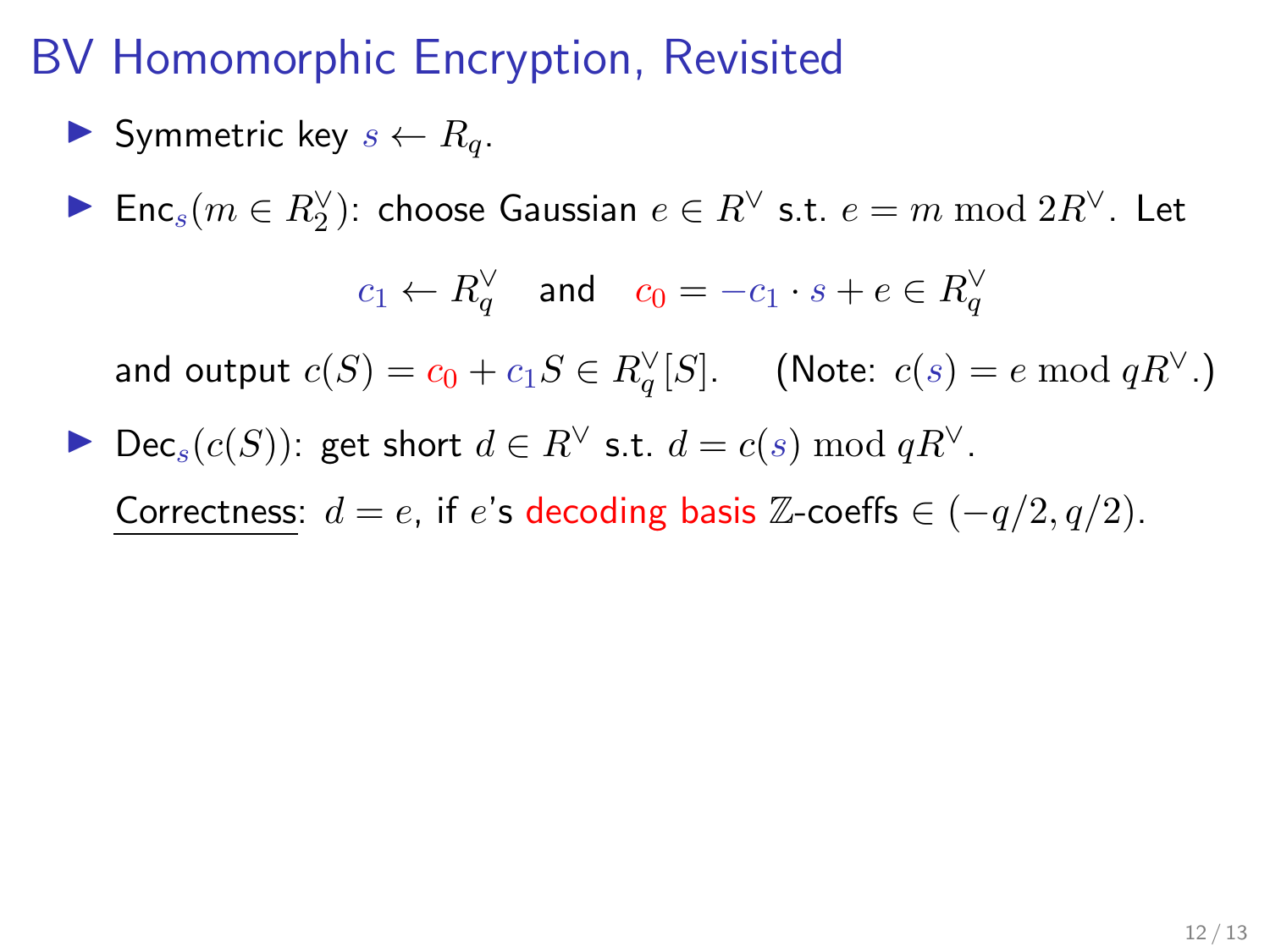# BV Homomorphic Encryption, Revisited

- Symmetric key $s \leftarrow R_q$.
- $\mathsf{Enc}_s(m \in R_2^\vee)$: choose Gaussian $e \in R^\vee$ s.t. $e = m \bmod 2R^\vee$. Let

  $$c_1 \leftarrow R_q^\vee \quad \text{and} \quad c_0 = -c_1 \cdot s + e \in R_q^\vee$$

  and output $c(S) = c_0 + c_1 S \in R_q^\vee[S]$. (Note: $c(s) = e \bmod qR^\vee$.)
- $\mathsf{Dec}_s(c(S))$: get short $d \in R^\vee$ s.t. $d = c(s) \bmod qR^\vee$.

  Correctness: $d = e$, if $e$'s decoding basis $\mathbb{Z}$-coeffs $\in (-q/2, q/2)$.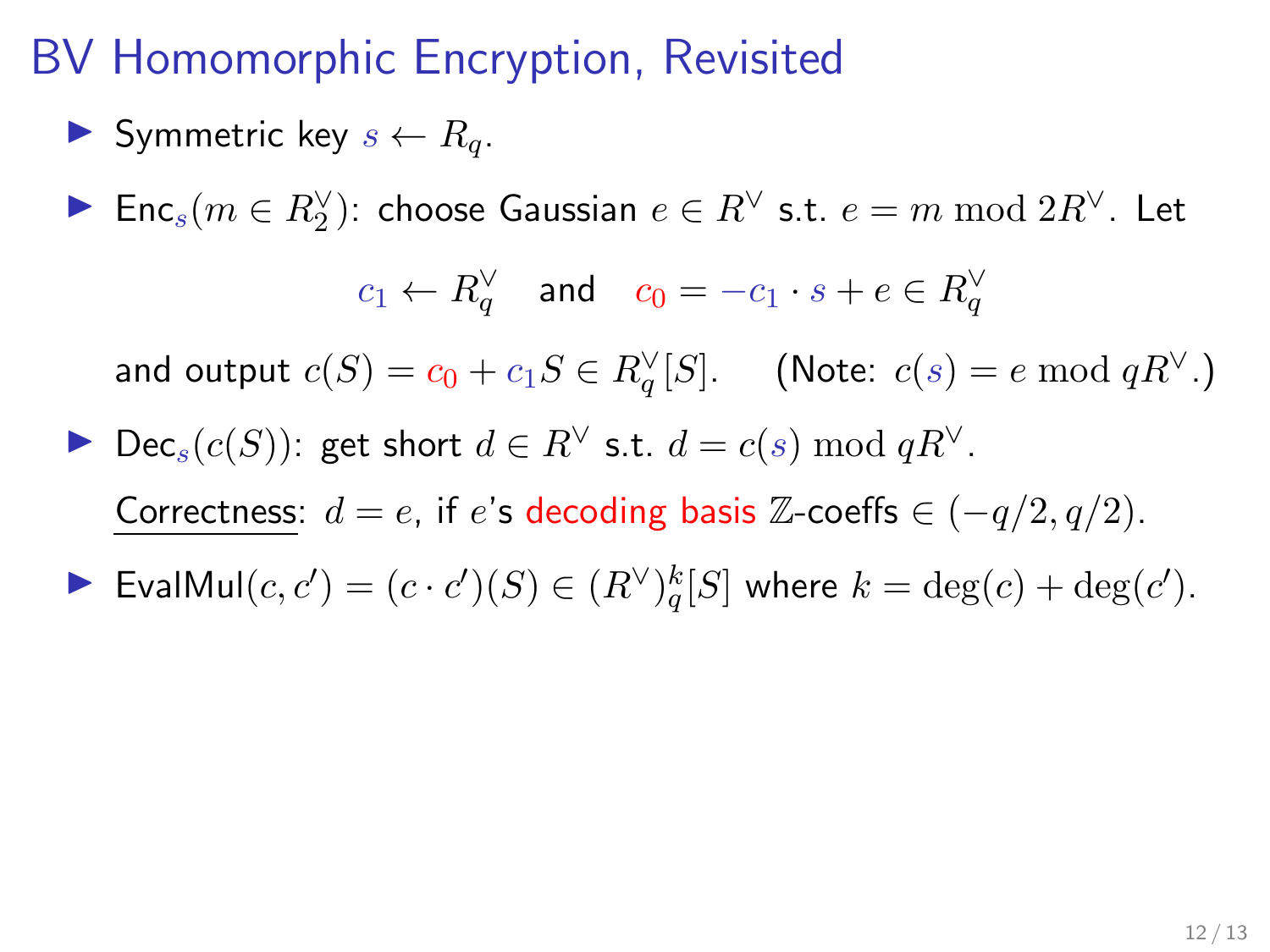# BV Homomorphic Encryption, Revisited

- Symmetric key $s \leftarrow R_q$.
- $\mathsf{Enc}_s(m \in R_2^\vee)$: choose Gaussian $e \in R^\vee$ s.t. $e = m \bmod 2R^\vee$. Let

  $$c_1 \leftarrow R_q^\vee \quad \text{and} \quad c_0 = -c_1 \cdot s + e \in R_q^\vee$$

  and output $c(S) = c_0 + c_1 S \in R_q^\vee[S]$. (Note: $c(s) = e \bmod qR^\vee$.)
- $\mathsf{Dec}_s(c(S))$: get short $d \in R^\vee$ s.t. $d = c(s) \bmod qR^\vee$.

  Correctness: $d = e$, if $e$'s decoding basis $\mathbb{Z}$-coeffs $\in (-q/2, q/2)$.
- $\mathsf{EvalMul}(c, c') = (c \cdot c')(S) \in (R^\vee)_q^k[S]$ where $k = \deg(c) + \deg(c')$.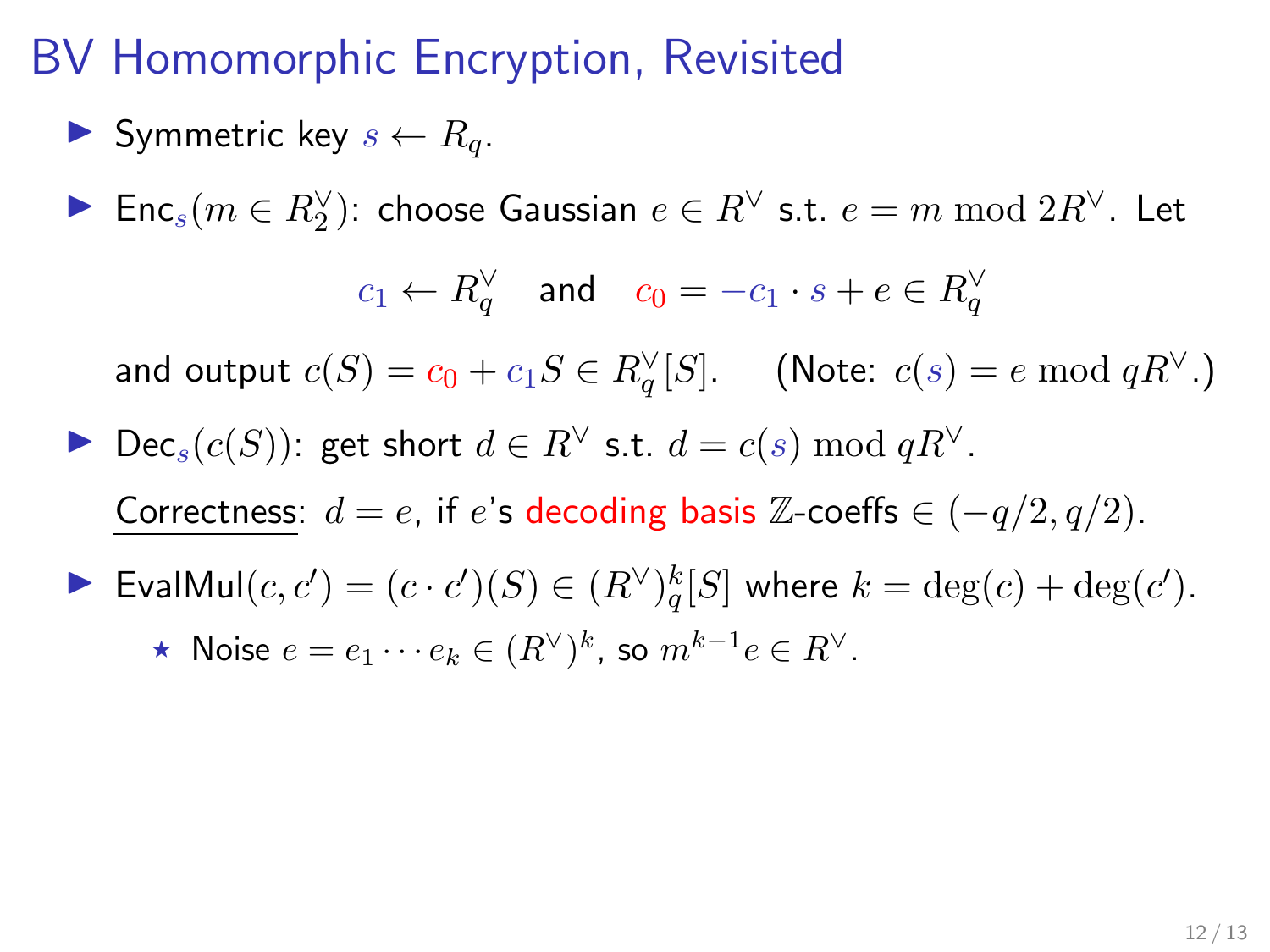# BV Homomorphic Encryption, Revisited

- Symmetric key $s \leftarrow R_q$.
- $\mathsf{Enc}_s(m \in R_2^\vee)$: choose Gaussian $e \in R^\vee$ s.t. $e = m \bmod 2R^\vee$. Let

$$c_1 \leftarrow R_q^\vee \quad \text{and} \quad c_0 = -c_1 \cdot s + e \in R_q^\vee$$

  and output $c(S) = c_0 + c_1 S \in R_q^\vee[S]$. (Note: $c(s) = e \bmod qR^\vee$.)

- $\mathsf{Dec}_s(c(S))$: get short $d \in R^\vee$ s.t. $d = c(s) \bmod qR^\vee$.

  Correctness: $d = e$, if $e$'s decoding basis $\mathbb{Z}$-coeffs $\in (-q/2, q/2)$.

- $\mathsf{EvalMul}(c, c') = (c \cdot c')(S) \in (R^\vee)_q^k[S]$ where $k = \deg(c) + \deg(c')$.
  - Noise $e = e_1 \cdots e_k \in (R^\vee)^k$, so $m^{k-1} e \in R^\vee$.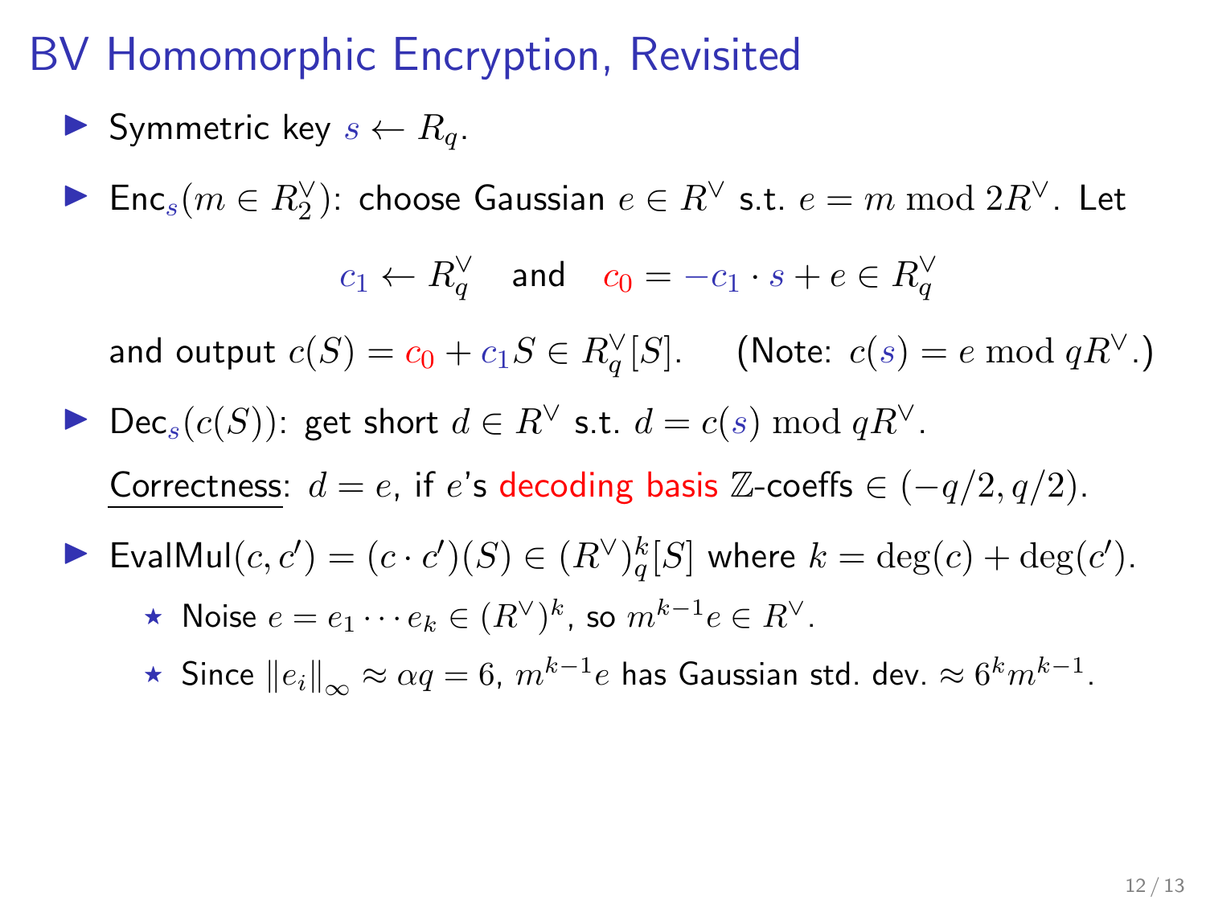# BV Homomorphic Encryption, Revisited

- Symmetric key $s \leftarrow R_q$.
- $\mathsf{Enc}_s(m \in R_2^\vee)$: choose Gaussian $e \in R^\vee$ s.t. $e = m \bmod 2R^\vee$. Let

  $$c_1 \leftarrow R_q^\vee \quad \text{and} \quad c_0 = -c_1 \cdot s + e \in R_q^\vee$$

  and output $c(S) = c_0 + c_1 S \in R_q^\vee[S]$. (Note: $c(s) = e \bmod qR^\vee$.)
- $\mathsf{Dec}_s(c(S))$: get short $d \in R^\vee$ s.t. $d = c(s) \bmod qR^\vee$.

  Correctness: $d = e$, if $e$'s decoding basis $\mathbb{Z}$-coeffs $\in (-q/2, q/2)$.
- $\mathsf{EvalMul}(c, c') = (c \cdot c')(S) \in (R^\vee)_q^k[S]$ where $k = \deg(c) + \deg(c')$.
  - ⋆ Noise $e = e_1 \cdots e_k \in (R^\vee)^k$, so $m^{k-1} e \in R^\vee$.
  - ⋆ Since $\|e_i\|_\infty \approx \alpha q = 6$, $m^{k-1} e$ has Gaussian std. dev. $\approx 6^k m^{k-1}$.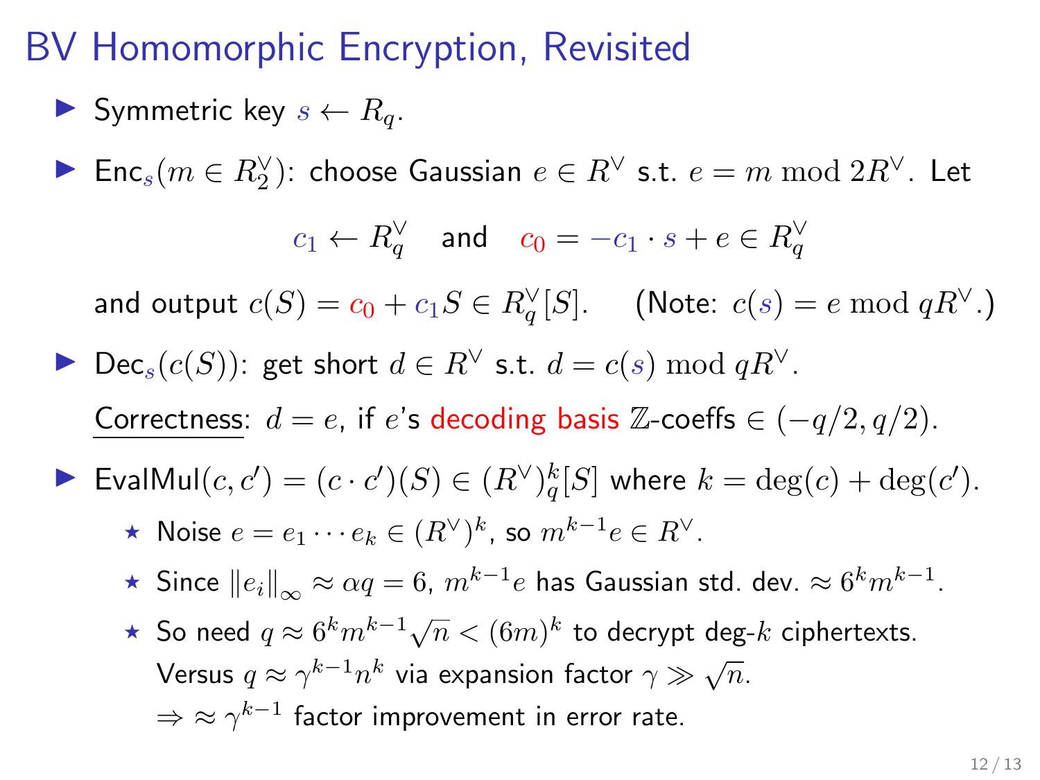# BV Homomorphic Encryption, Revisited

- Symmetric key $s \leftarrow R_q$.
- $\mathsf{Enc}_s(m \in R_2^\vee)$: choose Gaussian $e \in R^\vee$ s.t. $e = m \bmod 2R^\vee$. Let

$$c_1 \leftarrow R_q^\vee \quad \text{and} \quad c_0 = -c_1 \cdot s + e \in R_q^\vee$$

  and output $c(S) = c_0 + c_1 S \in R_q^\vee[S]$. (Note: $c(s) = e \bmod qR^\vee$.)

- $\mathsf{Dec}_s(c(S))$: get short $d \in R^\vee$ s.t. $d = c(s) \bmod qR^\vee$.

  Correctness: $d = e$, if $e$'s decoding basis $\mathbb{Z}$-coeffs $\in (-q/2, q/2)$.

- $\mathsf{EvalMul}(c, c') = (c \cdot c')(S) \in (R^\vee)_q^k[S]$ where $k = \deg(c) + \deg(c')$.
  - ⋆ Noise $e = e_1 \cdots e_k \in (R^\vee)^k$, so $m^{k-1} e \in R^\vee$.
  - ⋆ Since $\|e_i\|_\infty \approx \alpha q = 6$, $m^{k-1} e$ has Gaussian std. dev. $\approx 6^k m^{k-1}$.
  - ⋆ So need $q \approx 6^k m^{k-1} \sqrt{n} < (6m)^k$ to decrypt deg-$k$ ciphertexts.

    Versus $q \approx \gamma^{k-1} n^k$ via expansion factor $\gamma \gg \sqrt{n}$.

    $\Rightarrow \approx \gamma^{k-1}$ factor improvement in error rate.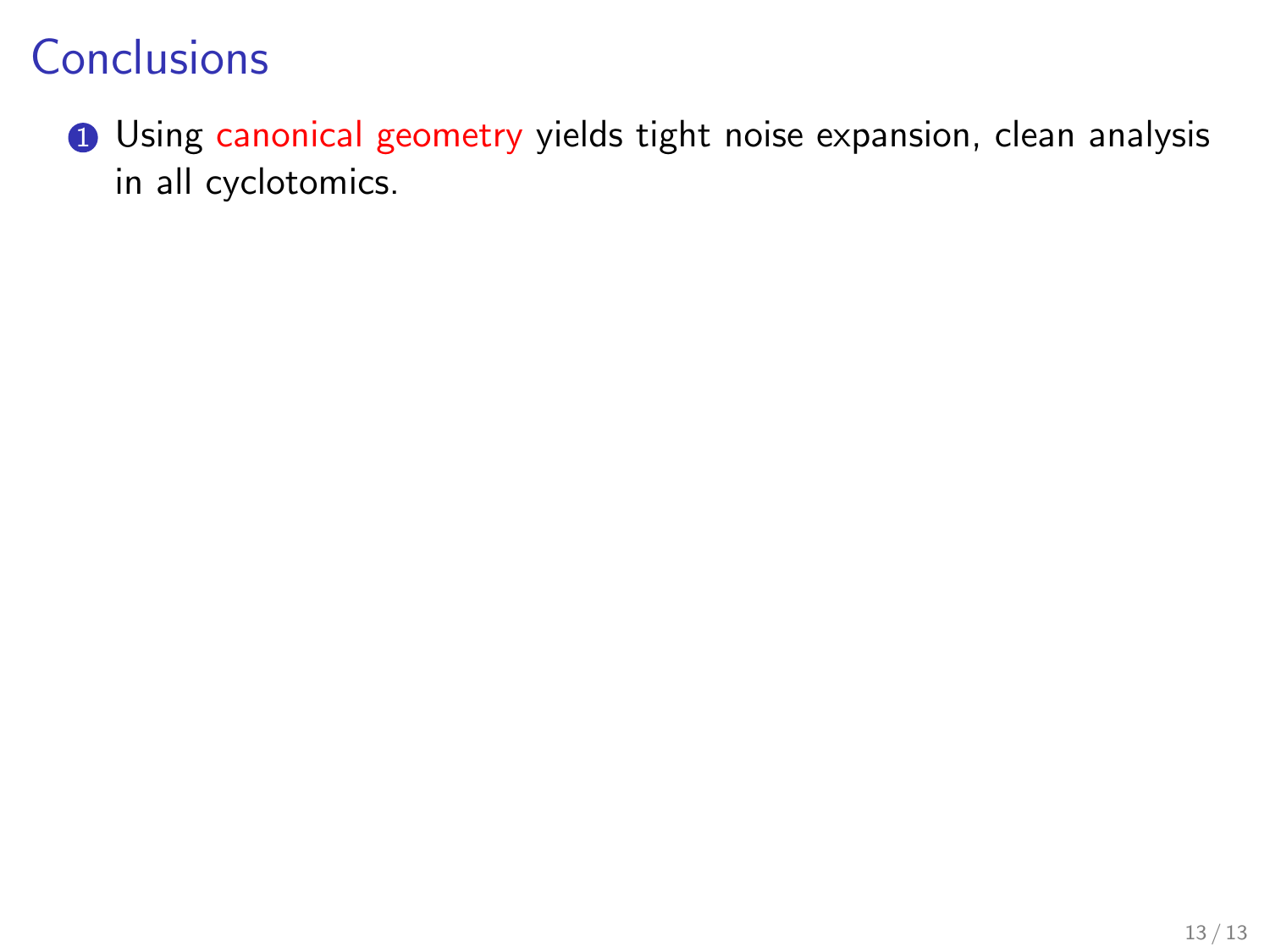# Conclusions

1. Using canonical geometry yields tight noise expansion, clean analysis in all cyclotomics.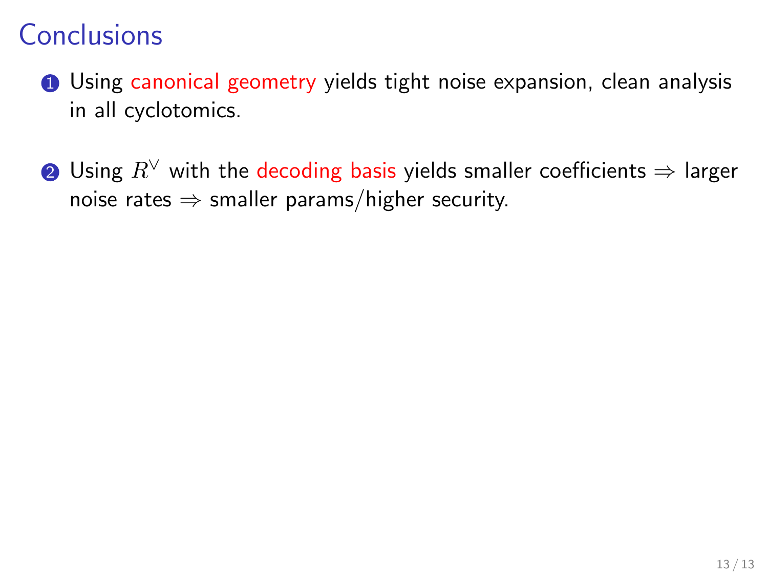# Conclusions

1. Using canonical geometry yields tight noise expansion, clean analysis in all cyclotomics.

2. Using $R^\vee$ with the decoding basis yields smaller coefficients $\Rightarrow$ larger noise rates $\Rightarrow$ smaller params/higher security.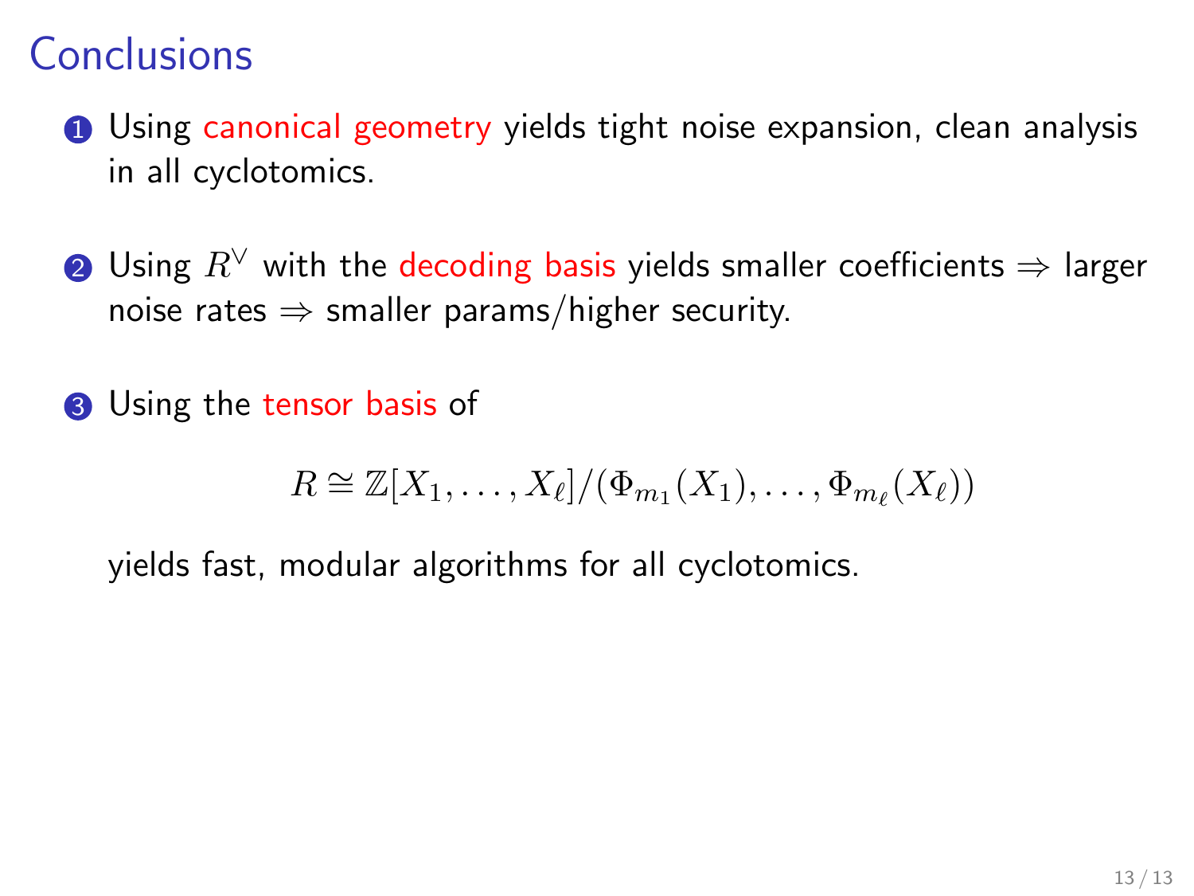# Conclusions

1. Using canonical geometry yields tight noise expansion, clean analysis in all cyclotomics.

2. Using $R^\vee$ with the decoding basis yields smaller coefficients $\Rightarrow$ larger noise rates $\Rightarrow$ smaller params/higher security.

3. Using the tensor basis of

$$R \cong \mathbb{Z}[X_1, \ldots, X_\ell]/(\Phi_{m_1}(X_1), \ldots, \Phi_{m_\ell}(X_\ell))$$

   yields fast, modular algorithms for all cyclotomics.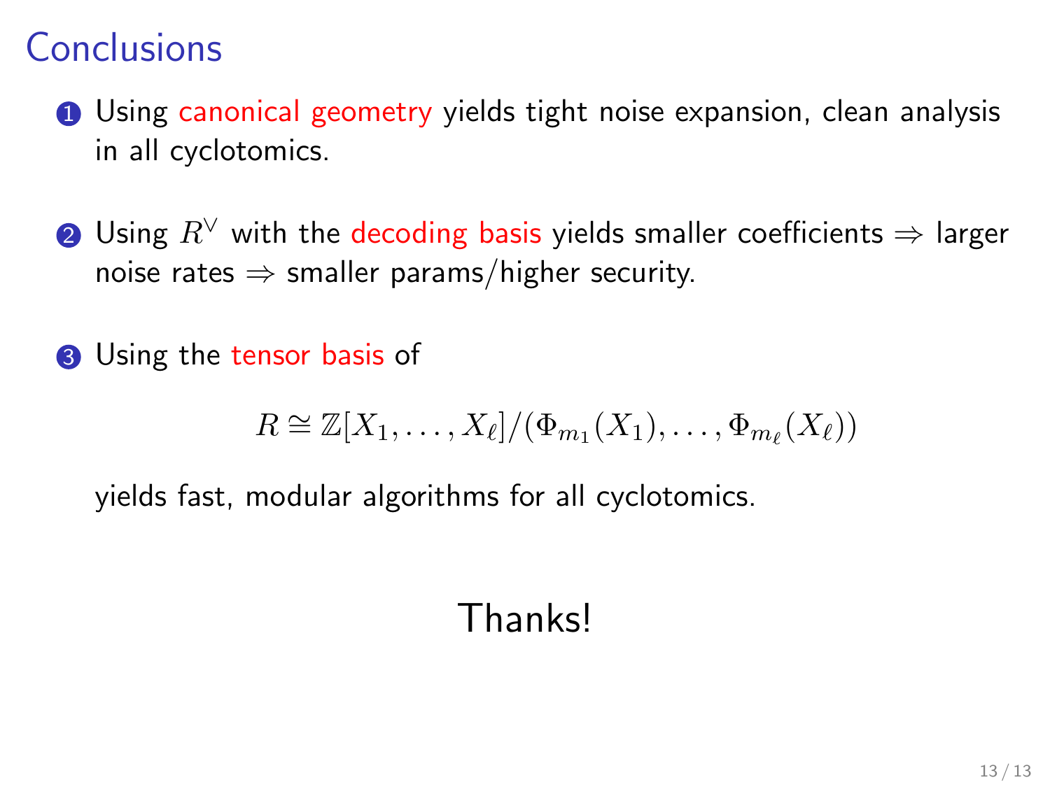# Conclusions

1. Using canonical geometry yields tight noise expansion, clean analysis in all cyclotomics.

2. Using $R^\vee$ with the decoding basis yields smaller coefficients $\Rightarrow$ larger noise rates $\Rightarrow$ smaller params/higher security.

3. Using the tensor basis of

$$R \cong \mathbb{Z}[X_1, \ldots, X_\ell]/(\Phi_{m_1}(X_1), \ldots, \Phi_{m_\ell}(X_\ell))$$

yields fast, modular algorithms for all cyclotomics.

Thanks!